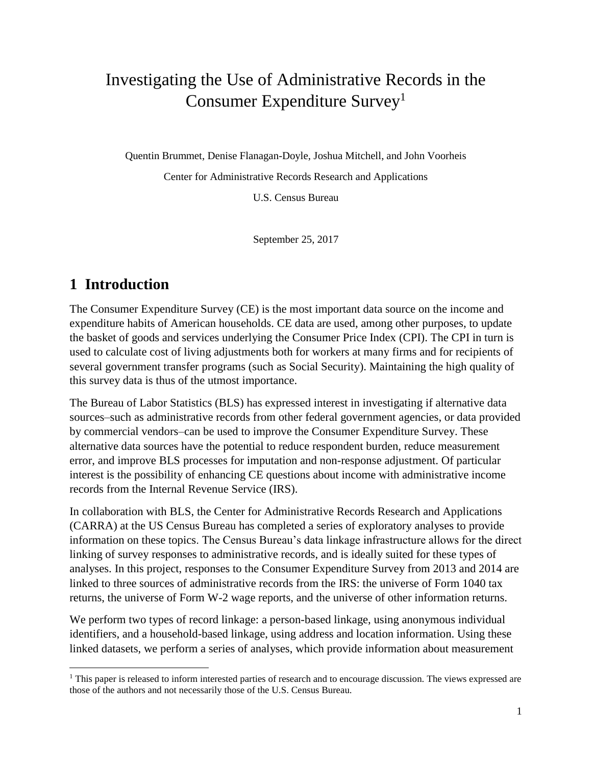# Investigating the Use of Administrative Records in the Consumer Expenditure Survey[1]

Quentin Brummet, Denise Flanagan-Doyle, Joshua Mitchell, and John Voorheis

Center for Administrative Records Research and Applications

U.S. Census Bureau

September 25, 2017

## 1 Introduction

The Consumer Expenditure Survey (CE) is the most important data source on the income and expenditure habits of American households. CE data are used, among other purposes, to update the basket of goods and services underlying the Consumer Price Index (CPI). The CPI in turn is used to calculate cost of living adjustments both for workers at many firms and for recipients of several government transfer programs (such as Social Security). Maintaining the high quality of this survey data is thus of the utmost importance.

The Bureau of Labor Statistics (BLS) has expressed interest in investigating if alternative data sources–such as administrative records from other federal government agencies, or data provided by commercial vendors–can be used to improve the Consumer Expenditure Survey. These alternative data sources have the potential to reduce respondent burden, reduce measurement error, and improve BLS processes for imputation and non-response adjustment. Of particular interest is the possibility of enhancing CE questions about income with administrative income records from the Internal Revenue Service (IRS).

In collaboration with BLS, the Center for Administrative Records Research and Applications (CARRA) at the US Census Bureau has completed a series of exploratory analyses to provide information on these topics. The Census Bureau's data linkage infrastructure allows for the direct linking of survey responses to administrative records, and is ideally suited for these types of analyses. In this project, responses to the Consumer Expenditure Survey from 2013 and 2014 are linked to three sources of administrative records from the IRS: the universe of Form 1040 tax returns, the universe of Form W-2 wage reports, and the universe of other information returns.

We perform two types of record linkage: a person-based linkage, using anonymous individual identifiers, and a household-based linkage, using address and location information. Using these linked datasets, we perform a series of analyses, which provide information about measurement

[1] This paper is released to inform interested parties of research and to encourage discussion. The views expressed are those of the authors and not necessarily those of the U.S. Census Bureau.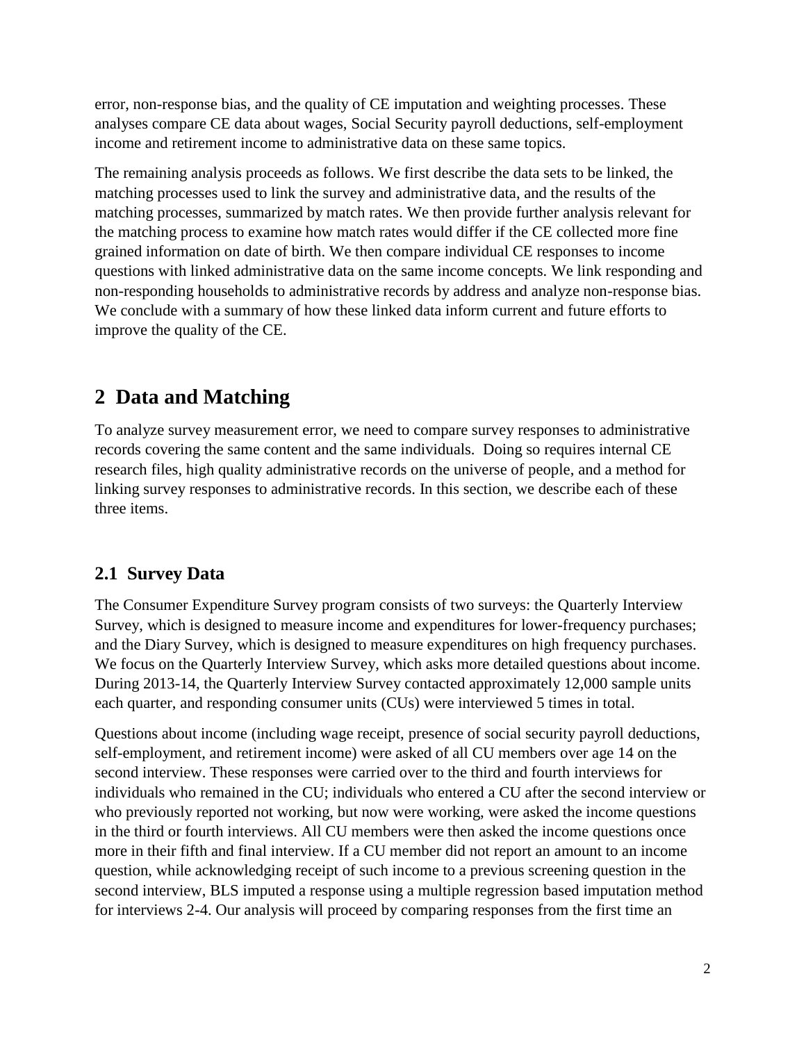error, non-response bias, and the quality of CE imputation and weighting processes. These analyses compare CE data about wages, Social Security payroll deductions, self-employment income and retirement income to administrative data on these same topics.

The remaining analysis proceeds as follows. We first describe the data sets to be linked, the matching processes used to link the survey and administrative data, and the results of the matching processes, summarized by match rates. We then provide further analysis relevant for the matching process to examine how match rates would differ if the CE collected more fine grained information on date of birth. We then compare individual CE responses to income questions with linked administrative data on the same income concepts. We link responding and non-responding households to administrative records by address and analyze non-response bias. We conclude with a summary of how these linked data inform current and future efforts to improve the quality of the CE.

# 2 Data and Matching

To analyze survey measurement error, we need to compare survey responses to administrative records covering the same content and the same individuals. Doing so requires internal CE research files, high quality administrative records on the universe of people, and a method for linking survey responses to administrative records. In this section, we describe each of these three items.

## 2.1 Survey Data

The Consumer Expenditure Survey program consists of two surveys: the Quarterly Interview Survey, which is designed to measure income and expenditures for lower-frequency purchases; and the Diary Survey, which is designed to measure expenditures on high frequency purchases. We focus on the Quarterly Interview Survey, which asks more detailed questions about income. During 2013-14, the Quarterly Interview Survey contacted approximately 12,000 sample units each quarter, and responding consumer units (CUs) were interviewed 5 times in total.

Questions about income (including wage receipt, presence of social security payroll deductions, self-employment, and retirement income) were asked of all CU members over age 14 on the second interview. These responses were carried over to the third and fourth interviews for individuals who remained in the CU; individuals who entered a CU after the second interview or who previously reported not working, but now were working, were asked the income questions in the third or fourth interviews. All CU members were then asked the income questions once more in their fifth and final interview. If a CU member did not report an amount to an income question, while acknowledging receipt of such income to a previous screening question in the second interview, BLS imputed a response using a multiple regression based imputation method for interviews 2-4. Our analysis will proceed by comparing responses from the first time an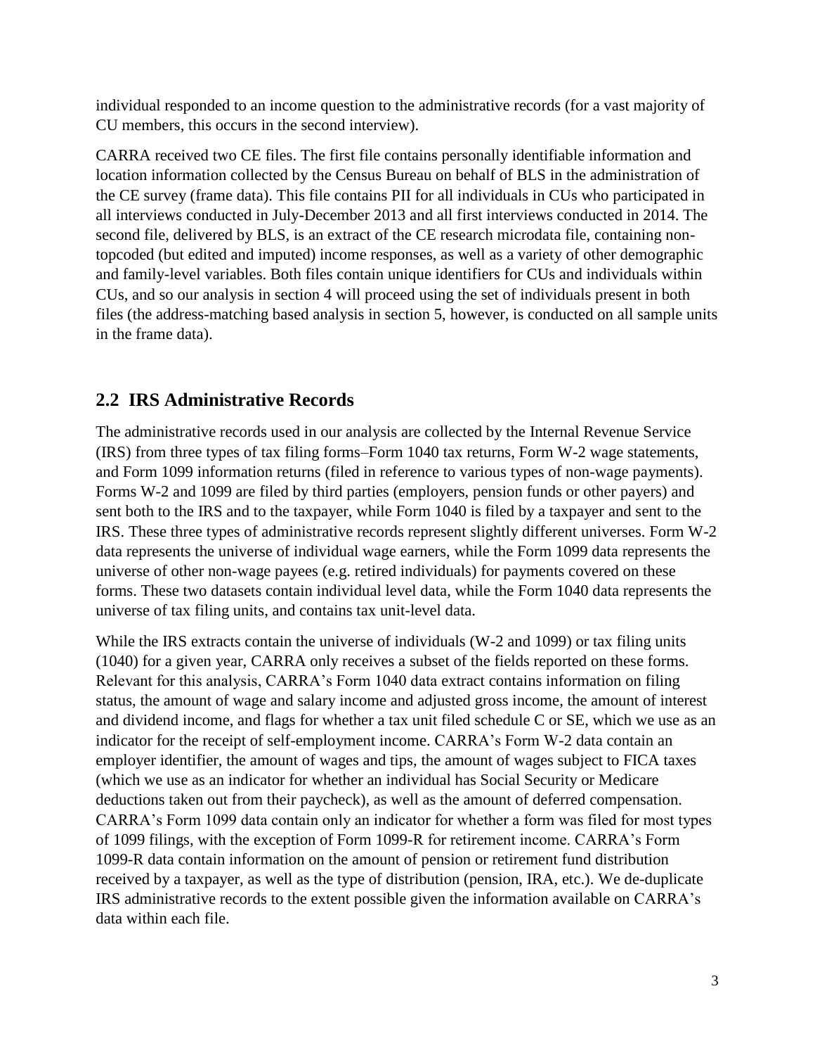individual responded to an income question to the administrative records (for a vast majority of CU members, this occurs in the second interview).

CARRA received two CE files. The first file contains personally identifiable information and location information collected by the Census Bureau on behalf of BLS in the administration of the CE survey (frame data). This file contains PII for all individuals in CUs who participated in all interviews conducted in July-December 2013 and all first interviews conducted in 2014. The second file, delivered by BLS, is an extract of the CE research microdata file, containing non-topcoded (but edited and imputed) income responses, as well as a variety of other demographic and family-level variables. Both files contain unique identifiers for CUs and individuals within CUs, and so our analysis in section 4 will proceed using the set of individuals present in both files (the address-matching based analysis in section 5, however, is conducted on all sample units in the frame data).

## 2.2 IRS Administrative Records

The administrative records used in our analysis are collected by the Internal Revenue Service (IRS) from three types of tax filing forms–Form 1040 tax returns, Form W-2 wage statements, and Form 1099 information returns (filed in reference to various types of non-wage payments). Forms W-2 and 1099 are filed by third parties (employers, pension funds or other payers) and sent both to the IRS and to the taxpayer, while Form 1040 is filed by a taxpayer and sent to the IRS. These three types of administrative records represent slightly different universes. Form W-2 data represents the universe of individual wage earners, while the Form 1099 data represents the universe of other non-wage payees (e.g. retired individuals) for payments covered on these forms. These two datasets contain individual level data, while the Form 1040 data represents the universe of tax filing units, and contains tax unit-level data.

While the IRS extracts contain the universe of individuals (W-2 and 1099) or tax filing units (1040) for a given year, CARRA only receives a subset of the fields reported on these forms. Relevant for this analysis, CARRA's Form 1040 data extract contains information on filing status, the amount of wage and salary income and adjusted gross income, the amount of interest and dividend income, and flags for whether a tax unit filed schedule C or SE, which we use as an indicator for the receipt of self-employment income. CARRA's Form W-2 data contain an employer identifier, the amount of wages and tips, the amount of wages subject to FICA taxes (which we use as an indicator for whether an individual has Social Security or Medicare deductions taken out from their paycheck), as well as the amount of deferred compensation. CARRA's Form 1099 data contain only an indicator for whether a form was filed for most types of 1099 filings, with the exception of Form 1099-R for retirement income. CARRA's Form 1099-R data contain information on the amount of pension or retirement fund distribution received by a taxpayer, as well as the type of distribution (pension, IRA, etc.). We de-duplicate IRS administrative records to the extent possible given the information available on CARRA's data within each file.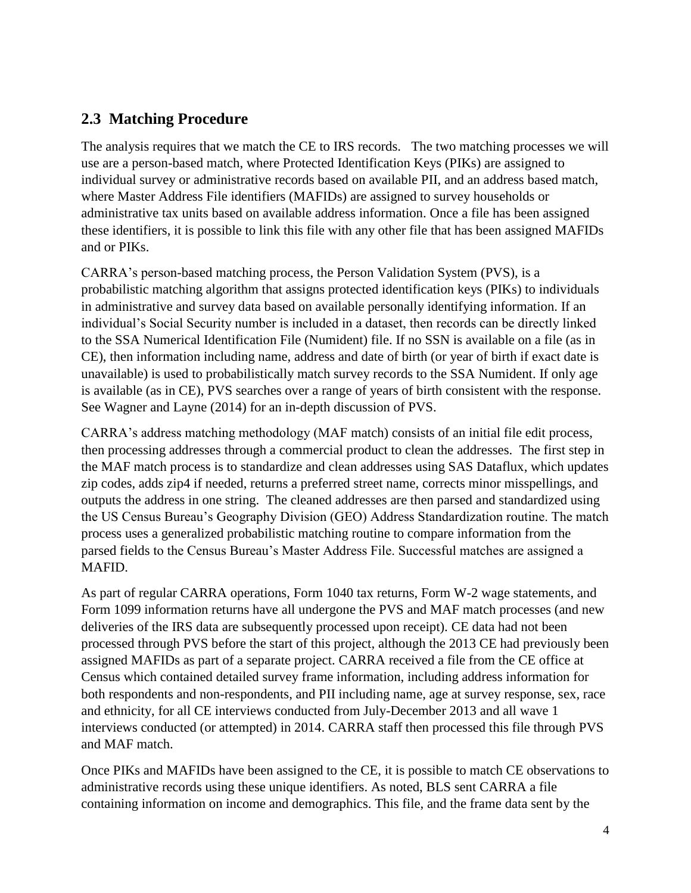## 2.3 Matching Procedure

The analysis requires that we match the CE to IRS records. The two matching processes we will use are a person-based match, where Protected Identification Keys (PIKs) are assigned to individual survey or administrative records based on available PII, and an address based match, where Master Address File identifiers (MAFIDs) are assigned to survey households or administrative tax units based on available address information. Once a file has been assigned these identifiers, it is possible to link this file with any other file that has been assigned MAFIDs and or PIKs.

CARRA's person-based matching process, the Person Validation System (PVS), is a probabilistic matching algorithm that assigns protected identification keys (PIKs) to individuals in administrative and survey data based on available personally identifying information. If an individual's Social Security number is included in a dataset, then records can be directly linked to the SSA Numerical Identification File (Numident) file. If no SSN is available on a file (as in CE), then information including name, address and date of birth (or year of birth if exact date is unavailable) is used to probabilistically match survey records to the SSA Numident. If only age is available (as in CE), PVS searches over a range of years of birth consistent with the response. See Wagner and Layne (2014) for an in-depth discussion of PVS.

CARRA's address matching methodology (MAF match) consists of an initial file edit process, then processing addresses through a commercial product to clean the addresses. The first step in the MAF match process is to standardize and clean addresses using SAS Dataflux, which updates zip codes, adds zip4 if needed, returns a preferred street name, corrects minor misspellings, and outputs the address in one string. The cleaned addresses are then parsed and standardized using the US Census Bureau's Geography Division (GEO) Address Standardization routine. The match process uses a generalized probabilistic matching routine to compare information from the parsed fields to the Census Bureau's Master Address File. Successful matches are assigned a MAFID.

As part of regular CARRA operations, Form 1040 tax returns, Form W-2 wage statements, and Form 1099 information returns have all undergone the PVS and MAF match processes (and new deliveries of the IRS data are subsequently processed upon receipt). CE data had not been processed through PVS before the start of this project, although the 2013 CE had previously been assigned MAFIDs as part of a separate project. CARRA received a file from the CE office at Census which contained detailed survey frame information, including address information for both respondents and non-respondents, and PII including name, age at survey response, sex, race and ethnicity, for all CE interviews conducted from July-December 2013 and all wave 1 interviews conducted (or attempted) in 2014. CARRA staff then processed this file through PVS and MAF match.

Once PIKs and MAFIDs have been assigned to the CE, it is possible to match CE observations to administrative records using these unique identifiers. As noted, BLS sent CARRA a file containing information on income and demographics. This file, and the frame data sent by the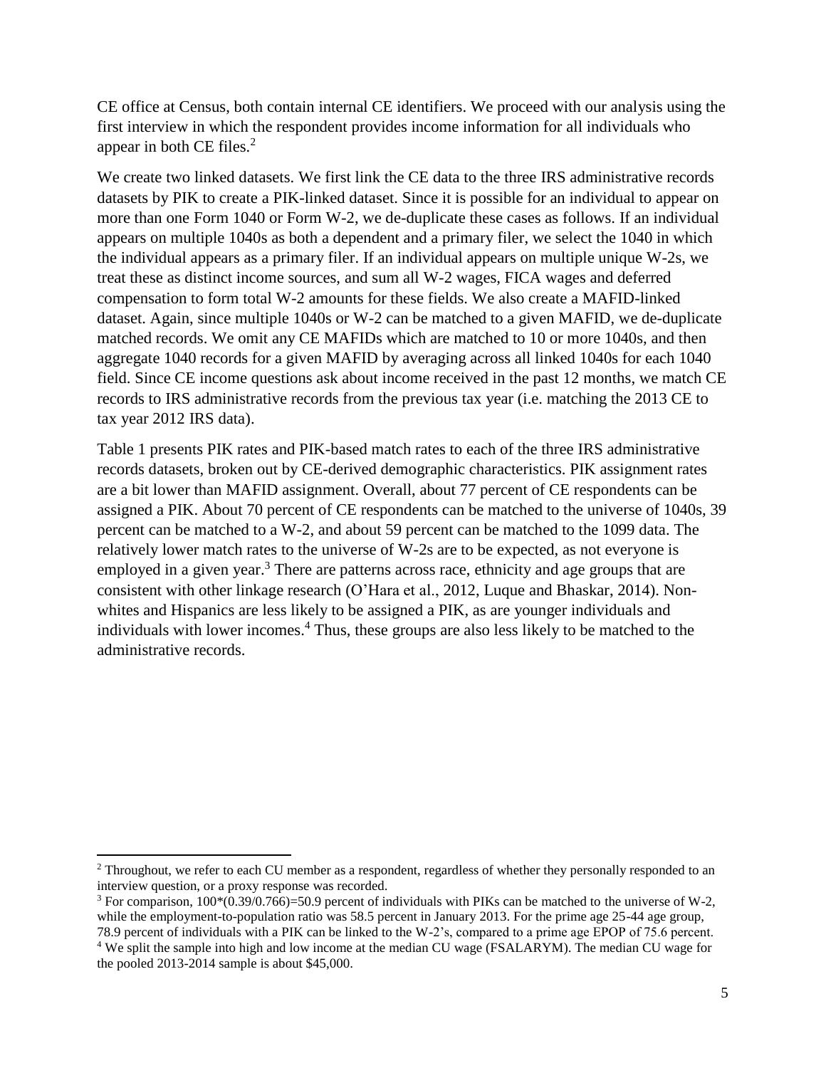CE office at Census, both contain internal CE identifiers. We proceed with our analysis using the first interview in which the respondent provides income information for all individuals who appear in both CE files.[2]

We create two linked datasets. We first link the CE data to the three IRS administrative records datasets by PIK to create a PIK-linked dataset. Since it is possible for an individual to appear on more than one Form 1040 or Form W-2, we de-duplicate these cases as follows. If an individual appears on multiple 1040s as both a dependent and a primary filer, we select the 1040 in which the individual appears as a primary filer. If an individual appears on multiple unique W-2s, we treat these as distinct income sources, and sum all W-2 wages, FICA wages and deferred compensation to form total W-2 amounts for these fields. We also create a MAFID-linked dataset. Again, since multiple 1040s or W-2 can be matched to a given MAFID, we de-duplicate matched records. We omit any CE MAFIDs which are matched to 10 or more 1040s, and then aggregate 1040 records for a given MAFID by averaging across all linked 1040s for each 1040 field. Since CE income questions ask about income received in the past 12 months, we match CE records to IRS administrative records from the previous tax year (i.e. matching the 2013 CE to tax year 2012 IRS data).

Table 1 presents PIK rates and PIK-based match rates to each of the three IRS administrative records datasets, broken out by CE-derived demographic characteristics. PIK assignment rates are a bit lower than MAFID assignment. Overall, about 77 percent of CE respondents can be assigned a PIK. About 70 percent of CE respondents can be matched to the universe of 1040s, 39 percent can be matched to a W-2, and about 59 percent can be matched to the 1099 data. The relatively lower match rates to the universe of W-2s are to be expected, as not everyone is employed in a given year.[3] There are patterns across race, ethnicity and age groups that are consistent with other linkage research (O'Hara et al., 2012, Luque and Bhaskar, 2014). Non-whites and Hispanics are less likely to be assigned a PIK, as are younger individuals and individuals with lower incomes.[4] Thus, these groups are also less likely to be matched to the administrative records.

---

[2] Throughout, we refer to each CU member as a respondent, regardless of whether they personally responded to an interview question, or a proxy response was recorded.

[3] For comparison, $100*(0.39/0.766)=50.9$ percent of individuals with PIKs can be matched to the universe of W-2, while the employment-to-population ratio was 58.5 percent in January 2013. For the prime age 25-44 age group, 78.9 percent of individuals with a PIK can be linked to the W-2's, compared to a prime age EPOP of 75.6 percent.

[4] We split the sample into high and low income at the median CU wage (FSALARYM). The median CU wage for the pooled 2013-2014 sample is about $45,000.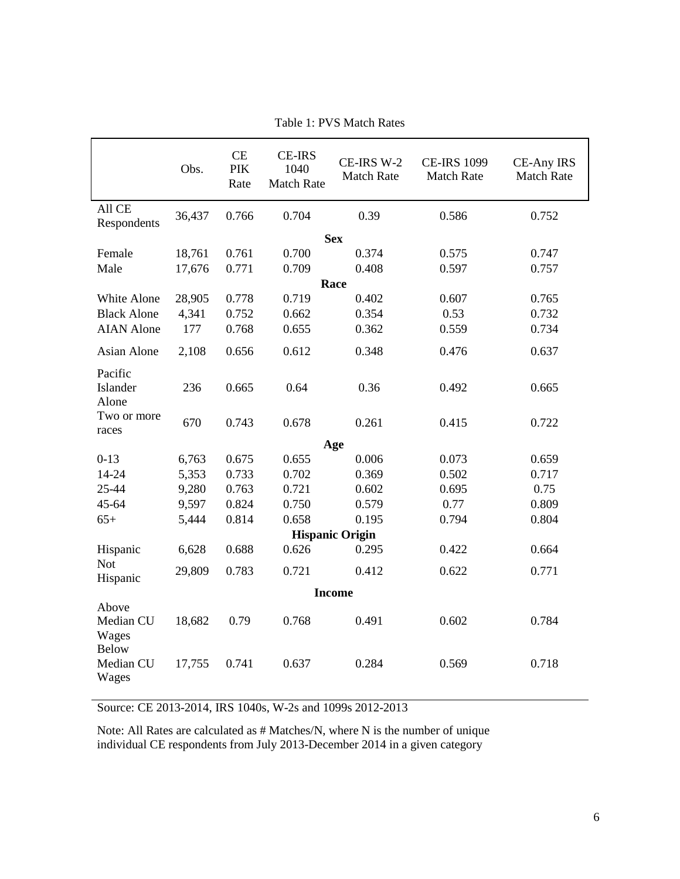Table 1: PVS Match Rates

| | Obs. | CE PIK Rate | CE-IRS 1040 Match Rate | CE-IRS W-2 Match Rate | CE-IRS 1099 Match Rate | CE-Any IRS Match Rate |
|---|---|---|---|---|---|---|
| All CE Respondents | 36,437 | 0.766 | 0.704 | 0.39 | 0.586 | 0.752 |
| **Sex** | | | | | | |
| Female | 18,761 | 0.761 | 0.700 | 0.374 | 0.575 | 0.747 |
| Male | 17,676 | 0.771 | 0.709 | 0.408 | 0.597 | 0.757 |
| **Race** | | | | | | |
| White Alone | 28,905 | 0.778 | 0.719 | 0.402 | 0.607 | 0.765 |
| Black Alone | 4,341 | 0.752 | 0.662 | 0.354 | 0.53 | 0.732 |
| AIAN Alone | 177 | 0.768 | 0.655 | 0.362 | 0.559 | 0.734 |
| Asian Alone | 2,108 | 0.656 | 0.612 | 0.348 | 0.476 | 0.637 |
| Pacific Islander Alone | 236 | 0.665 | 0.64 | 0.36 | 0.492 | 0.665 |
| Two or more races | 670 | 0.743 | 0.678 | 0.261 | 0.415 | 0.722 |
| **Age** | | | | | | |
| 0-13 | 6,763 | 0.675 | 0.655 | 0.006 | 0.073 | 0.659 |
| 14-24 | 5,353 | 0.733 | 0.702 | 0.369 | 0.502 | 0.717 |
| 25-44 | 9,280 | 0.763 | 0.721 | 0.602 | 0.695 | 0.75 |
| 45-64 | 9,597 | 0.824 | 0.750 | 0.579 | 0.77 | 0.809 |
| 65+ | 5,444 | 0.814 | 0.658 | 0.195 | 0.794 | 0.804 |
| **Hispanic Origin** | | | | | | |
| Hispanic | 6,628 | 0.688 | 0.626 | 0.295 | 0.422 | 0.664 |
| Not Hispanic | 29,809 | 0.783 | 0.721 | 0.412 | 0.622 | 0.771 |
| **Income** | | | | | | |
| Above Median CU Wages | 18,682 | 0.79 | 0.768 | 0.491 | 0.602 | 0.784 |
| Below Median CU Wages | 17,755 | 0.741 | 0.637 | 0.284 | 0.569 | 0.718 |

Source: CE 2013-2014, IRS 1040s, W-2s and 1099s 2012-2013

Note: All Rates are calculated as # Matches/N, where N is the number of unique individual CE respondents from July 2013-December 2014 in a given category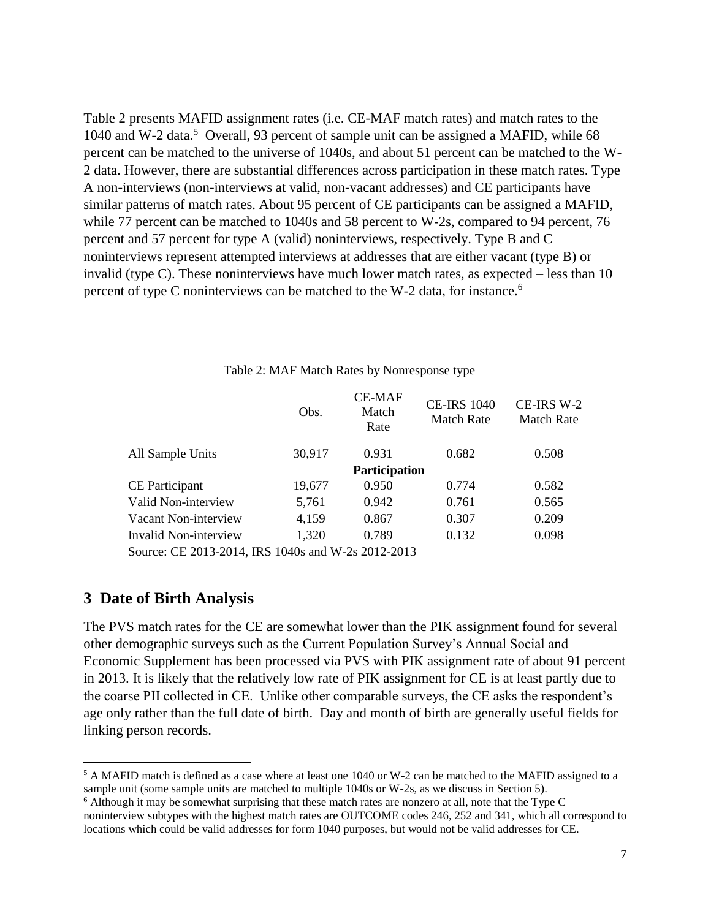Table 2 presents MAFID assignment rates (i.e. CE-MAF match rates) and match rates to the 1040 and W-2 data.[5] Overall, 93 percent of sample unit can be assigned a MAFID, while 68 percent can be matched to the universe of 1040s, and about 51 percent can be matched to the W-2 data. However, there are substantial differences across participation in these match rates. Type A non-interviews (non-interviews at valid, non-vacant addresses) and CE participants have similar patterns of match rates. About 95 percent of CE participants can be assigned a MAFID, while 77 percent can be matched to 1040s and 58 percent to W-2s, compared to 94 percent, 76 percent and 57 percent for type A (valid) noninterviews, respectively. Type B and C noninterviews represent attempted interviews at addresses that are either vacant (type B) or invalid (type C). These noninterviews have much lower match rates, as expected – less than 10 percent of type C noninterviews can be matched to the W-2 data, for instance.[6]

Table 2: MAF Match Rates by Nonresponse type

| | Obs. | CE-MAF Match Rate | CE-IRS 1040 Match Rate | CE-IRS W-2 Match Rate |
|---|---|---|---|---|
| All Sample Units | 30,917 | 0.931 | 0.682 | 0.508 |
| | | **Participation** | | |
| CE Participant | 19,677 | 0.950 | 0.774 | 0.582 |
| Valid Non-interview | 5,761 | 0.942 | 0.761 | 0.565 |
| Vacant Non-interview | 4,159 | 0.867 | 0.307 | 0.209 |
| Invalid Non-interview | 1,320 | 0.789 | 0.132 | 0.098 |

Source: CE 2013-2014, IRS 1040s and W-2s 2012-2013

## 3 Date of Birth Analysis

The PVS match rates for the CE are somewhat lower than the PIK assignment found for several other demographic surveys such as the Current Population Survey's Annual Social and Economic Supplement has been processed via PVS with PIK assignment rate of about 91 percent in 2013. It is likely that the relatively low rate of PIK assignment for CE is at least partly due to the coarse PII collected in CE. Unlike other comparable surveys, the CE asks the respondent's age only rather than the full date of birth. Day and month of birth are generally useful fields for linking person records.

[5] A MAFID match is defined as a case where at least one 1040 or W-2 can be matched to the MAFID assigned to a sample unit (some sample units are matched to multiple 1040s or W-2s, as we discuss in Section 5).

[6] Although it may be somewhat surprising that these match rates are nonzero at all, note that the Type C noninterview subtypes with the highest match rates are OUTCOME codes 246, 252 and 341, which all correspond to locations which could be valid addresses for form 1040 purposes, but would not be valid addresses for CE.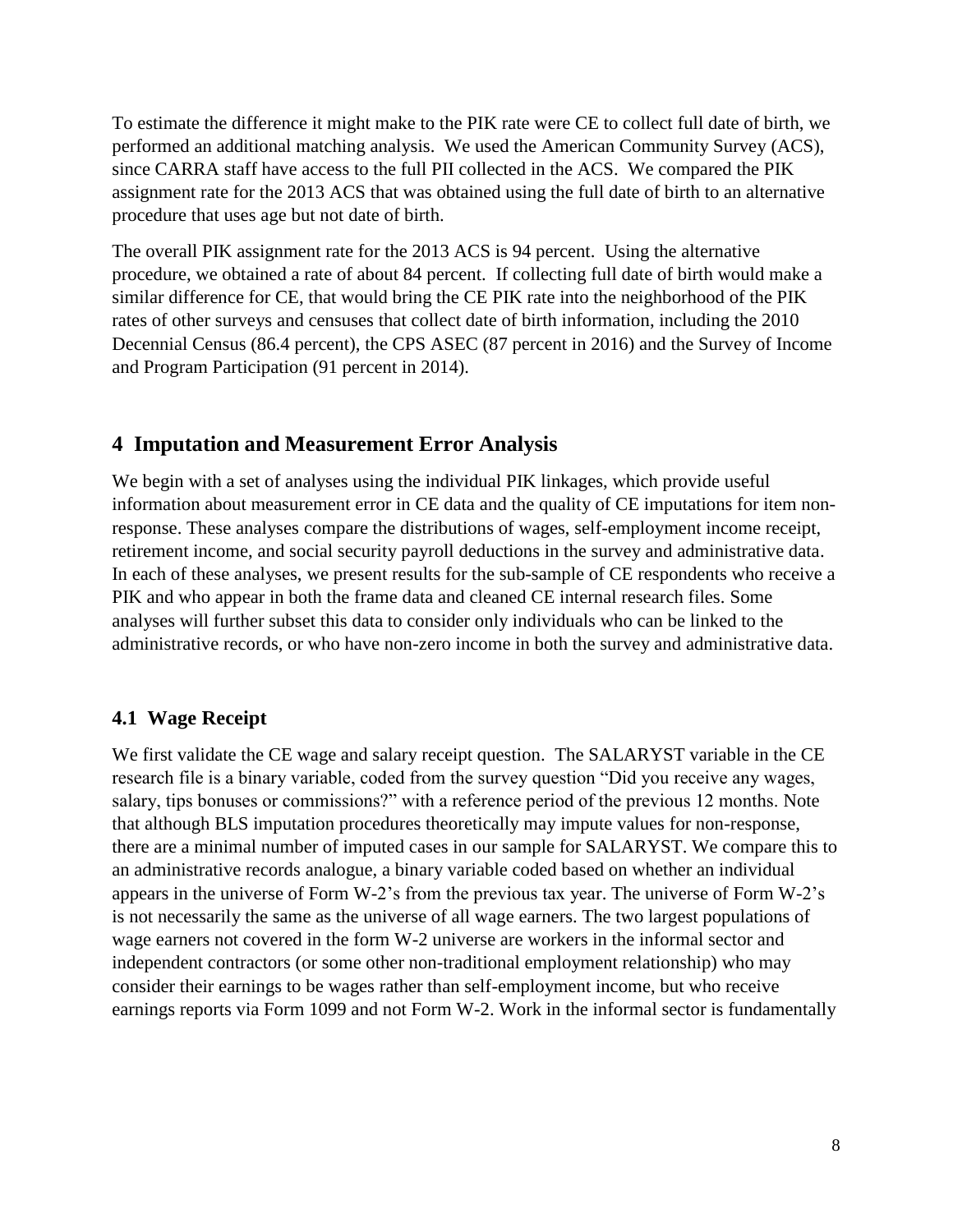To estimate the difference it might make to the PIK rate were CE to collect full date of birth, we performed an additional matching analysis. We used the American Community Survey (ACS), since CARRA staff have access to the full PII collected in the ACS. We compared the PIK assignment rate for the 2013 ACS that was obtained using the full date of birth to an alternative procedure that uses age but not date of birth.

The overall PIK assignment rate for the 2013 ACS is 94 percent. Using the alternative procedure, we obtained a rate of about 84 percent. If collecting full date of birth would make a similar difference for CE, that would bring the CE PIK rate into the neighborhood of the PIK rates of other surveys and censuses that collect date of birth information, including the 2010 Decennial Census (86.4 percent), the CPS ASEC (87 percent in 2016) and the Survey of Income and Program Participation (91 percent in 2014).

## 4 Imputation and Measurement Error Analysis

We begin with a set of analyses using the individual PIK linkages, which provide useful information about measurement error in CE data and the quality of CE imputations for item non-response. These analyses compare the distributions of wages, self-employment income receipt, retirement income, and social security payroll deductions in the survey and administrative data. In each of these analyses, we present results for the sub-sample of CE respondents who receive a PIK and who appear in both the frame data and cleaned CE internal research files. Some analyses will further subset this data to consider only individuals who can be linked to the administrative records, or who have non-zero income in both the survey and administrative data.

### 4.1 Wage Receipt

We first validate the CE wage and salary receipt question. The SALARYST variable in the CE research file is a binary variable, coded from the survey question "Did you receive any wages, salary, tips bonuses or commissions?" with a reference period of the previous 12 months. Note that although BLS imputation procedures theoretically may impute values for non-response, there are a minimal number of imputed cases in our sample for SALARYST. We compare this to an administrative records analogue, a binary variable coded based on whether an individual appears in the universe of Form W-2's from the previous tax year. The universe of Form W-2's is not necessarily the same as the universe of all wage earners. The two largest populations of wage earners not covered in the form W-2 universe are workers in the informal sector and independent contractors (or some other non-traditional employment relationship) who may consider their earnings to be wages rather than self-employment income, but who receive earnings reports via Form 1099 and not Form W-2. Work in the informal sector is fundamentally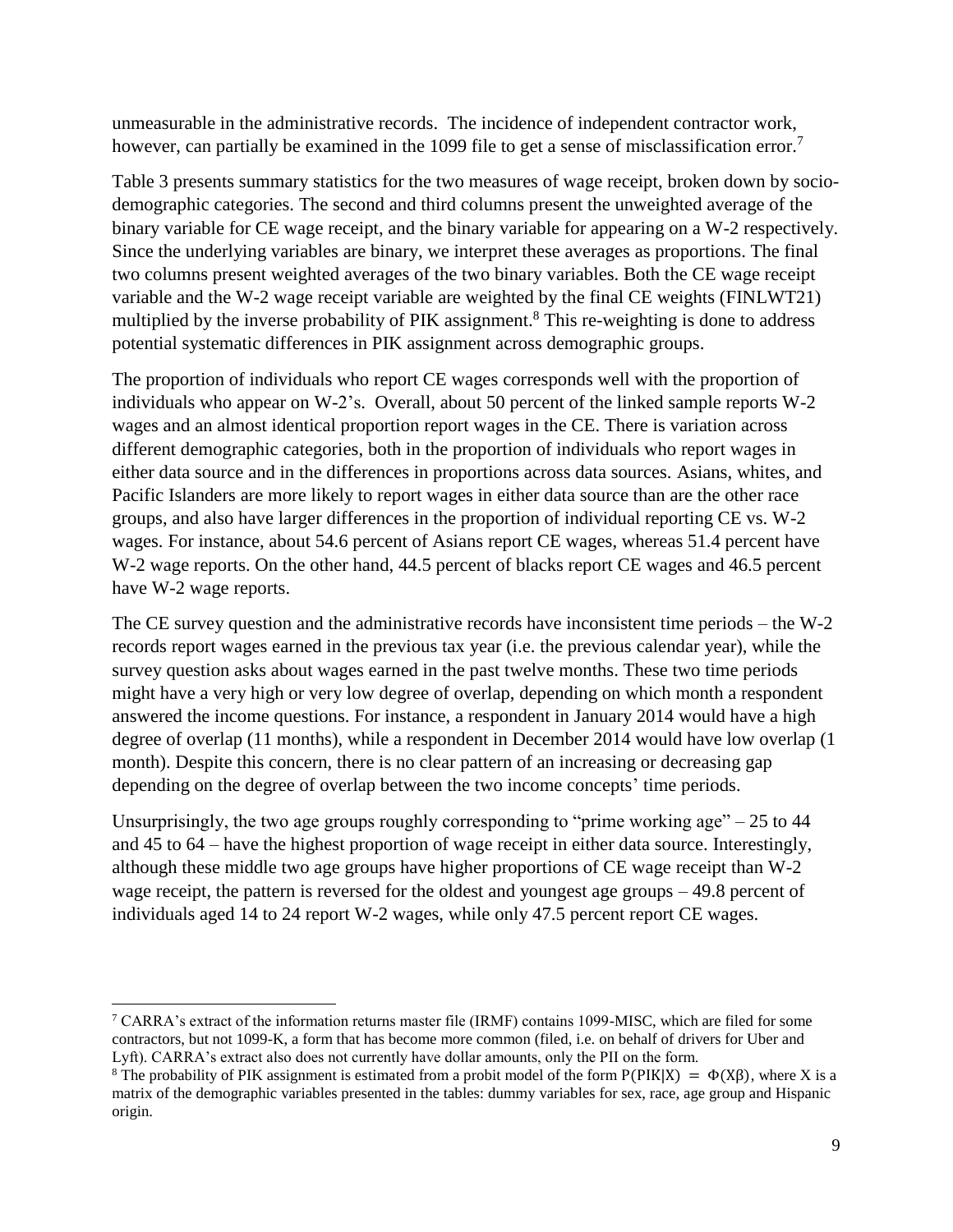unmeasurable in the administrative records. The incidence of independent contractor work, however, can partially be examined in the 1099 file to get a sense of misclassification error.[7]

Table 3 presents summary statistics for the two measures of wage receipt, broken down by socio-demographic categories. The second and third columns present the unweighted average of the binary variable for CE wage receipt, and the binary variable for appearing on a W-2 respectively. Since the underlying variables are binary, we interpret these averages as proportions. The final two columns present weighted averages of the two binary variables. Both the CE wage receipt variable and the W-2 wage receipt variable are weighted by the final CE weights (FINLWT21) multiplied by the inverse probability of PIK assignment.[8] This re-weighting is done to address potential systematic differences in PIK assignment across demographic groups.

The proportion of individuals who report CE wages corresponds well with the proportion of individuals who appear on W-2's. Overall, about 50 percent of the linked sample reports W-2 wages and an almost identical proportion report wages in the CE. There is variation across different demographic categories, both in the proportion of individuals who report wages in either data source and in the differences in proportions across data sources. Asians, whites, and Pacific Islanders are more likely to report wages in either data source than are the other race groups, and also have larger differences in the proportion of individual reporting CE vs. W-2 wages. For instance, about 54.6 percent of Asians report CE wages, whereas 51.4 percent have W-2 wage reports. On the other hand, 44.5 percent of blacks report CE wages and 46.5 percent have W-2 wage reports.

The CE survey question and the administrative records have inconsistent time periods – the W-2 records report wages earned in the previous tax year (i.e. the previous calendar year), while the survey question asks about wages earned in the past twelve months. These two time periods might have a very high or very low degree of overlap, depending on which month a respondent answered the income questions. For instance, a respondent in January 2014 would have a high degree of overlap (11 months), while a respondent in December 2014 would have low overlap (1 month). Despite this concern, there is no clear pattern of an increasing or decreasing gap depending on the degree of overlap between the two income concepts' time periods.

Unsurprisingly, the two age groups roughly corresponding to "prime working age" – 25 to 44 and 45 to 64 – have the highest proportion of wage receipt in either data source. Interestingly, although these middle two age groups have higher proportions of CE wage receipt than W-2 wage receipt, the pattern is reversed for the oldest and youngest age groups – 49.8 percent of individuals aged 14 to 24 report W-2 wages, while only 47.5 percent report CE wages.

---

[7] CARRA's extract of the information returns master file (IRMF) contains 1099-MISC, which are filed for some contractors, but not 1099-K, a form that has become more common (filed, i.e. on behalf of drivers for Uber and Lyft). CARRA's extract also does not currently have dollar amounts, only the PII on the form.

[8] The probability of PIK assignment is estimated from a probit model of the form $P(PIK|X) = \Phi(X\beta)$, where X is a matrix of the demographic variables presented in the tables: dummy variables for sex, race, age group and Hispanic origin.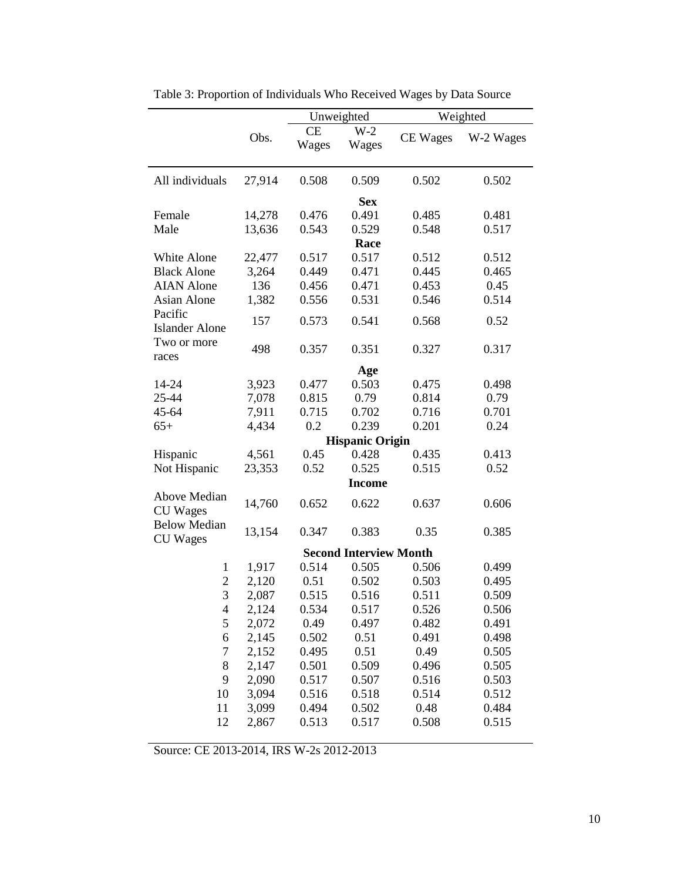Table 3: Proportion of Individuals Who Received Wages by Data Source

| | Obs. | Unweighted | | Weighted | |
|---|---|---|---|---|---|
| | | CE Wages | W-2 Wages | CE Wages | W-2 Wages |
| All individuals | 27,914 | 0.508 | 0.509 | 0.502 | 0.502 |
| **Sex** | | | | | |
| Female | 14,278 | 0.476 | 0.491 | 0.485 | 0.481 |
| Male | 13,636 | 0.543 | 0.529 | 0.548 | 0.517 |
| **Race** | | | | | |
| White Alone | 22,477 | 0.517 | 0.517 | 0.512 | 0.512 |
| Black Alone | 3,264 | 0.449 | 0.471 | 0.445 | 0.465 |
| AIAN Alone | 136 | 0.456 | 0.471 | 0.453 | 0.45 |
| Asian Alone | 1,382 | 0.556 | 0.531 | 0.546 | 0.514 |
| Pacific Islander Alone | 157 | 0.573 | 0.541 | 0.568 | 0.52 |
| Two or more races | 498 | 0.357 | 0.351 | 0.327 | 0.317 |
| **Age** | | | | | |
| 14-24 | 3,923 | 0.477 | 0.503 | 0.475 | 0.498 |
| 25-44 | 7,078 | 0.815 | 0.79 | 0.814 | 0.79 |
| 45-64 | 7,911 | 0.715 | 0.702 | 0.716 | 0.701 |
| 65+ | 4,434 | 0.2 | 0.239 | 0.201 | 0.24 |
| **Hispanic Origin** | | | | | |
| Hispanic | 4,561 | 0.45 | 0.428 | 0.435 | 0.413 |
| Not Hispanic | 23,353 | 0.52 | 0.525 | 0.515 | 0.52 |
| **Income** | | | | | |
| Above Median CU Wages | 14,760 | 0.652 | 0.622 | 0.637 | 0.606 |
| Below Median CU Wages | 13,154 | 0.347 | 0.383 | 0.35 | 0.385 |
| **Second Interview Month** | | | | | |
| 1 | 1,917 | 0.514 | 0.505 | 0.506 | 0.499 |
| 2 | 2,120 | 0.51 | 0.502 | 0.503 | 0.495 |
| 3 | 2,087 | 0.515 | 0.516 | 0.511 | 0.509 |
| 4 | 2,124 | 0.534 | 0.517 | 0.526 | 0.506 |
| 5 | 2,072 | 0.49 | 0.497 | 0.482 | 0.491 |
| 6 | 2,145 | 0.502 | 0.51 | 0.491 | 0.498 |
| 7 | 2,152 | 0.495 | 0.51 | 0.49 | 0.505 |
| 8 | 2,147 | 0.501 | 0.509 | 0.496 | 0.505 |
| 9 | 2,090 | 0.517 | 0.507 | 0.516 | 0.503 |
| 10 | 3,094 | 0.516 | 0.518 | 0.514 | 0.512 |
| 11 | 3,099 | 0.494 | 0.502 | 0.48 | 0.484 |
| 12 | 2,867 | 0.513 | 0.517 | 0.508 | 0.515 |

Source: CE 2013-2014, IRS W-2s 2012-2013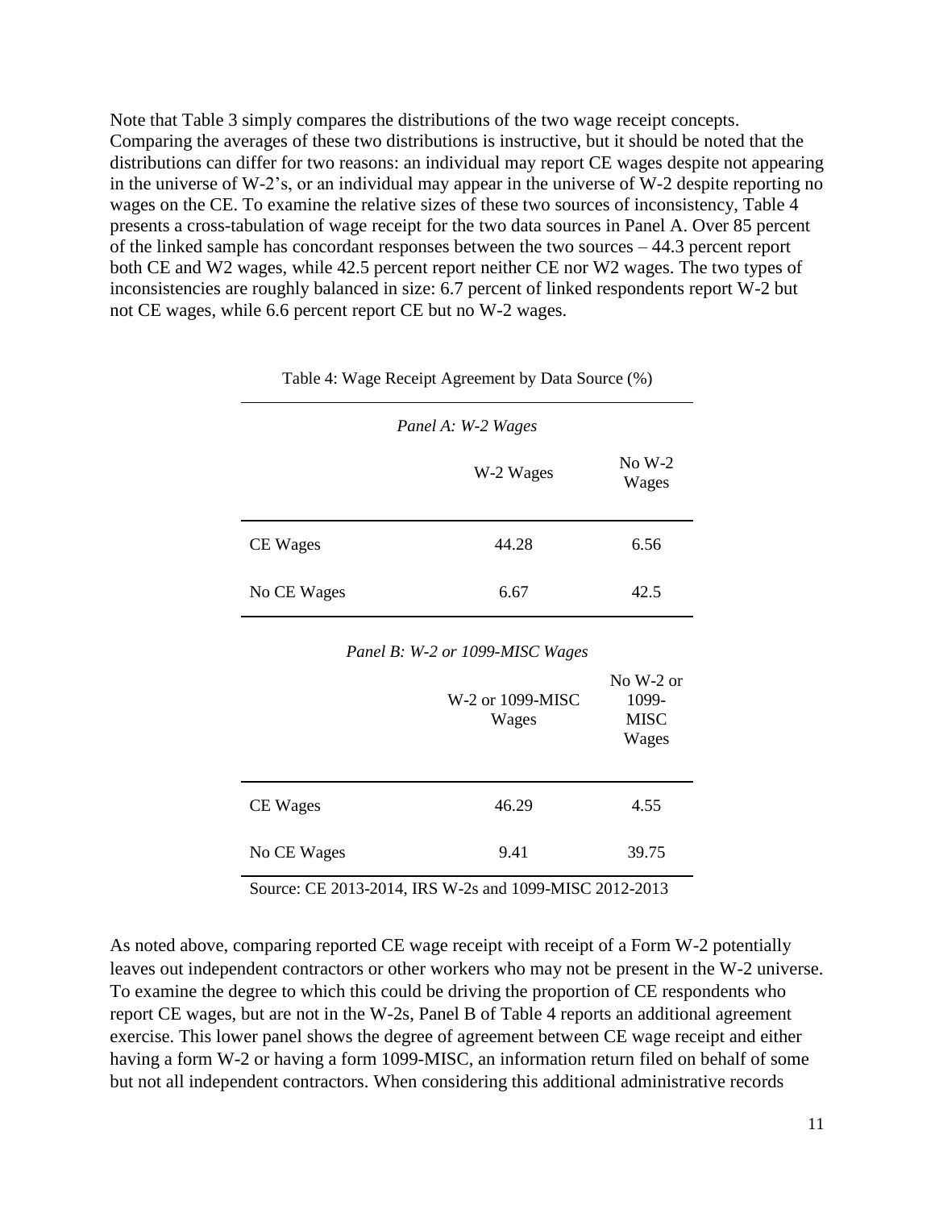Note that Table 3 simply compares the distributions of the two wage receipt concepts. Comparing the averages of these two distributions is instructive, but it should be noted that the distributions can differ for two reasons: an individual may report CE wages despite not appearing in the universe of W-2's, or an individual may appear in the universe of W-2 despite reporting no wages on the CE. To examine the relative sizes of these two sources of inconsistency, Table 4 presents a cross-tabulation of wage receipt for the two data sources in Panel A. Over 85 percent of the linked sample has concordant responses between the two sources – 44.3 percent report both CE and W2 wages, while 42.5 percent report neither CE nor W2 wages. The two types of inconsistencies are roughly balanced in size: 6.7 percent of linked respondents report W-2 but not CE wages, while 6.6 percent report CE but no W-2 wages.

Table 4: Wage Receipt Agreement by Data Source (%)

*Panel A: W-2 Wages*

| | W-2 Wages | No W-2 Wages |
|---|---|---|
| CE Wages | 44.28 | 6.56 |
| No CE Wages | 6.67 | 42.5 |

*Panel B: W-2 or 1099-MISC Wages*

| | W-2 or 1099-MISC Wages | No W-2 or 1099-MISC Wages |
|---|---|---|
| CE Wages | 46.29 | 4.55 |
| No CE Wages | 9.41 | 39.75 |

Source: CE 2013-2014, IRS W-2s and 1099-MISC 2012-2013

As noted above, comparing reported CE wage receipt with receipt of a Form W-2 potentially leaves out independent contractors or other workers who may not be present in the W-2 universe. To examine the degree to which this could be driving the proportion of CE respondents who report CE wages, but are not in the W-2s, Panel B of Table 4 reports an additional agreement exercise. This lower panel shows the degree of agreement between CE wage receipt and either having a form W-2 or having a form 1099-MISC, an information return filed on behalf of some but not all independent contractors. When considering this additional administrative records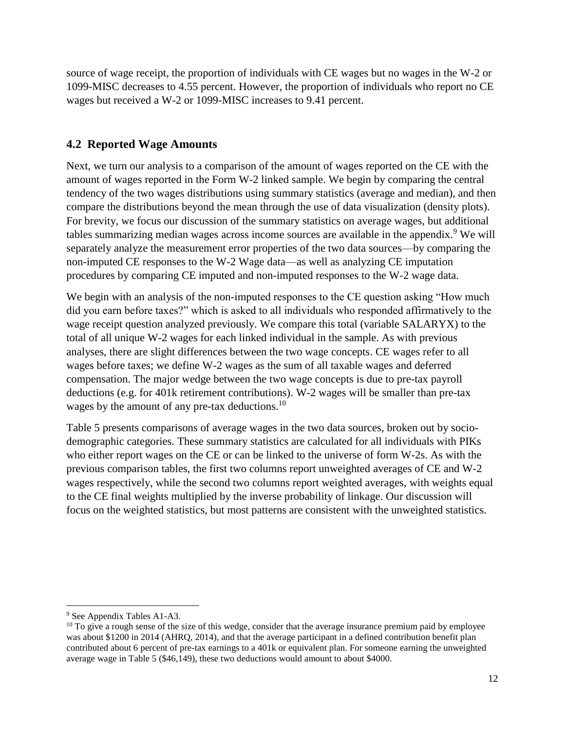source of wage receipt, the proportion of individuals with CE wages but no wages in the W-2 or 1099-MISC decreases to 4.55 percent. However, the proportion of individuals who report no CE wages but received a W-2 or 1099-MISC increases to 9.41 percent.

## 4.2 Reported Wage Amounts

Next, we turn our analysis to a comparison of the amount of wages reported on the CE with the amount of wages reported in the Form W-2 linked sample. We begin by comparing the central tendency of the two wages distributions using summary statistics (average and median), and then compare the distributions beyond the mean through the use of data visualization (density plots). For brevity, we focus our discussion of the summary statistics on average wages, but additional tables summarizing median wages across income sources are available in the appendix.[9] We will separately analyze the measurement error properties of the two data sources—by comparing the non-imputed CE responses to the W-2 Wage data—as well as analyzing CE imputation procedures by comparing CE imputed and non-imputed responses to the W-2 wage data.

We begin with an analysis of the non-imputed responses to the CE question asking "How much did you earn before taxes?" which is asked to all individuals who responded affirmatively to the wage receipt question analyzed previously. We compare this total (variable SALARYX) to the total of all unique W-2 wages for each linked individual in the sample. As with previous analyses, there are slight differences between the two wage concepts. CE wages refer to all wages before taxes; we define W-2 wages as the sum of all taxable wages and deferred compensation. The major wedge between the two wage concepts is due to pre-tax payroll deductions (e.g. for 401k retirement contributions). W-2 wages will be smaller than pre-tax wages by the amount of any pre-tax deductions.[10]

Table 5 presents comparisons of average wages in the two data sources, broken out by socio-demographic categories. These summary statistics are calculated for all individuals with PIKs who either report wages on the CE or can be linked to the universe of form W-2s. As with the previous comparison tables, the first two columns report unweighted averages of CE and W-2 wages respectively, while the second two columns report weighted averages, with weights equal to the CE final weights multiplied by the inverse probability of linkage. Our discussion will focus on the weighted statistics, but most patterns are consistent with the unweighted statistics.

---

[9] See Appendix Tables A1-A3.

[10] To give a rough sense of the size of this wedge, consider that the average insurance premium paid by employee was about $1200 in 2014 (AHRQ, 2014), and that the average participant in a defined contribution benefit plan contributed about 6 percent of pre-tax earnings to a 401k or equivalent plan. For someone earning the unweighted average wage in Table 5 ($46,149), these two deductions would amount to about $4000.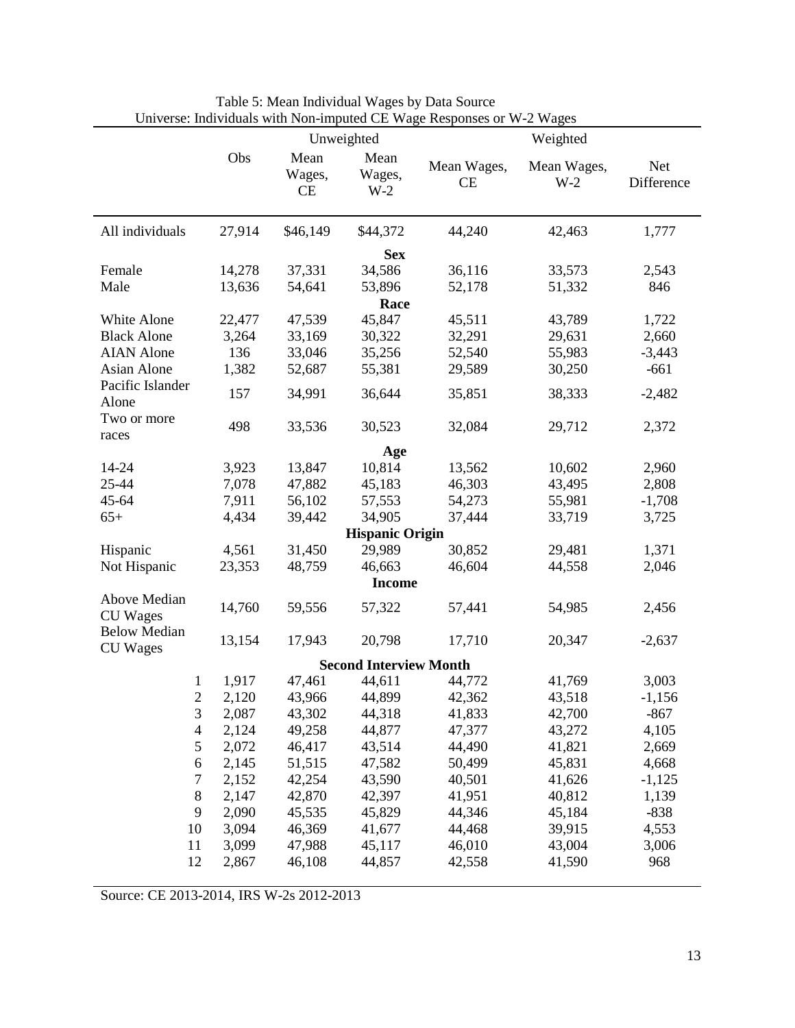Table 5: Mean Individual Wages by Data Source

Universe: Individuals with Non-imputed CE Wage Responses or W-2 Wages

| | Unweighted | | | Weighted | | |
|---|---|---|---|---|---|---|
| | Obs | Mean Wages, CE | Mean Wages, W-2 | Mean Wages, CE | Mean Wages, W-2 | Net Difference |
| All individuals | 27,914 | $46,149 | $44,372 | 44,240 | 42,463 | 1,777 |
| **Sex** | | | | | | |
| Female | 14,278 | 37,331 | 34,586 | 36,116 | 33,573 | 2,543 |
| Male | 13,636 | 54,641 | 53,896 | 52,178 | 51,332 | 846 |
| **Race** | | | | | | |
| White Alone | 22,477 | 47,539 | 45,847 | 45,511 | 43,789 | 1,722 |
| Black Alone | 3,264 | 33,169 | 30,322 | 32,291 | 29,631 | 2,660 |
| AIAN Alone | 136 | 33,046 | 35,256 | 52,540 | 55,983 | -3,443 |
| Asian Alone | 1,382 | 52,687 | 55,381 | 29,589 | 30,250 | -661 |
| Pacific Islander Alone | 157 | 34,991 | 36,644 | 35,851 | 38,333 | -2,482 |
| Two or more races | 498 | 33,536 | 30,523 | 32,084 | 29,712 | 2,372 |
| **Age** | | | | | | |
| 14-24 | 3,923 | 13,847 | 10,814 | 13,562 | 10,602 | 2,960 |
| 25-44 | 7,078 | 47,882 | 45,183 | 46,303 | 43,495 | 2,808 |
| 45-64 | 7,911 | 56,102 | 57,553 | 54,273 | 55,981 | -1,708 |
| 65+ | 4,434 | 39,442 | 34,905 | 37,444 | 33,719 | 3,725 |
| **Hispanic Origin** | | | | | | |
| Hispanic | 4,561 | 31,450 | 29,989 | 30,852 | 29,481 | 1,371 |
| Not Hispanic | 23,353 | 48,759 | 46,663 | 46,604 | 44,558 | 2,046 |
| **Income** | | | | | | |
| Above Median CU Wages | 14,760 | 59,556 | 57,322 | 57,441 | 54,985 | 2,456 |
| Below Median CU Wages | 13,154 | 17,943 | 20,798 | 17,710 | 20,347 | -2,637 |
| **Second Interview Month** | | | | | | |
| 1 | 1,917 | 47,461 | 44,611 | 44,772 | 41,769 | 3,003 |
| 2 | 2,120 | 43,966 | 44,899 | 42,362 | 43,518 | -1,156 |
| 3 | 2,087 | 43,302 | 44,318 | 41,833 | 42,700 | -867 |
| 4 | 2,124 | 49,258 | 44,877 | 47,377 | 43,272 | 4,105 |
| 5 | 2,072 | 46,417 | 43,514 | 44,490 | 41,821 | 2,669 |
| 6 | 2,145 | 51,515 | 47,582 | 50,499 | 45,831 | 4,668 |
| 7 | 2,152 | 42,254 | 43,590 | 40,501 | 41,626 | -1,125 |
| 8 | 2,147 | 42,870 | 42,397 | 41,951 | 40,812 | 1,139 |
| 9 | 2,090 | 45,535 | 45,829 | 44,346 | 45,184 | -838 |
| 10 | 3,094 | 46,369 | 41,677 | 44,468 | 39,915 | 4,553 |
| 11 | 3,099 | 47,988 | 45,117 | 46,010 | 43,004 | 3,006 |
| 12 | 2,867 | 46,108 | 44,857 | 42,558 | 41,590 | 968 |

Source: CE 2013-2014, IRS W-2s 2012-2013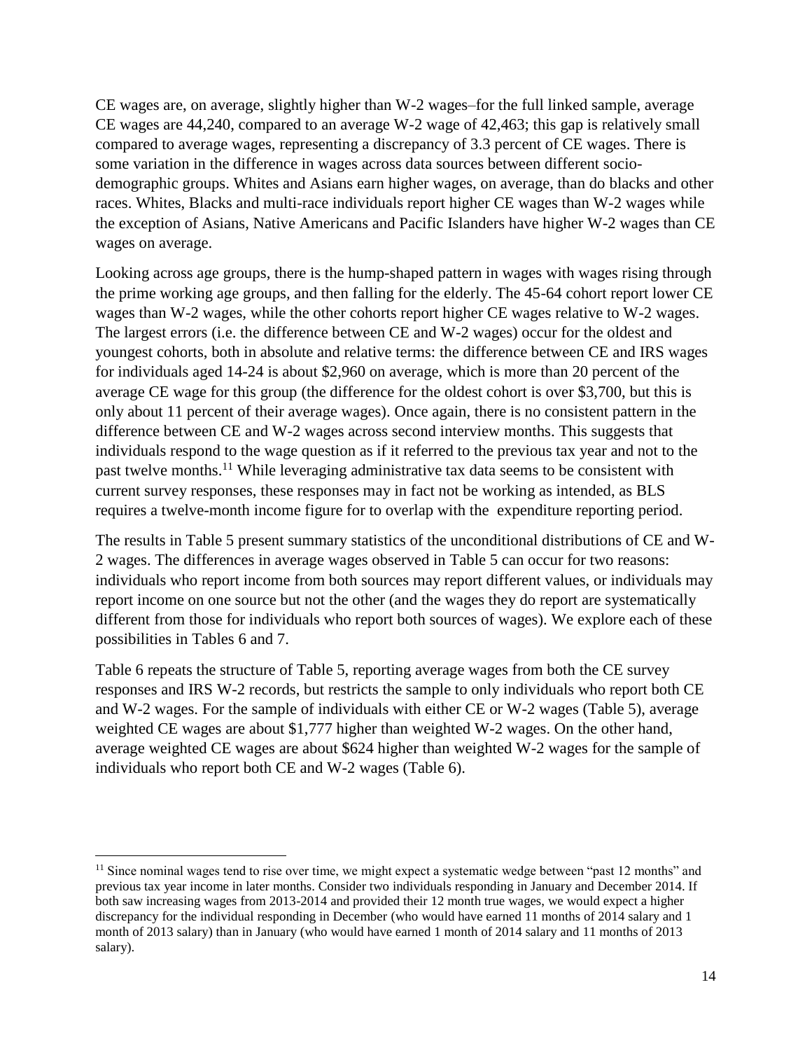CE wages are, on average, slightly higher than W-2 wages–for the full linked sample, average CE wages are 44,240, compared to an average W-2 wage of 42,463; this gap is relatively small compared to average wages, representing a discrepancy of 3.3 percent of CE wages. There is some variation in the difference in wages across data sources between different socio-demographic groups. Whites and Asians earn higher wages, on average, than do blacks and other races. Whites, Blacks and multi-race individuals report higher CE wages than W-2 wages while the exception of Asians, Native Americans and Pacific Islanders have higher W-2 wages than CE wages on average.

Looking across age groups, there is the hump-shaped pattern in wages with wages rising through the prime working age groups, and then falling for the elderly. The 45-64 cohort report lower CE wages than W-2 wages, while the other cohorts report higher CE wages relative to W-2 wages. The largest errors (i.e. the difference between CE and W-2 wages) occur for the oldest and youngest cohorts, both in absolute and relative terms: the difference between CE and IRS wages for individuals aged 14-24 is about $2,960 on average, which is more than 20 percent of the average CE wage for this group (the difference for the oldest cohort is over $3,700, but this is only about 11 percent of their average wages). Once again, there is no consistent pattern in the difference between CE and W-2 wages across second interview months. This suggests that individuals respond to the wage question as if it referred to the previous tax year and not to the past twelve months.[11] While leveraging administrative tax data seems to be consistent with current survey responses, these responses may in fact not be working as intended, as BLS requires a twelve-month income figure for to overlap with the expenditure reporting period.

The results in Table 5 present summary statistics of the unconditional distributions of CE and W-2 wages. The differences in average wages observed in Table 5 can occur for two reasons: individuals who report income from both sources may report different values, or individuals may report income on one source but not the other (and the wages they do report are systematically different from those for individuals who report both sources of wages). We explore each of these possibilities in Tables 6 and 7.

Table 6 repeats the structure of Table 5, reporting average wages from both the CE survey responses and IRS W-2 records, but restricts the sample to only individuals who report both CE and W-2 wages. For the sample of individuals with either CE or W-2 wages (Table 5), average weighted CE wages are about $1,777 higher than weighted W-2 wages. On the other hand, average weighted CE wages are about $624 higher than weighted W-2 wages for the sample of individuals who report both CE and W-2 wages (Table 6).

---

[11] Since nominal wages tend to rise over time, we might expect a systematic wedge between "past 12 months" and previous tax year income in later months. Consider two individuals responding in January and December 2014. If both saw increasing wages from 2013-2014 and provided their 12 month true wages, we would expect a higher discrepancy for the individual responding in December (who would have earned 11 months of 2014 salary and 1 month of 2013 salary) than in January (who would have earned 1 month of 2014 salary and 11 months of 2013 salary).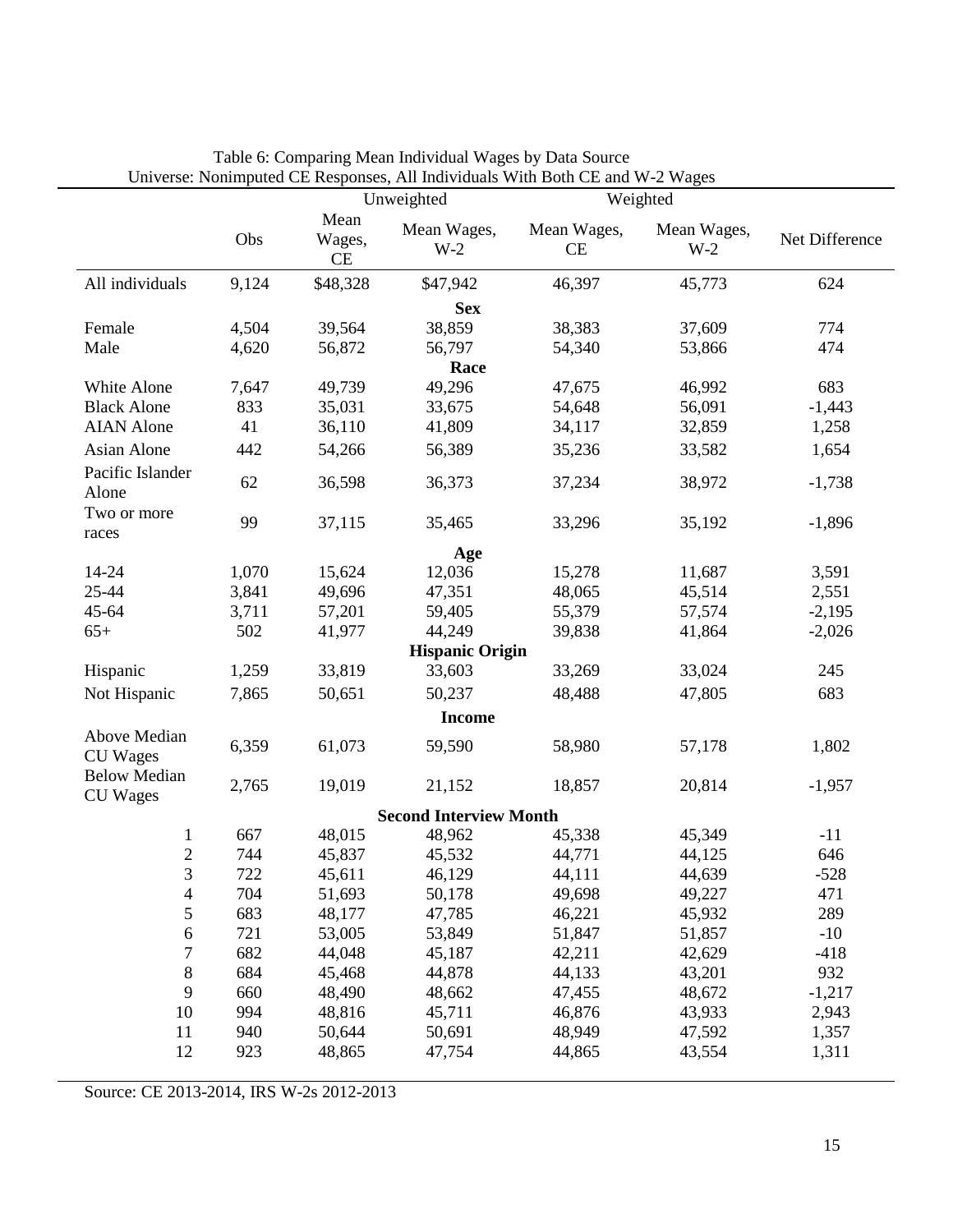Table 6: Comparing Mean Individual Wages by Data Source
Universe: Nonimputed CE Responses, All Individuals With Both CE and W-2 Wages

| | Unweighted | | | Weighted | | |
|---|---|---|---|---|---|---|
| | Obs | Mean Wages, CE | Mean Wages, W-2 | Mean Wages, CE | Mean Wages, W-2 | Net Difference |
| All individuals | 9,124 | $48,328 | $47,942 | 46,397 | 45,773 | 624 |
| **Sex** | | | | | | |
| Female | 4,504 | 39,564 | 38,859 | 38,383 | 37,609 | 774 |
| Male | 4,620 | 56,872 | 56,797 | 54,340 | 53,866 | 474 |
| **Race** | | | | | | |
| White Alone | 7,647 | 49,739 | 49,296 | 47,675 | 46,992 | 683 |
| Black Alone | 833 | 35,031 | 33,675 | 54,648 | 56,091 | -1,443 |
| AIAN Alone | 41 | 36,110 | 41,809 | 34,117 | 32,859 | 1,258 |
| Asian Alone | 442 | 54,266 | 56,389 | 35,236 | 33,582 | 1,654 |
| Pacific Islander Alone | 62 | 36,598 | 36,373 | 37,234 | 38,972 | -1,738 |
| Two or more races | 99 | 37,115 | 35,465 | 33,296 | 35,192 | -1,896 |
| **Age** | | | | | | |
| 14-24 | 1,070 | 15,624 | 12,036 | 15,278 | 11,687 | 3,591 |
| 25-44 | 3,841 | 49,696 | 47,351 | 48,065 | 45,514 | 2,551 |
| 45-64 | 3,711 | 57,201 | 59,405 | 55,379 | 57,574 | -2,195 |
| 65+ | 502 | 41,977 | 44,249 | 39,838 | 41,864 | -2,026 |
| **Hispanic Origin** | | | | | | |
| Hispanic | 1,259 | 33,819 | 33,603 | 33,269 | 33,024 | 245 |
| Not Hispanic | 7,865 | 50,651 | 50,237 | 48,488 | 47,805 | 683 |
| **Income** | | | | | | |
| Above Median CU Wages | 6,359 | 61,073 | 59,590 | 58,980 | 57,178 | 1,802 |
| Below Median CU Wages | 2,765 | 19,019 | 21,152 | 18,857 | 20,814 | -1,957 |
| **Second Interview Month** | | | | | | |
| 1 | 667 | 48,015 | 48,962 | 45,338 | 45,349 | -11 |
| 2 | 744 | 45,837 | 45,532 | 44,771 | 44,125 | 646 |
| 3 | 722 | 45,611 | 46,129 | 44,111 | 44,639 | -528 |
| 4 | 704 | 51,693 | 50,178 | 49,698 | 49,227 | 471 |
| 5 | 683 | 48,177 | 47,785 | 46,221 | 45,932 | 289 |
| 6 | 721 | 53,005 | 53,849 | 51,847 | 51,857 | -10 |
| 7 | 682 | 44,048 | 45,187 | 42,211 | 42,629 | -418 |
| 8 | 684 | 45,468 | 44,878 | 44,133 | 43,201 | 932 |
| 9 | 660 | 48,490 | 48,662 | 47,455 | 48,672 | -1,217 |
| 10 | 994 | 48,816 | 45,711 | 46,876 | 43,933 | 2,943 |
| 11 | 940 | 50,644 | 50,691 | 48,949 | 47,592 | 1,357 |
| 12 | 923 | 48,865 | 47,754 | 44,865 | 43,554 | 1,311 |

Source: CE 2013-2014, IRS W-2s 2012-2013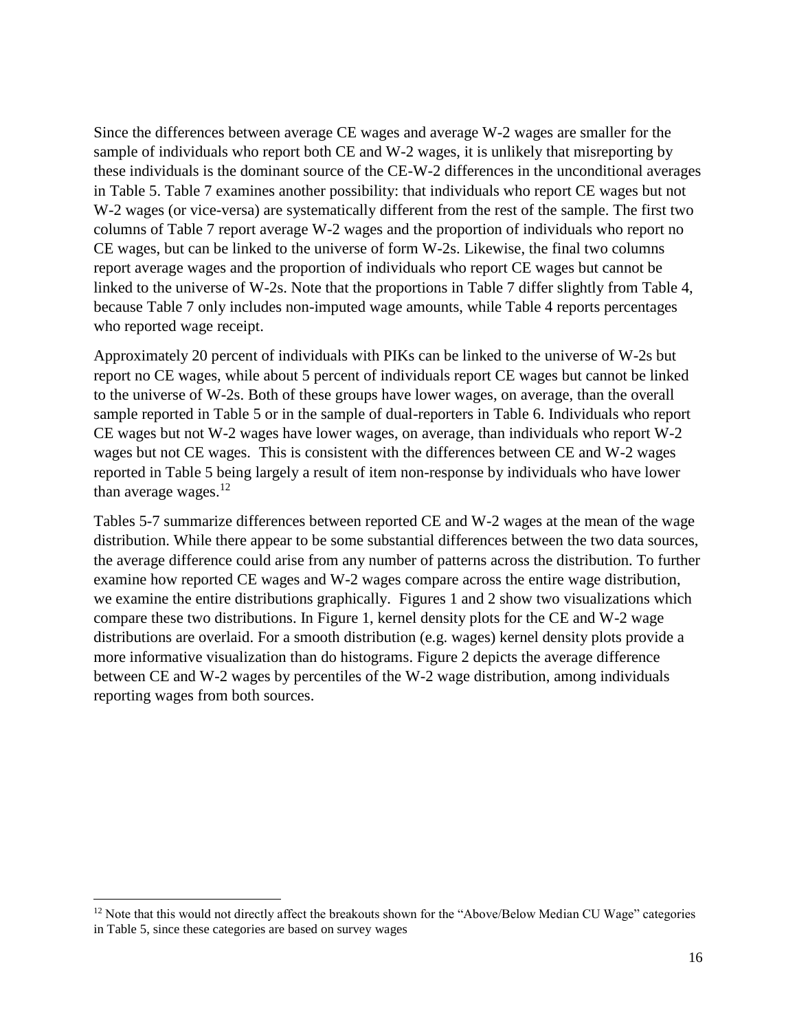Since the differences between average CE wages and average W-2 wages are smaller for the sample of individuals who report both CE and W-2 wages, it is unlikely that misreporting by these individuals is the dominant source of the CE-W-2 differences in the unconditional averages in Table 5. Table 7 examines another possibility: that individuals who report CE wages but not W-2 wages (or vice-versa) are systematically different from the rest of the sample. The first two columns of Table 7 report average W-2 wages and the proportion of individuals who report no CE wages, but can be linked to the universe of form W-2s. Likewise, the final two columns report average wages and the proportion of individuals who report CE wages but cannot be linked to the universe of W-2s. Note that the proportions in Table 7 differ slightly from Table 4, because Table 7 only includes non-imputed wage amounts, while Table 4 reports percentages who reported wage receipt.

Approximately 20 percent of individuals with PIKs can be linked to the universe of W-2s but report no CE wages, while about 5 percent of individuals report CE wages but cannot be linked to the universe of W-2s. Both of these groups have lower wages, on average, than the overall sample reported in Table 5 or in the sample of dual-reporters in Table 6. Individuals who report CE wages but not W-2 wages have lower wages, on average, than individuals who report W-2 wages but not CE wages. This is consistent with the differences between CE and W-2 wages reported in Table 5 being largely a result of item non-response by individuals who have lower than average wages.[12]

Tables 5-7 summarize differences between reported CE and W-2 wages at the mean of the wage distribution. While there appear to be some substantial differences between the two data sources, the average difference could arise from any number of patterns across the distribution. To further examine how reported CE wages and W-2 wages compare across the entire wage distribution, we examine the entire distributions graphically. Figures 1 and 2 show two visualizations which compare these two distributions. In Figure 1, kernel density plots for the CE and W-2 wage distributions are overlaid. For a smooth distribution (e.g. wages) kernel density plots provide a more informative visualization than do histograms. Figure 2 depicts the average difference between CE and W-2 wages by percentiles of the W-2 wage distribution, among individuals reporting wages from both sources.

[12] Note that this would not directly affect the breakouts shown for the "Above/Below Median CU Wage" categories in Table 5, since these categories are based on survey wages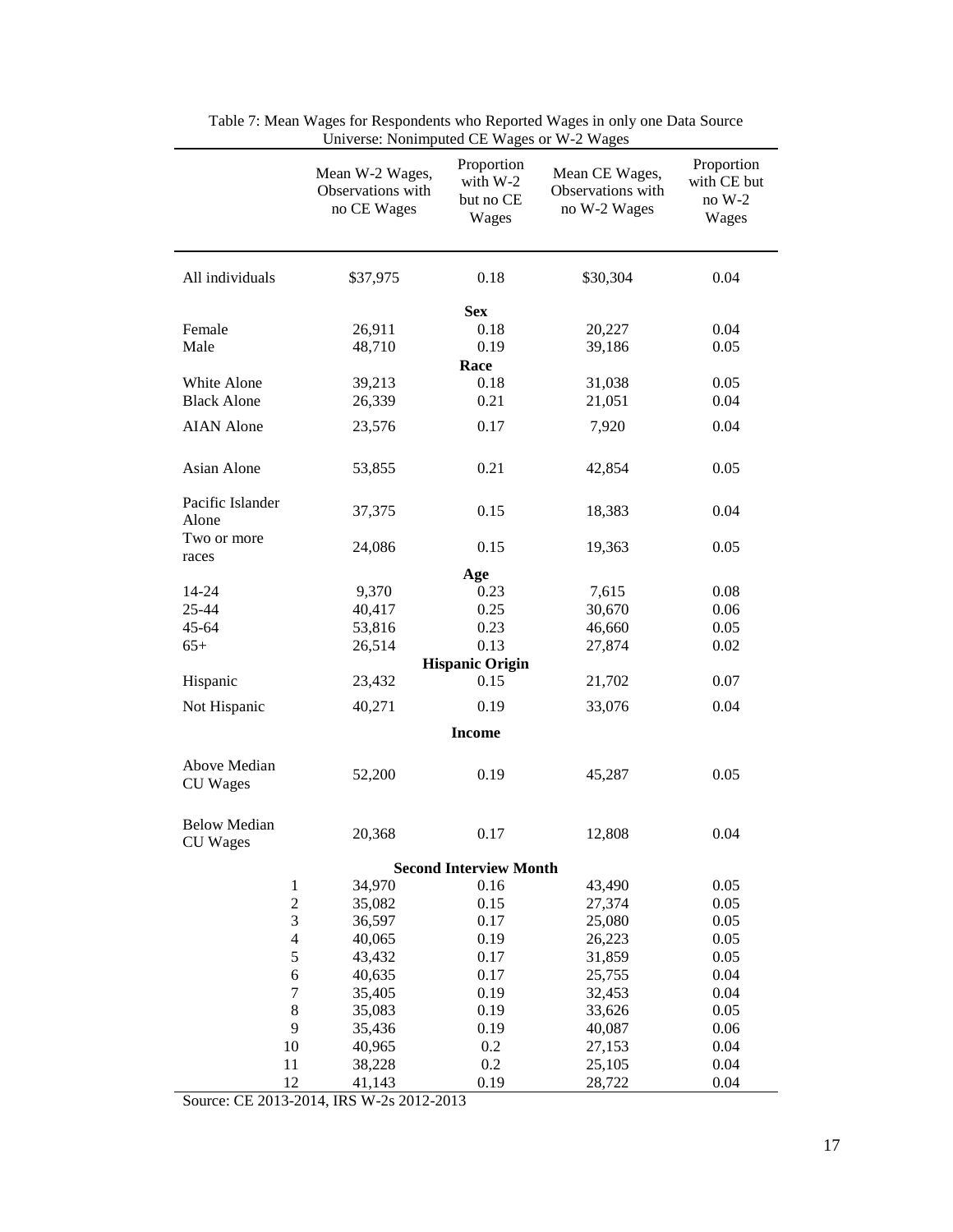Table 7: Mean Wages for Respondents who Reported Wages in only one Data Source
Universe: Nonimputed CE Wages or W-2 Wages

| | Mean W-2 Wages, Observations with no CE Wages | Proportion with W-2 but no CE Wages | Mean CE Wages, Observations with no W-2 Wages | Proportion with CE but no W-2 Wages |
|---|---|---|---|---|
| All individuals | $37,975 | 0.18 | $30,304 | 0.04 |
| **Sex** | | | | |
| Female | 26,911 | 0.18 | 20,227 | 0.04 |
| Male | 48,710 | 0.19 | 39,186 | 0.05 |
| **Race** | | | | |
| White Alone | 39,213 | 0.18 | 31,038 | 0.05 |
| Black Alone | 26,339 | 0.21 | 21,051 | 0.04 |
| AIAN Alone | 23,576 | 0.17 | 7,920 | 0.04 |
| Asian Alone | 53,855 | 0.21 | 42,854 | 0.05 |
| Pacific Islander Alone | 37,375 | 0.15 | 18,383 | 0.04 |
| Two or more races | 24,086 | 0.15 | 19,363 | 0.05 |
| **Age** | | | | |
| 14-24 | 9,370 | 0.23 | 7,615 | 0.08 |
| 25-44 | 40,417 | 0.25 | 30,670 | 0.06 |
| 45-64 | 53,816 | 0.23 | 46,660 | 0.05 |
| 65+ | 26,514 | 0.13 | 27,874 | 0.02 |
| **Hispanic Origin** | | | | |
| Hispanic | 23,432 | 0.15 | 21,702 | 0.07 |
| Not Hispanic | 40,271 | 0.19 | 33,076 | 0.04 |
| **Income** | | | | |
| Above Median CU Wages | 52,200 | 0.19 | 45,287 | 0.05 |
| Below Median CU Wages | 20,368 | 0.17 | 12,808 | 0.04 |
| **Second Interview Month** | | | | |
| 1 | 34,970 | 0.16 | 43,490 | 0.05 |
| 2 | 35,082 | 0.15 | 27,374 | 0.05 |
| 3 | 36,597 | 0.17 | 25,080 | 0.05 |
| 4 | 40,065 | 0.19 | 26,223 | 0.05 |
| 5 | 43,432 | 0.17 | 31,859 | 0.05 |
| 6 | 40,635 | 0.17 | 25,755 | 0.04 |
| 7 | 35,405 | 0.19 | 32,453 | 0.04 |
| 8 | 35,083 | 0.19 | 33,626 | 0.05 |
| 9 | 35,436 | 0.19 | 40,087 | 0.06 |
| 10 | 40,965 | 0.2 | 27,153 | 0.04 |
| 11 | 38,228 | 0.2 | 25,105 | 0.04 |
| 12 | 41,143 | 0.19 | 28,722 | 0.04 |

Source: CE 2013-2014, IRS W-2s 2012-2013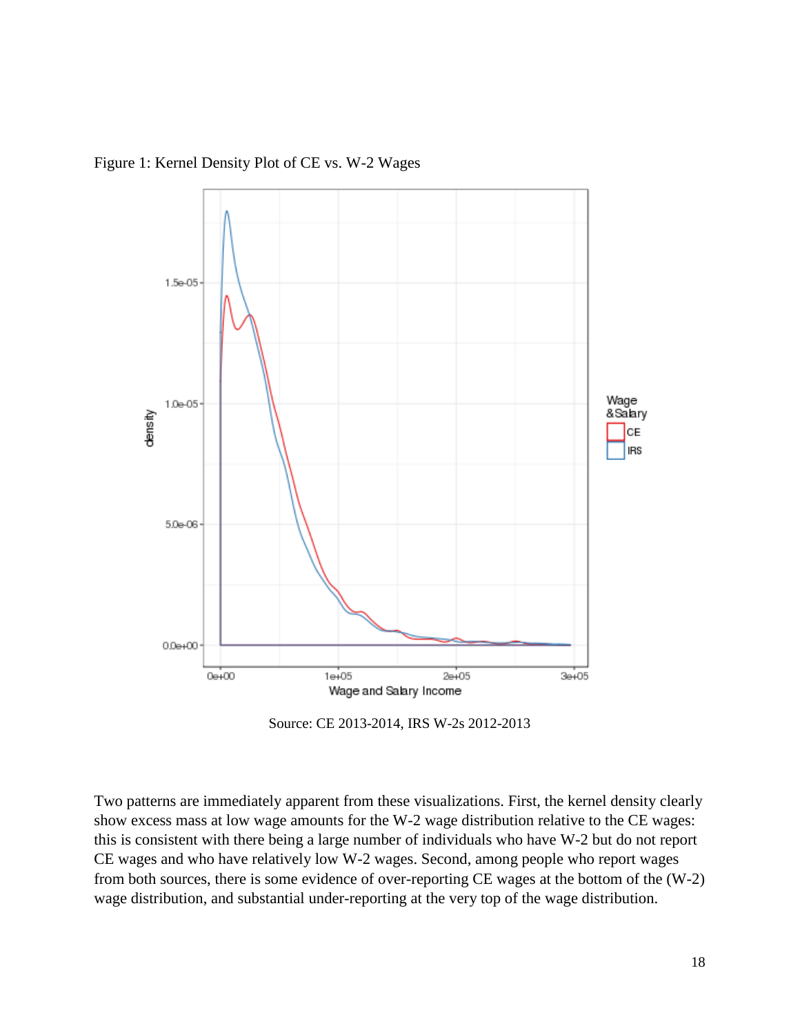Figure 1: Kernel Density Plot of CE vs. W-2 Wages

Source: CE 2013-2014, IRS W-2s 2012-2013

Two patterns are immediately apparent from these visualizations. First, the kernel density clearly show excess mass at low wage amounts for the W-2 wage distribution relative to the CE wages: this is consistent with there being a large number of individuals who have W-2 but do not report CE wages and who have relatively low W-2 wages. Second, among people who report wages from both sources, there is some evidence of over-reporting CE wages at the bottom of the (W-2) wage distribution, and substantial under-reporting at the very top of the wage distribution.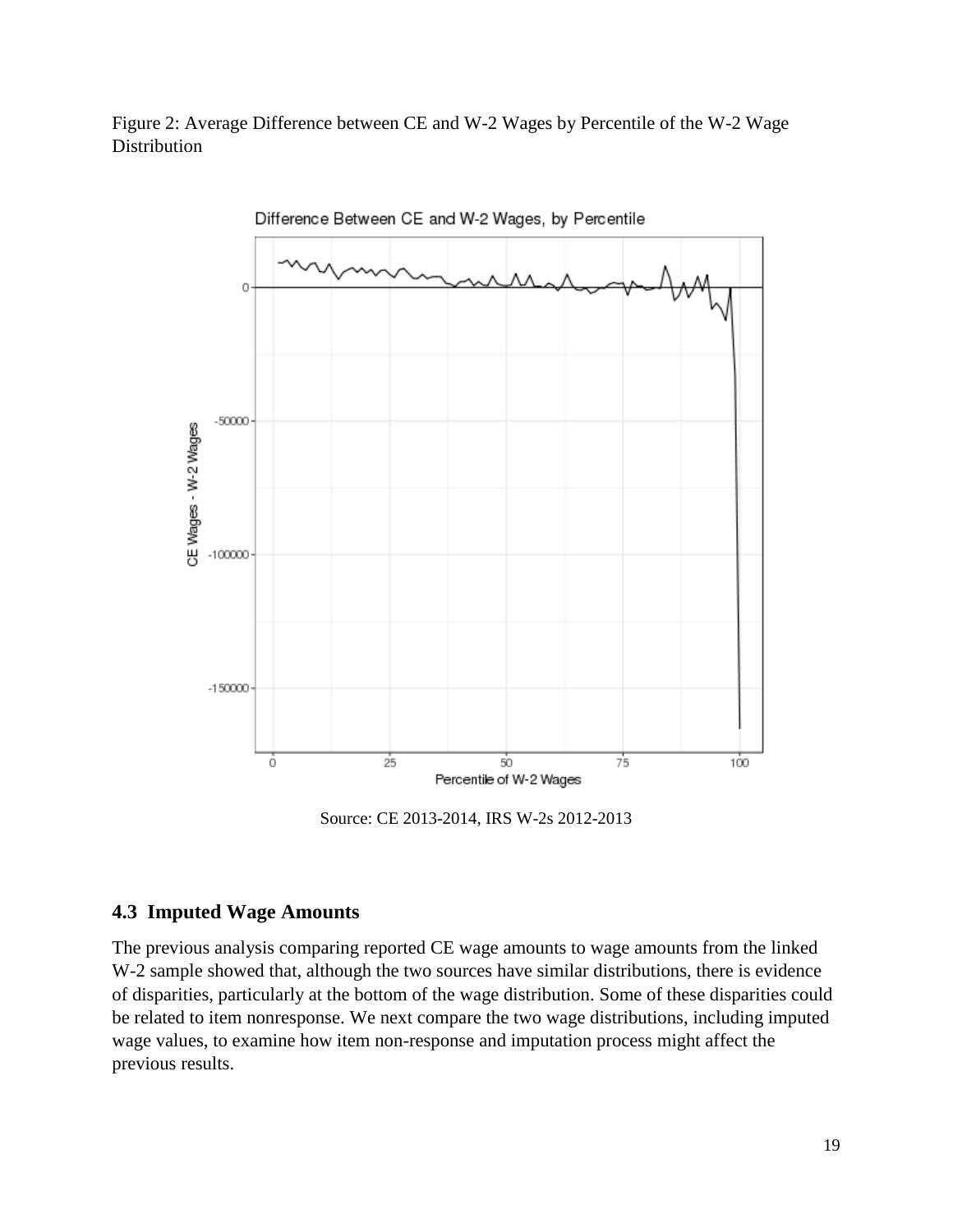Figure 2: Average Difference between CE and W-2 Wages by Percentile of the W-2 Wage Distribution

Source: CE 2013-2014, IRS W-2s 2012-2013

### 4.3 Imputed Wage Amounts

The previous analysis comparing reported CE wage amounts to wage amounts from the linked W-2 sample showed that, although the two sources have similar distributions, there is evidence of disparities, particularly at the bottom of the wage distribution. Some of these disparities could be related to item nonresponse. We next compare the two wage distributions, including imputed wage values, to examine how item non-response and imputation process might affect the previous results.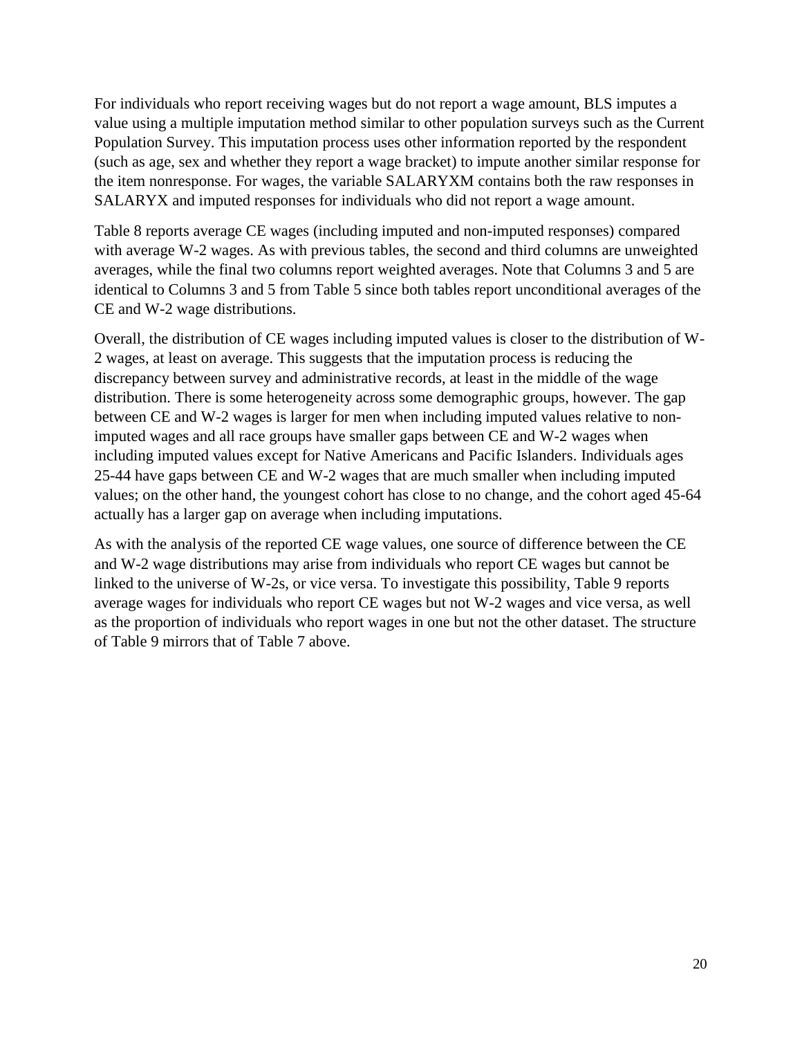For individuals who report receiving wages but do not report a wage amount, BLS imputes a value using a multiple imputation method similar to other population surveys such as the Current Population Survey. This imputation process uses other information reported by the respondent (such as age, sex and whether they report a wage bracket) to impute another similar response for the item nonresponse. For wages, the variable SALARYXM contains both the raw responses in SALARYX and imputed responses for individuals who did not report a wage amount.

Table 8 reports average CE wages (including imputed and non-imputed responses) compared with average W-2 wages. As with previous tables, the second and third columns are unweighted averages, while the final two columns report weighted averages. Note that Columns 3 and 5 are identical to Columns 3 and 5 from Table 5 since both tables report unconditional averages of the CE and W-2 wage distributions.

Overall, the distribution of CE wages including imputed values is closer to the distribution of W-2 wages, at least on average. This suggests that the imputation process is reducing the discrepancy between survey and administrative records, at least in the middle of the wage distribution. There is some heterogeneity across some demographic groups, however. The gap between CE and W-2 wages is larger for men when including imputed values relative to non-imputed wages and all race groups have smaller gaps between CE and W-2 wages when including imputed values except for Native Americans and Pacific Islanders. Individuals ages 25-44 have gaps between CE and W-2 wages that are much smaller when including imputed values; on the other hand, the youngest cohort has close to no change, and the cohort aged 45-64 actually has a larger gap on average when including imputations.

As with the analysis of the reported CE wage values, one source of difference between the CE and W-2 wage distributions may arise from individuals who report CE wages but cannot be linked to the universe of W-2s, or vice versa. To investigate this possibility, Table 9 reports average wages for individuals who report CE wages but not W-2 wages and vice versa, as well as the proportion of individuals who report wages in one but not the other dataset. The structure of Table 9 mirrors that of Table 7 above.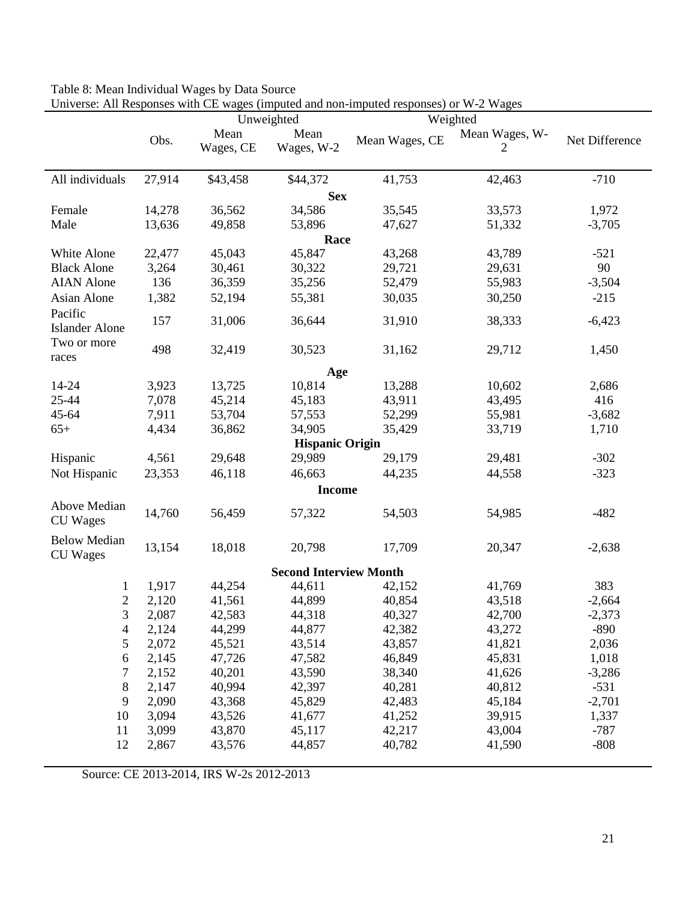Table 8: Mean Individual Wages by Data Source

Universe: All Responses with CE wages (imputed and non-imputed responses) or W-2 Wages

| | Unweighted | | | Weighted | | |
|---|---|---|---|---|---|---|
| | Obs. | Mean Wages, CE | Mean Wages, W-2 | Mean Wages, CE | Mean Wages, W-2 | Net Difference |
| All individuals | 27,914 | $43,458 | $44,372 | 41,753 | 42,463 | -710 |
| **Sex** | | | | | | |
| Female | 14,278 | 36,562 | 34,586 | 35,545 | 33,573 | 1,972 |
| Male | 13,636 | 49,858 | 53,896 | 47,627 | 51,332 | -3,705 |
| **Race** | | | | | | |
| White Alone | 22,477 | 45,043 | 45,847 | 43,268 | 43,789 | -521 |
| Black Alone | 3,264 | 30,461 | 30,322 | 29,721 | 29,631 | 90 |
| AIAN Alone | 136 | 36,359 | 35,256 | 52,479 | 55,983 | -3,504 |
| Asian Alone | 1,382 | 52,194 | 55,381 | 30,035 | 30,250 | -215 |
| Pacific Islander Alone | 157 | 31,006 | 36,644 | 31,910 | 38,333 | -6,423 |
| Two or more races | 498 | 32,419 | 30,523 | 31,162 | 29,712 | 1,450 |
| **Age** | | | | | | |
| 14-24 | 3,923 | 13,725 | 10,814 | 13,288 | 10,602 | 2,686 |
| 25-44 | 7,078 | 45,214 | 45,183 | 43,911 | 43,495 | 416 |
| 45-64 | 7,911 | 53,704 | 57,553 | 52,299 | 55,981 | -3,682 |
| 65+ | 4,434 | 36,862 | 34,905 | 35,429 | 33,719 | 1,710 |
| **Hispanic Origin** | | | | | | |
| Hispanic | 4,561 | 29,648 | 29,989 | 29,179 | 29,481 | -302 |
| Not Hispanic | 23,353 | 46,118 | 46,663 | 44,235 | 44,558 | -323 |
| **Income** | | | | | | |
| Above Median CU Wages | 14,760 | 56,459 | 57,322 | 54,503 | 54,985 | -482 |
| Below Median CU Wages | 13,154 | 18,018 | 20,798 | 17,709 | 20,347 | -2,638 |
| **Second Interview Month** | | | | | | |
| 1 | 1,917 | 44,254 | 44,611 | 42,152 | 41,769 | 383 |
| 2 | 2,120 | 41,561 | 44,899 | 40,854 | 43,518 | -2,664 |
| 3 | 2,087 | 42,583 | 44,318 | 40,327 | 42,700 | -2,373 |
| 4 | 2,124 | 44,299 | 44,877 | 42,382 | 43,272 | -890 |
| 5 | 2,072 | 45,521 | 43,514 | 43,857 | 41,821 | 2,036 |
| 6 | 2,145 | 47,726 | 47,582 | 46,849 | 45,831 | 1,018 |
| 7 | 2,152 | 40,201 | 43,590 | 38,340 | 41,626 | -3,286 |
| 8 | 2,147 | 40,994 | 42,397 | 40,281 | 40,812 | -531 |
| 9 | 2,090 | 43,368 | 45,829 | 42,483 | 45,184 | -2,701 |
| 10 | 3,094 | 43,526 | 41,677 | 41,252 | 39,915 | 1,337 |
| 11 | 3,099 | 43,870 | 45,117 | 42,217 | 43,004 | -787 |
| 12 | 2,867 | 43,576 | 44,857 | 40,782 | 41,590 | -808 |

Source: CE 2013-2014, IRS W-2s 2012-2013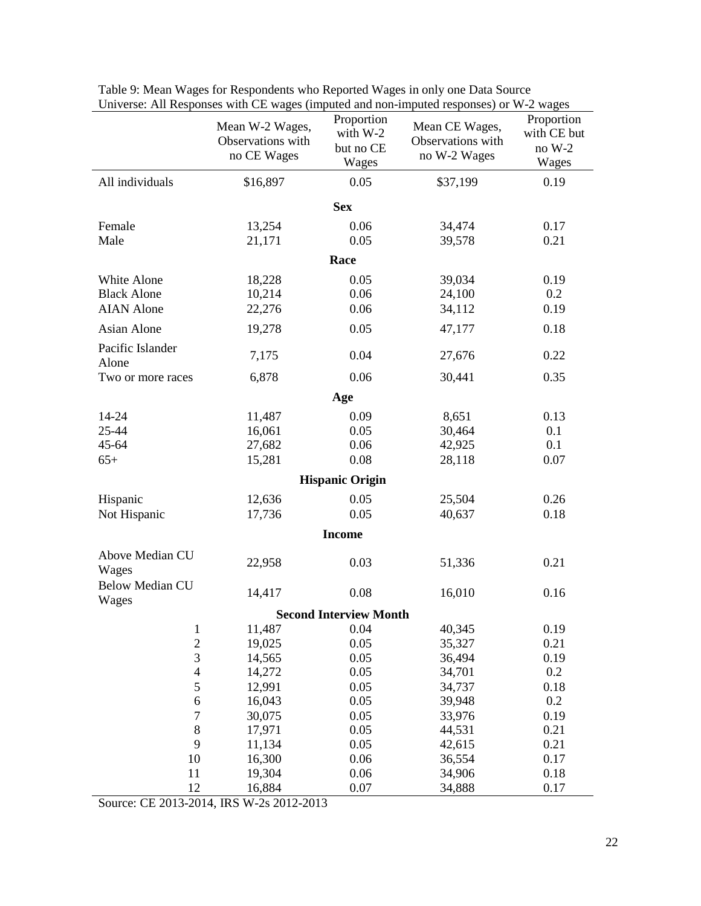Table 9: Mean Wages for Respondents who Reported Wages in only one Data Source
Universe: All Responses with CE wages (imputed and non-imputed responses) or W-2 wages

| | Mean W-2 Wages, Observations with no CE Wages | Proportion with W-2 but no CE Wages | Mean CE Wages, Observations with no W-2 Wages | Proportion with CE but no W-2 Wages |
|---|---|---|---|---|
| All individuals | $16,897 | 0.05 | $37,199 | 0.19 |
| **Sex** | | | | |
| Female | 13,254 | 0.06 | 34,474 | 0.17 |
| Male | 21,171 | 0.05 | 39,578 | 0.21 |
| **Race** | | | | |
| White Alone | 18,228 | 0.05 | 39,034 | 0.19 |
| Black Alone | 10,214 | 0.06 | 24,100 | 0.2 |
| AIAN Alone | 22,276 | 0.06 | 34,112 | 0.19 |
| Asian Alone | 19,278 | 0.05 | 47,177 | 0.18 |
| Pacific Islander Alone | 7,175 | 0.04 | 27,676 | 0.22 |
| Two or more races | 6,878 | 0.06 | 30,441 | 0.35 |
| **Age** | | | | |
| 14-24 | 11,487 | 0.09 | 8,651 | 0.13 |
| 25-44 | 16,061 | 0.05 | 30,464 | 0.1 |
| 45-64 | 27,682 | 0.06 | 42,925 | 0.1 |
| 65+ | 15,281 | 0.08 | 28,118 | 0.07 |
| **Hispanic Origin** | | | | |
| Hispanic | 12,636 | 0.05 | 25,504 | 0.26 |
| Not Hispanic | 17,736 | 0.05 | 40,637 | 0.18 |
| **Income** | | | | |
| Above Median CU Wages | 22,958 | 0.03 | 51,336 | 0.21 |
| Below Median CU Wages | 14,417 | 0.08 | 16,010 | 0.16 |
| **Second Interview Month** | | | | |
| 1 | 11,487 | 0.04 | 40,345 | 0.19 |
| 2 | 19,025 | 0.05 | 35,327 | 0.21 |
| 3 | 14,565 | 0.05 | 36,494 | 0.19 |
| 4 | 14,272 | 0.05 | 34,701 | 0.2 |
| 5 | 12,991 | 0.05 | 34,737 | 0.18 |
| 6 | 16,043 | 0.05 | 39,948 | 0.2 |
| 7 | 30,075 | 0.05 | 33,976 | 0.19 |
| 8 | 17,971 | 0.05 | 44,531 | 0.21 |
| 9 | 11,134 | 0.05 | 42,615 | 0.21 |
| 10 | 16,300 | 0.06 | 36,554 | 0.17 |
| 11 | 19,304 | 0.06 | 34,906 | 0.18 |
| 12 | 16,884 | 0.07 | 34,888 | 0.17 |

Source: CE 2013-2014, IRS W-2s 2012-2013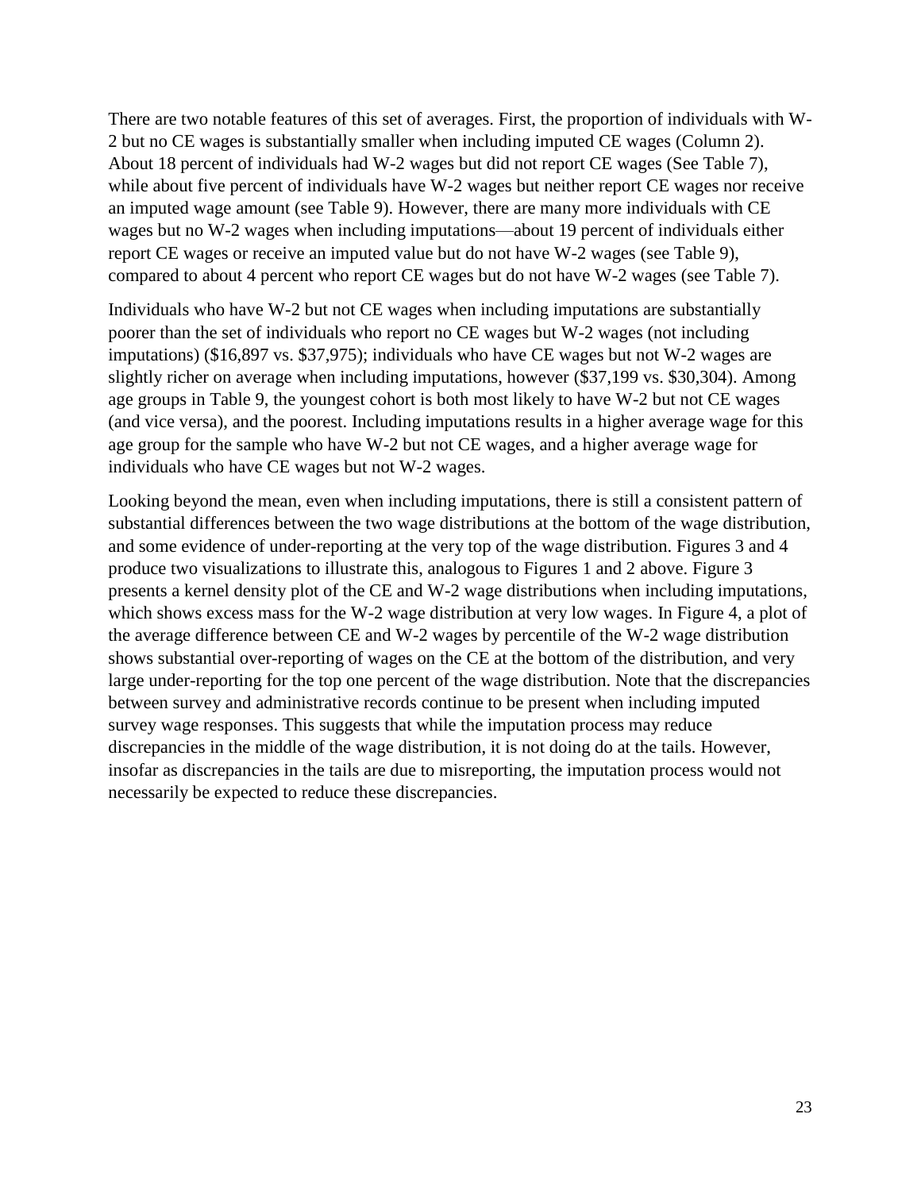There are two notable features of this set of averages. First, the proportion of individuals with W-2 but no CE wages is substantially smaller when including imputed CE wages (Column 2). About 18 percent of individuals had W-2 wages but did not report CE wages (See Table 7), while about five percent of individuals have W-2 wages but neither report CE wages nor receive an imputed wage amount (see Table 9). However, there are many more individuals with CE wages but no W-2 wages when including imputations—about 19 percent of individuals either report CE wages or receive an imputed value but do not have W-2 wages (see Table 9), compared to about 4 percent who report CE wages but do not have W-2 wages (see Table 7).

Individuals who have W-2 but not CE wages when including imputations are substantially poorer than the set of individuals who report no CE wages but W-2 wages (not including imputations) ($16,897 vs. $37,975); individuals who have CE wages but not W-2 wages are slightly richer on average when including imputations, however ($37,199 vs. $30,304). Among age groups in Table 9, the youngest cohort is both most likely to have W-2 but not CE wages (and vice versa), and the poorest. Including imputations results in a higher average wage for this age group for the sample who have W-2 but not CE wages, and a higher average wage for individuals who have CE wages but not W-2 wages.

Looking beyond the mean, even when including imputations, there is still a consistent pattern of substantial differences between the two wage distributions at the bottom of the wage distribution, and some evidence of under-reporting at the very top of the wage distribution. Figures 3 and 4 produce two visualizations to illustrate this, analogous to Figures 1 and 2 above. Figure 3 presents a kernel density plot of the CE and W-2 wage distributions when including imputations, which shows excess mass for the W-2 wage distribution at very low wages. In Figure 4, a plot of the average difference between CE and W-2 wages by percentile of the W-2 wage distribution shows substantial over-reporting of wages on the CE at the bottom of the distribution, and very large under-reporting for the top one percent of the wage distribution. Note that the discrepancies between survey and administrative records continue to be present when including imputed survey wage responses. This suggests that while the imputation process may reduce discrepancies in the middle of the wage distribution, it is not doing do at the tails. However, insofar as discrepancies in the tails are due to misreporting, the imputation process would not necessarily be expected to reduce these discrepancies.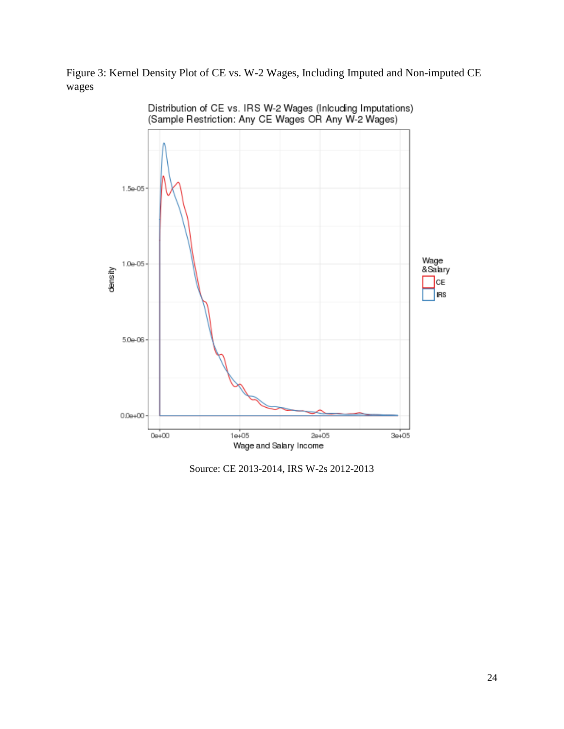Figure 3: Kernel Density Plot of CE vs. W-2 Wages, Including Imputed and Non-imputed CE wages

Source: CE 2013-2014, IRS W-2s 2012-2013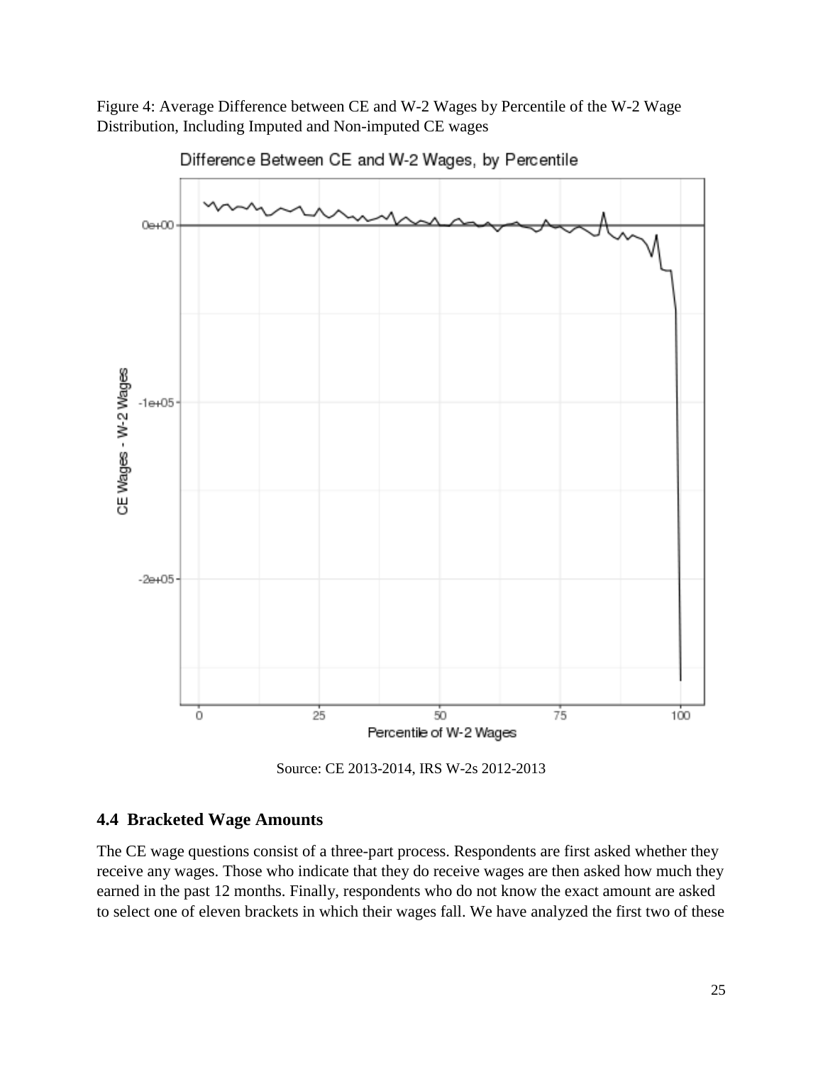Figure 4: Average Difference between CE and W-2 Wages by Percentile of the W-2 Wage Distribution, Including Imputed and Non-imputed CE wages

Source: CE 2013-2014, IRS W-2s 2012-2013

### 4.4 Bracketed Wage Amounts

The CE wage questions consist of a three-part process. Respondents are first asked whether they receive any wages. Those who indicate that they do receive wages are then asked how much they earned in the past 12 months. Finally, respondents who do not know the exact amount are asked to select one of eleven brackets in which their wages fall. We have analyzed the first two of these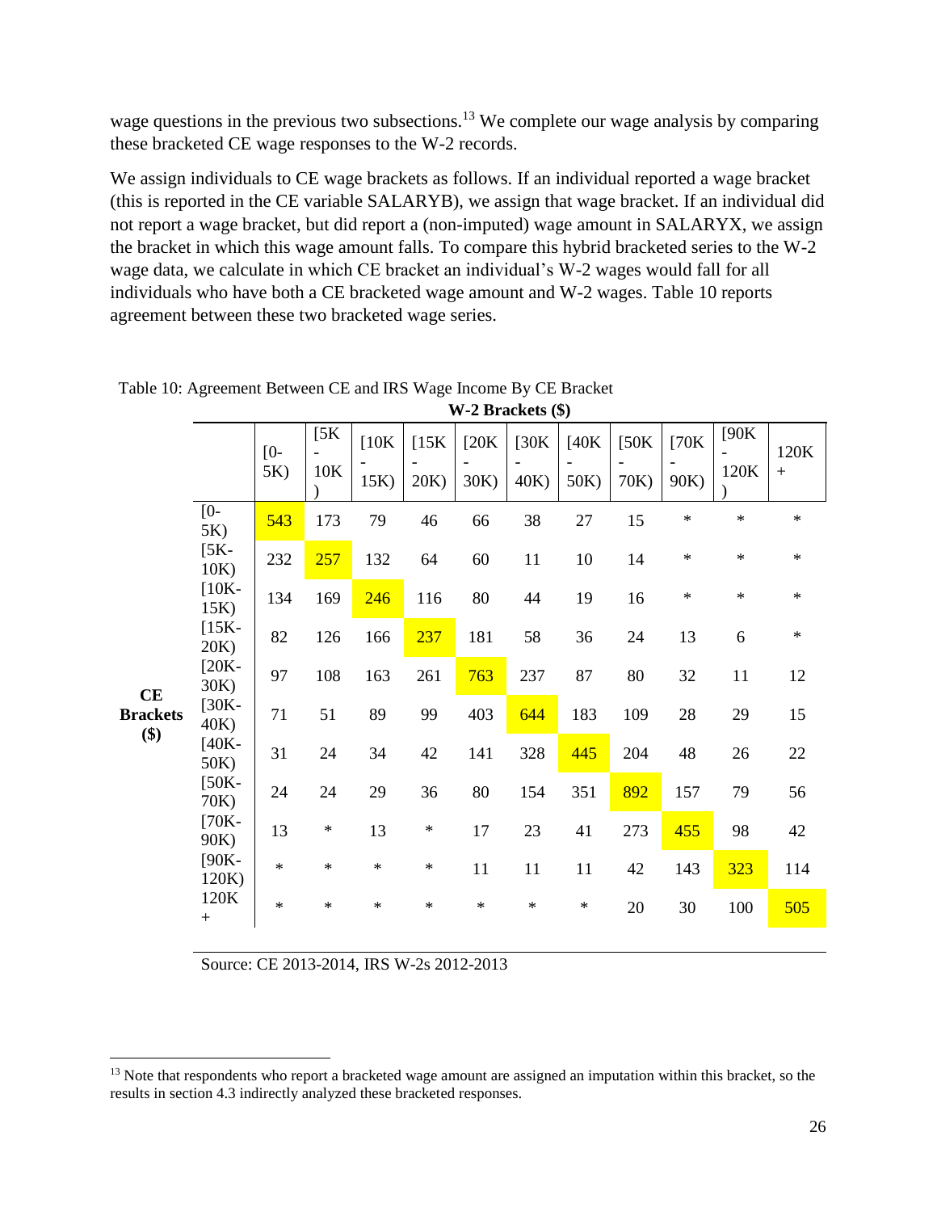wage questions in the previous two subsections.[13] We complete our wage analysis by comparing these bracketed CE wage responses to the W-2 records.

We assign individuals to CE wage brackets as follows. If an individual reported a wage bracket (this is reported in the CE variable SALARYB), we assign that wage bracket. If an individual did not report a wage bracket, but did report a (non-imputed) wage amount in SALARYX, we assign the bracket in which this wage amount falls. To compare this hybrid bracketed series to the W-2 wage data, we calculate in which CE bracket an individual's W-2 wages would fall for all individuals who have both a CE bracketed wage amount and W-2 wages. Table 10 reports agreement between these two bracketed wage series.

Table 10: Agreement Between CE and IRS Wage Income By CE Bracket

| | | W-2 Brackets ($) | | | | | | | | | | |
|---|---|---|---|---|---|---|---|---|---|---|---|---|
| | | [0-5K) | [5K-10K) | [10K-15K) | [15K-20K) | [20K-30K) | [30K-40K) | [40K-50K) | [50K-70K) | [70K-90K) | [90K-120K) | 120K+ |
| CE Brackets ($) | [0-5K) | 543 | 173 | 79 | 46 | 66 | 38 | 27 | 15 | * | * | * |
| | [5K-10K) | 232 | 257 | 132 | 64 | 60 | 11 | 10 | 14 | * | * | * |
| | [10K-15K) | 134 | 169 | 246 | 116 | 80 | 44 | 19 | 16 | * | * | * |
| | [15K-20K) | 82 | 126 | 166 | 237 | 181 | 58 | 36 | 24 | 13 | 6 | * |
| | [20K-30K) | 97 | 108 | 163 | 261 | 763 | 237 | 87 | 80 | 32 | 11 | 12 |
| | [30K-40K) | 71 | 51 | 89 | 99 | 403 | 644 | 183 | 109 | 28 | 29 | 15 |
| | [40K-50K) | 31 | 24 | 34 | 42 | 141 | 328 | 445 | 204 | 48 | 26 | 22 |
| | [50K-70K) | 24 | 24 | 29 | 36 | 80 | 154 | 351 | 892 | 157 | 79 | 56 |
| | [70K-90K) | 13 | * | 13 | * | 17 | 23 | 41 | 273 | 455 | 98 | 42 |
| | [90K-120K) | * | * | * | * | 11 | 11 | 11 | 42 | 143 | 323 | 114 |
| | 120K+ | * | * | * | * | * | * | * | 20 | 30 | 100 | 505 |

Source: CE 2013-2014, IRS W-2s 2012-2013

[13] Note that respondents who report a bracketed wage amount are assigned an imputation within this bracket, so the results in section 4.3 indirectly analyzed these bracketed responses.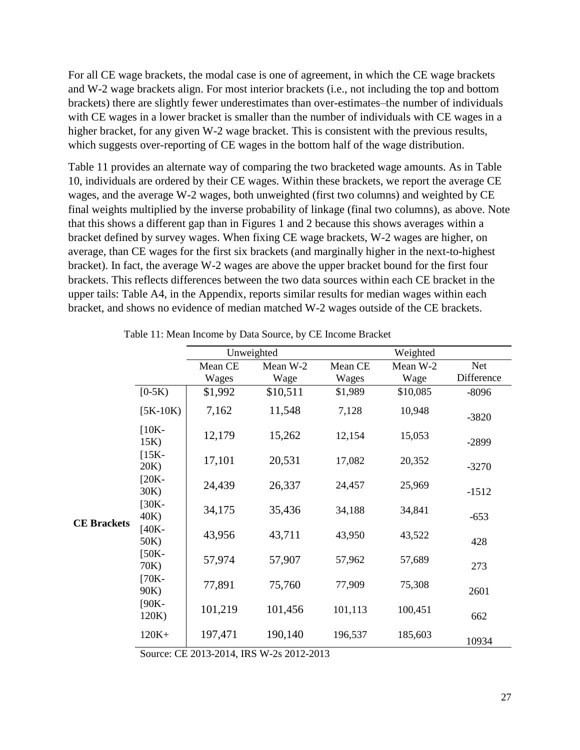For all CE wage brackets, the modal case is one of agreement, in which the CE wage brackets and W-2 wage brackets align. For most interior brackets (i.e., not including the top and bottom brackets) there are slightly fewer underestimates than over-estimates–the number of individuals with CE wages in a lower bracket is smaller than the number of individuals with CE wages in a higher bracket, for any given W-2 wage bracket. This is consistent with the previous results, which suggests over-reporting of CE wages in the bottom half of the wage distribution.

Table 11 provides an alternate way of comparing the two bracketed wage amounts. As in Table 10, individuals are ordered by their CE wages. Within these brackets, we report the average CE wages, and the average W-2 wages, both unweighted (first two columns) and weighted by CE final weights multiplied by the inverse probability of linkage (final two columns), as above. Note that this shows a different gap than in Figures 1 and 2 because this shows averages within a bracket defined by survey wages. When fixing CE wage brackets, W-2 wages are higher, on average, than CE wages for the first six brackets (and marginally higher in the next-to-highest bracket). In fact, the average W-2 wages are above the upper bracket bound for the first four brackets. This reflects differences between the two data sources within each CE bracket in the upper tails: Table A4, in the Appendix, reports similar results for median wages within each bracket, and shows no evidence of median matched W-2 wages outside of the CE brackets.

Table 11: Mean Income by Data Source, by CE Income Bracket

| | | Unweighted | | Weighted | | |
|---|---|---|---|---|---|---|
| | | Mean CE Wages | Mean W-2 Wage | Mean CE Wages | Mean W-2 Wage | Net Difference |
| **CE Brackets** | [0-5K) | $1,992 | $10,511 | $1,989 | $10,085 | -8096 |
| | [5K-10K) | 7,162 | 11,548 | 7,128 | 10,948 | -3820 |
| | [10K-15K) | 12,179 | 15,262 | 12,154 | 15,053 | -2899 |
| | [15K-20K) | 17,101 | 20,531 | 17,082 | 20,352 | -3270 |
| | [20K-30K) | 24,439 | 26,337 | 24,457 | 25,969 | -1512 |
| | [30K-40K) | 34,175 | 35,436 | 34,188 | 34,841 | -653 |
| | [40K-50K) | 43,956 | 43,711 | 43,950 | 43,522 | 428 |
| | [50K-70K) | 57,974 | 57,907 | 57,962 | 57,689 | 273 |
| | [70K-90K) | 77,891 | 75,760 | 77,909 | 75,308 | 2601 |
| | [90K-120K) | 101,219 | 101,456 | 101,113 | 100,451 | 662 |
| | 120K+ | 197,471 | 190,140 | 196,537 | 185,603 | 10934 |

Source: CE 2013-2014, IRS W-2s 2012-2013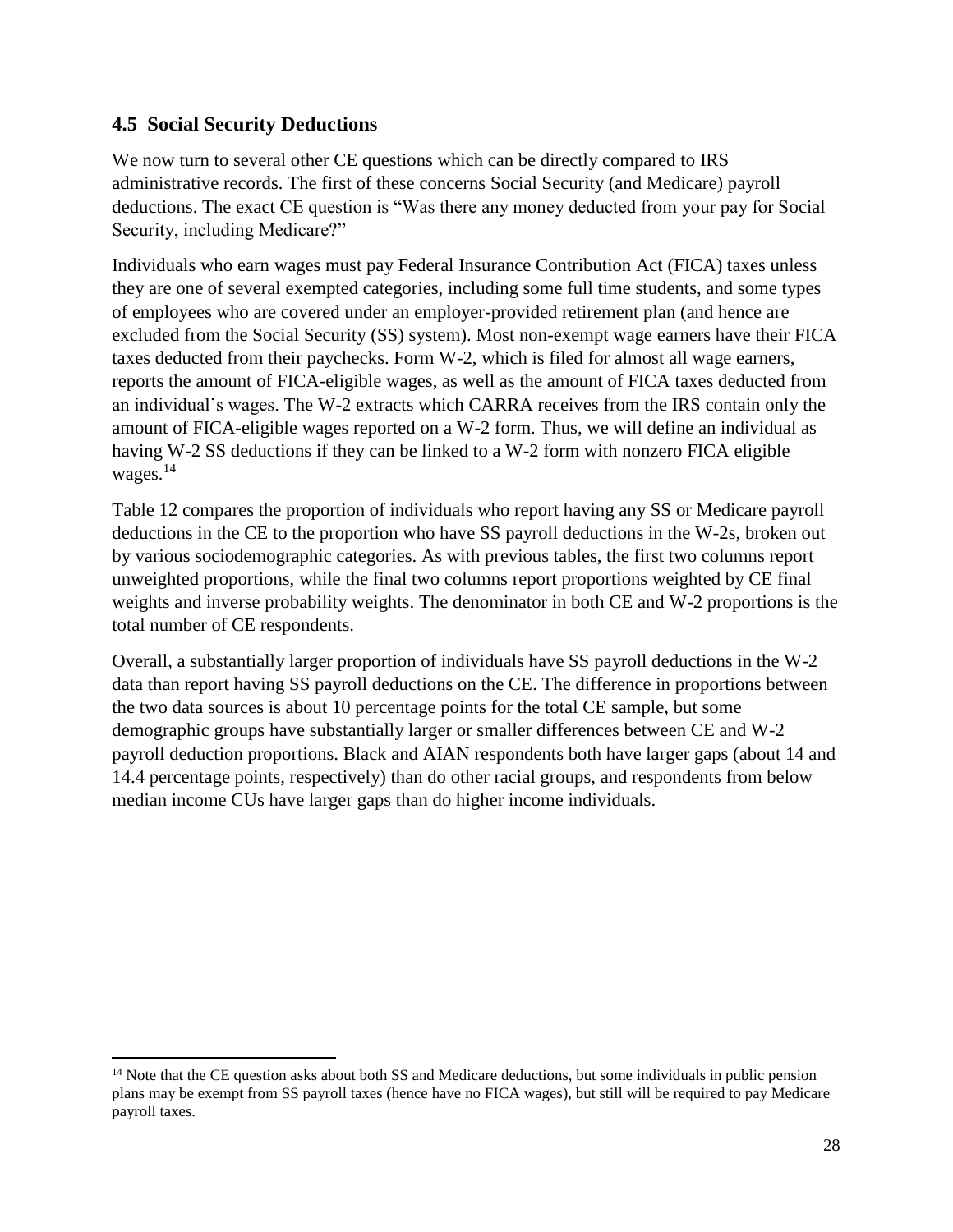### 4.5 Social Security Deductions

We now turn to several other CE questions which can be directly compared to IRS administrative records. The first of these concerns Social Security (and Medicare) payroll deductions. The exact CE question is "Was there any money deducted from your pay for Social Security, including Medicare?"

Individuals who earn wages must pay Federal Insurance Contribution Act (FICA) taxes unless they are one of several exempted categories, including some full time students, and some types of employees who are covered under an employer-provided retirement plan (and hence are excluded from the Social Security (SS) system). Most non-exempt wage earners have their FICA taxes deducted from their paychecks. Form W-2, which is filed for almost all wage earners, reports the amount of FICA-eligible wages, as well as the amount of FICA taxes deducted from an individual's wages. The W-2 extracts which CARRA receives from the IRS contain only the amount of FICA-eligible wages reported on a W-2 form. Thus, we will define an individual as having W-2 SS deductions if they can be linked to a W-2 form with nonzero FICA eligible wages.[14]

Table 12 compares the proportion of individuals who report having any SS or Medicare payroll deductions in the CE to the proportion who have SS payroll deductions in the W-2s, broken out by various sociodemographic categories. As with previous tables, the first two columns report unweighted proportions, while the final two columns report proportions weighted by CE final weights and inverse probability weights. The denominator in both CE and W-2 proportions is the total number of CE respondents.

Overall, a substantially larger proportion of individuals have SS payroll deductions in the W-2 data than report having SS payroll deductions on the CE. The difference in proportions between the two data sources is about 10 percentage points for the total CE sample, but some demographic groups have substantially larger or smaller differences between CE and W-2 payroll deduction proportions. Black and AIAN respondents both have larger gaps (about 14 and 14.4 percentage points, respectively) than do other racial groups, and respondents from below median income CUs have larger gaps than do higher income individuals.

[14] Note that the CE question asks about both SS and Medicare deductions, but some individuals in public pension plans may be exempt from SS payroll taxes (hence have no FICA wages), but still will be required to pay Medicare payroll taxes.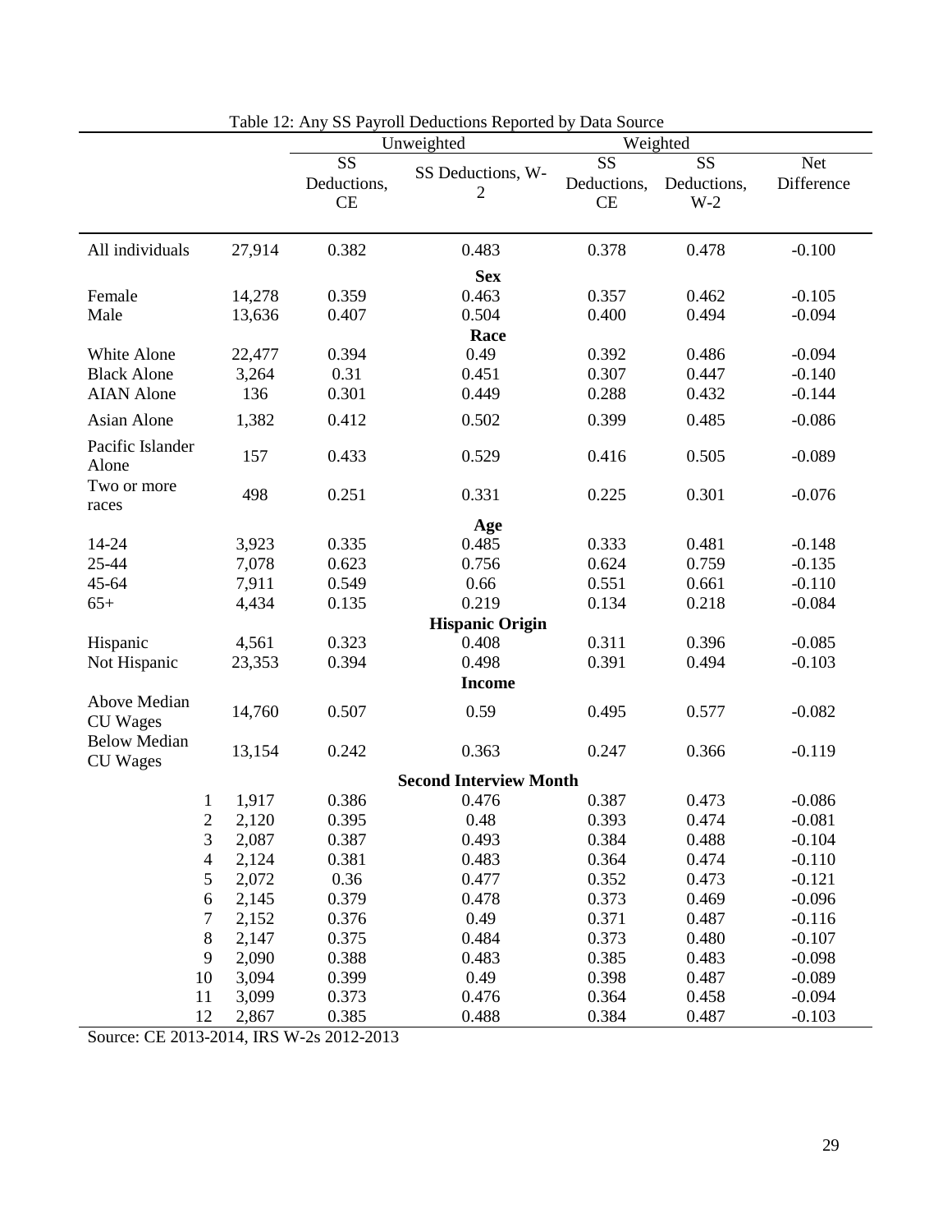Table 12: Any SS Payroll Deductions Reported by Data Source

| | | Unweighted | | Weighted | | |
|---|---|---|---|---|---|---|
| | | SS Deductions, CE | SS Deductions, W-2 | SS Deductions, CE | SS Deductions, W-2 | Net Difference |
| All individuals | 27,914 | 0.382 | 0.483 | 0.378 | 0.478 | -0.100 |
| | | | **Sex** | | | |
| Female | 14,278 | 0.359 | 0.463 | 0.357 | 0.462 | -0.105 |
| Male | 13,636 | 0.407 | 0.504 | 0.400 | 0.494 | -0.094 |
| | | | **Race** | | | |
| White Alone | 22,477 | 0.394 | 0.49 | 0.392 | 0.486 | -0.094 |
| Black Alone | 3,264 | 0.31 | 0.451 | 0.307 | 0.447 | -0.140 |
| AIAN Alone | 136 | 0.301 | 0.449 | 0.288 | 0.432 | -0.144 |
| Asian Alone | 1,382 | 0.412 | 0.502 | 0.399 | 0.485 | -0.086 |
| Pacific Islander Alone | 157 | 0.433 | 0.529 | 0.416 | 0.505 | -0.089 |
| Two or more races | 498 | 0.251 | 0.331 | 0.225 | 0.301 | -0.076 |
| | | | **Age** | | | |
| 14-24 | 3,923 | 0.335 | 0.485 | 0.333 | 0.481 | -0.148 |
| 25-44 | 7,078 | 0.623 | 0.756 | 0.624 | 0.759 | -0.135 |
| 45-64 | 7,911 | 0.549 | 0.66 | 0.551 | 0.661 | -0.110 |
| 65+ | 4,434 | 0.135 | 0.219 | 0.134 | 0.218 | -0.084 |
| | | | **Hispanic Origin** | | | |
| Hispanic | 4,561 | 0.323 | 0.408 | 0.311 | 0.396 | -0.085 |
| Not Hispanic | 23,353 | 0.394 | 0.498 | 0.391 | 0.494 | -0.103 |
| | | | **Income** | | | |
| Above Median CU Wages | 14,760 | 0.507 | 0.59 | 0.495 | 0.577 | -0.082 |
| Below Median CU Wages | 13,154 | 0.242 | 0.363 | 0.247 | 0.366 | -0.119 |
| | | | **Second Interview Month** | | | |
| 1 | 1,917 | 0.386 | 0.476 | 0.387 | 0.473 | -0.086 |
| 2 | 2,120 | 0.395 | 0.48 | 0.393 | 0.474 | -0.081 |
| 3 | 2,087 | 0.387 | 0.493 | 0.384 | 0.488 | -0.104 |
| 4 | 2,124 | 0.381 | 0.483 | 0.364 | 0.474 | -0.110 |
| 5 | 2,072 | 0.36 | 0.477 | 0.352 | 0.473 | -0.121 |
| 6 | 2,145 | 0.379 | 0.478 | 0.373 | 0.469 | -0.096 |
| 7 | 2,152 | 0.376 | 0.49 | 0.371 | 0.487 | -0.116 |
| 8 | 2,147 | 0.375 | 0.484 | 0.373 | 0.480 | -0.107 |
| 9 | 2,090 | 0.388 | 0.483 | 0.385 | 0.483 | -0.098 |
| 10 | 3,094 | 0.399 | 0.49 | 0.398 | 0.487 | -0.089 |
| 11 | 3,099 | 0.373 | 0.476 | 0.364 | 0.458 | -0.094 |
| 12 | 2,867 | 0.385 | 0.488 | 0.384 | 0.487 | -0.103 |

Source: CE 2013-2014, IRS W-2s 2012-2013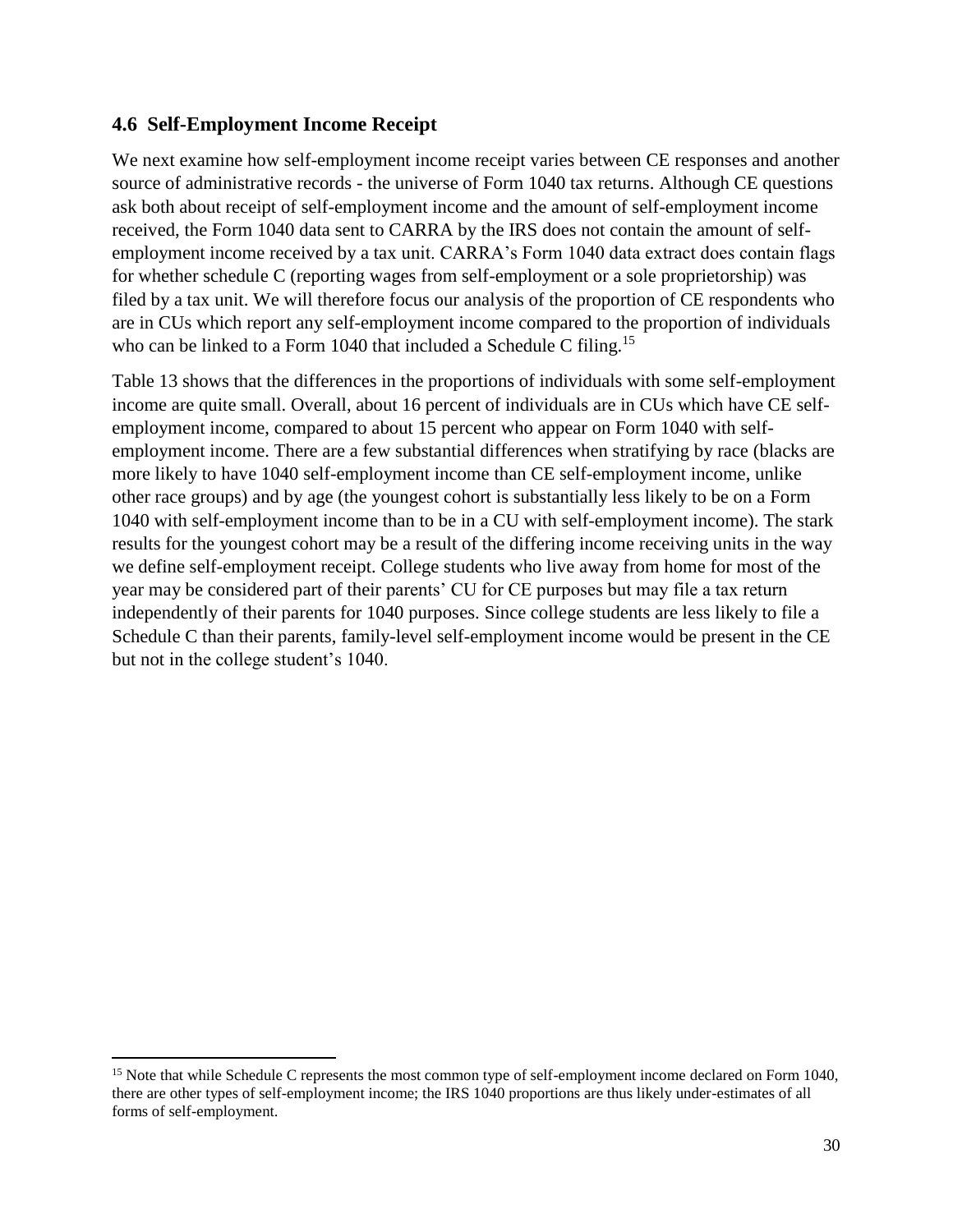### 4.6 Self-Employment Income Receipt

We next examine how self-employment income receipt varies between CE responses and another source of administrative records - the universe of Form 1040 tax returns. Although CE questions ask both about receipt of self-employment income and the amount of self-employment income received, the Form 1040 data sent to CARRA by the IRS does not contain the amount of self-employment income received by a tax unit. CARRA's Form 1040 data extract does contain flags for whether schedule C (reporting wages from self-employment or a sole proprietorship) was filed by a tax unit. We will therefore focus our analysis of the proportion of CE respondents who are in CUs which report any self-employment income compared to the proportion of individuals who can be linked to a Form 1040 that included a Schedule C filing.[15]

Table 13 shows that the differences in the proportions of individuals with some self-employment income are quite small. Overall, about 16 percent of individuals are in CUs which have CE self-employment income, compared to about 15 percent who appear on Form 1040 with self-employment income. There are a few substantial differences when stratifying by race (blacks are more likely to have 1040 self-employment income than CE self-employment income, unlike other race groups) and by age (the youngest cohort is substantially less likely to be on a Form 1040 with self-employment income than to be in a CU with self-employment income). The stark results for the youngest cohort may be a result of the differing income receiving units in the way we define self-employment receipt. College students who live away from home for most of the year may be considered part of their parents' CU for CE purposes but may file a tax return independently of their parents for 1040 purposes. Since college students are less likely to file a Schedule C than their parents, family-level self-employment income would be present in the CE but not in the college student's 1040.

[15] Note that while Schedule C represents the most common type of self-employment income declared on Form 1040, there are other types of self-employment income; the IRS 1040 proportions are thus likely under-estimates of all forms of self-employment.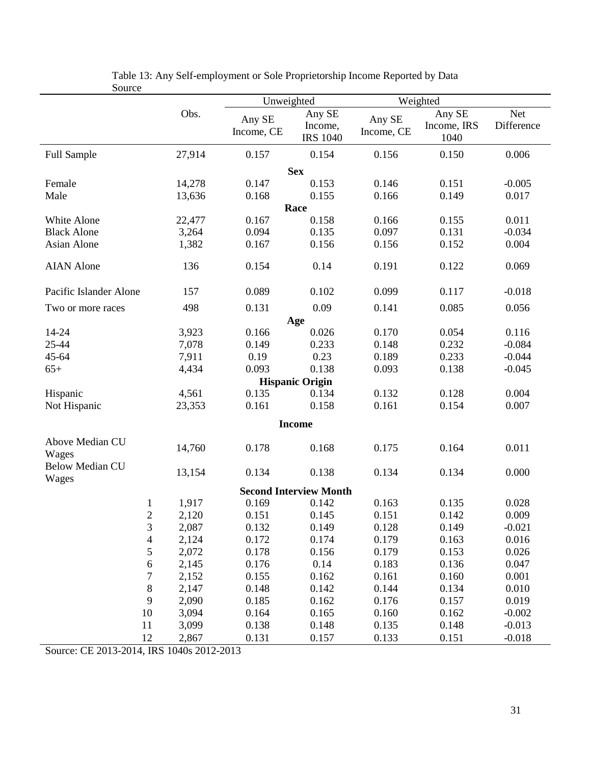Table 13: Any Self-employment or Sole Proprietorship Income Reported by Data Source

| | Obs. | Unweighted | | Weighted | | |
|---|---|---|---|---|---|---|
| | | Any SE Income, CE | Any SE Income, IRS 1040 | Any SE Income, CE | Any SE Income, IRS 1040 | Net Difference |
| Full Sample | 27,914 | 0.157 | 0.154 | 0.156 | 0.150 | 0.006 |
| **Sex** | | | | | | |
| Female | 14,278 | 0.147 | 0.153 | 0.146 | 0.151 | -0.005 |
| Male | 13,636 | 0.168 | 0.155 | 0.166 | 0.149 | 0.017 |
| **Race** | | | | | | |
| White Alone | 22,477 | 0.167 | 0.158 | 0.166 | 0.155 | 0.011 |
| Black Alone | 3,264 | 0.094 | 0.135 | 0.097 | 0.131 | -0.034 |
| Asian Alone | 1,382 | 0.167 | 0.156 | 0.156 | 0.152 | 0.004 |
| AIAN Alone | 136 | 0.154 | 0.14 | 0.191 | 0.122 | 0.069 |
| Pacific Islander Alone | 157 | 0.089 | 0.102 | 0.099 | 0.117 | -0.018 |
| Two or more races | 498 | 0.131 | 0.09 | 0.141 | 0.085 | 0.056 |
| **Age** | | | | | | |
| 14-24 | 3,923 | 0.166 | 0.026 | 0.170 | 0.054 | 0.116 |
| 25-44 | 7,078 | 0.149 | 0.233 | 0.148 | 0.232 | -0.084 |
| 45-64 | 7,911 | 0.19 | 0.23 | 0.189 | 0.233 | -0.044 |
| 65+ | 4,434 | 0.093 | 0.138 | 0.093 | 0.138 | -0.045 |
| **Hispanic Origin** | | | | | | |
| Hispanic | 4,561 | 0.135 | 0.134 | 0.132 | 0.128 | 0.004 |
| Not Hispanic | 23,353 | 0.161 | 0.158 | 0.161 | 0.154 | 0.007 |
| **Income** | | | | | | |
| Above Median CU Wages | 14,760 | 0.178 | 0.168 | 0.175 | 0.164 | 0.011 |
| Below Median CU Wages | 13,154 | 0.134 | 0.138 | 0.134 | 0.134 | 0.000 |
| **Second Interview Month** | | | | | | |
| 1 | 1,917 | 0.169 | 0.142 | 0.163 | 0.135 | 0.028 |
| 2 | 2,120 | 0.151 | 0.145 | 0.151 | 0.142 | 0.009 |
| 3 | 2,087 | 0.132 | 0.149 | 0.128 | 0.149 | -0.021 |
| 4 | 2,124 | 0.172 | 0.174 | 0.179 | 0.163 | 0.016 |
| 5 | 2,072 | 0.178 | 0.156 | 0.179 | 0.153 | 0.026 |
| 6 | 2,145 | 0.176 | 0.14 | 0.183 | 0.136 | 0.047 |
| 7 | 2,152 | 0.155 | 0.162 | 0.161 | 0.160 | 0.001 |
| 8 | 2,147 | 0.148 | 0.142 | 0.144 | 0.134 | 0.010 |
| 9 | 2,090 | 0.185 | 0.162 | 0.176 | 0.157 | 0.019 |
| 10 | 3,094 | 0.164 | 0.165 | 0.160 | 0.162 | -0.002 |
| 11 | 3,099 | 0.138 | 0.148 | 0.135 | 0.148 | -0.013 |
| 12 | 2,867 | 0.131 | 0.157 | 0.133 | 0.151 | -0.018 |

Source: CE 2013-2014, IRS 1040s 2012-2013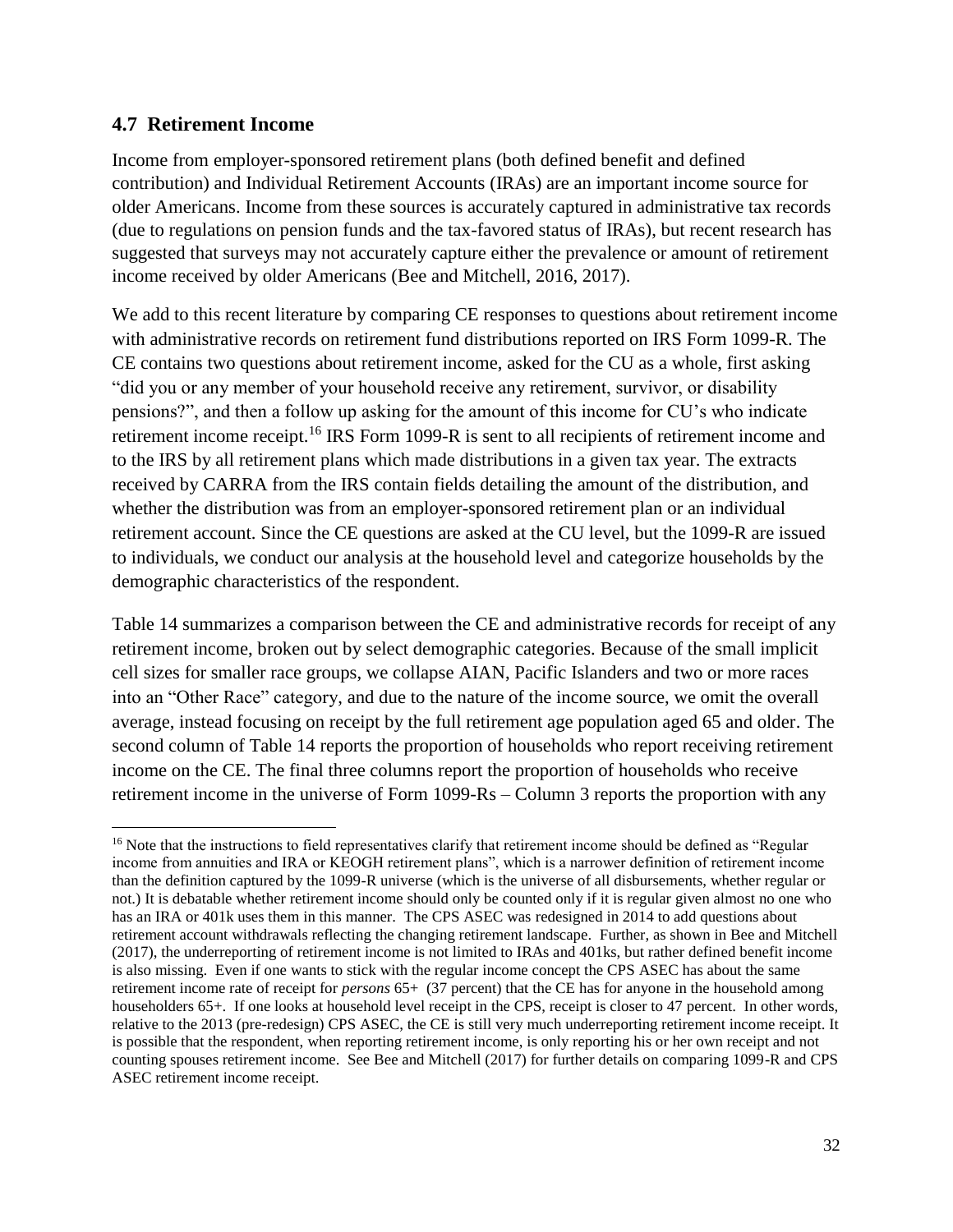### 4.7 Retirement Income

Income from employer-sponsored retirement plans (both defined benefit and defined contribution) and Individual Retirement Accounts (IRAs) are an important income source for older Americans. Income from these sources is accurately captured in administrative tax records (due to regulations on pension funds and the tax-favored status of IRAs), but recent research has suggested that surveys may not accurately capture either the prevalence or amount of retirement income received by older Americans (Bee and Mitchell, 2016, 2017).

We add to this recent literature by comparing CE responses to questions about retirement income with administrative records on retirement fund distributions reported on IRS Form 1099-R. The CE contains two questions about retirement income, asked for the CU as a whole, first asking "did you or any member of your household receive any retirement, survivor, or disability pensions?", and then a follow up asking for the amount of this income for CU's who indicate retirement income receipt.[16] IRS Form 1099-R is sent to all recipients of retirement income and to the IRS by all retirement plans which made distributions in a given tax year. The extracts received by CARRA from the IRS contain fields detailing the amount of the distribution, and whether the distribution was from an employer-sponsored retirement plan or an individual retirement account. Since the CE questions are asked at the CU level, but the 1099-R are issued to individuals, we conduct our analysis at the household level and categorize households by the demographic characteristics of the respondent.

Table 14 summarizes a comparison between the CE and administrative records for receipt of any retirement income, broken out by select demographic categories. Because of the small implicit cell sizes for smaller race groups, we collapse AIAN, Pacific Islanders and two or more races into an "Other Race" category, and due to the nature of the income source, we omit the overall average, instead focusing on receipt by the full retirement age population aged 65 and older. The second column of Table 14 reports the proportion of households who report receiving retirement income on the CE. The final three columns report the proportion of households who receive retirement income in the universe of Form 1099-Rs – Column 3 reports the proportion with any

[16] Note that the instructions to field representatives clarify that retirement income should be defined as "Regular income from annuities and IRA or KEOGH retirement plans", which is a narrower definition of retirement income than the definition captured by the 1099-R universe (which is the universe of all disbursements, whether regular or not.) It is debatable whether retirement income should only be counted only if it is regular given almost no one who has an IRA or 401k uses them in this manner. The CPS ASEC was redesigned in 2014 to add questions about retirement account withdrawals reflecting the changing retirement landscape. Further, as shown in Bee and Mitchell (2017), the underreporting of retirement income is not limited to IRAs and 401ks, but rather defined benefit income is also missing. Even if one wants to stick with the regular income concept the CPS ASEC has about the same retirement income rate of receipt for *persons* 65+ (37 percent) that the CE has for anyone in the household among householders 65+. If one looks at household level receipt in the CPS, receipt is closer to 47 percent. In other words, relative to the 2013 (pre-redesign) CPS ASEC, the CE is still very much underreporting retirement income receipt. It is possible that the respondent, when reporting retirement income, is only reporting his or her own receipt and not counting spouses retirement income. See Bee and Mitchell (2017) for further details on comparing 1099-R and CPS ASEC retirement income receipt.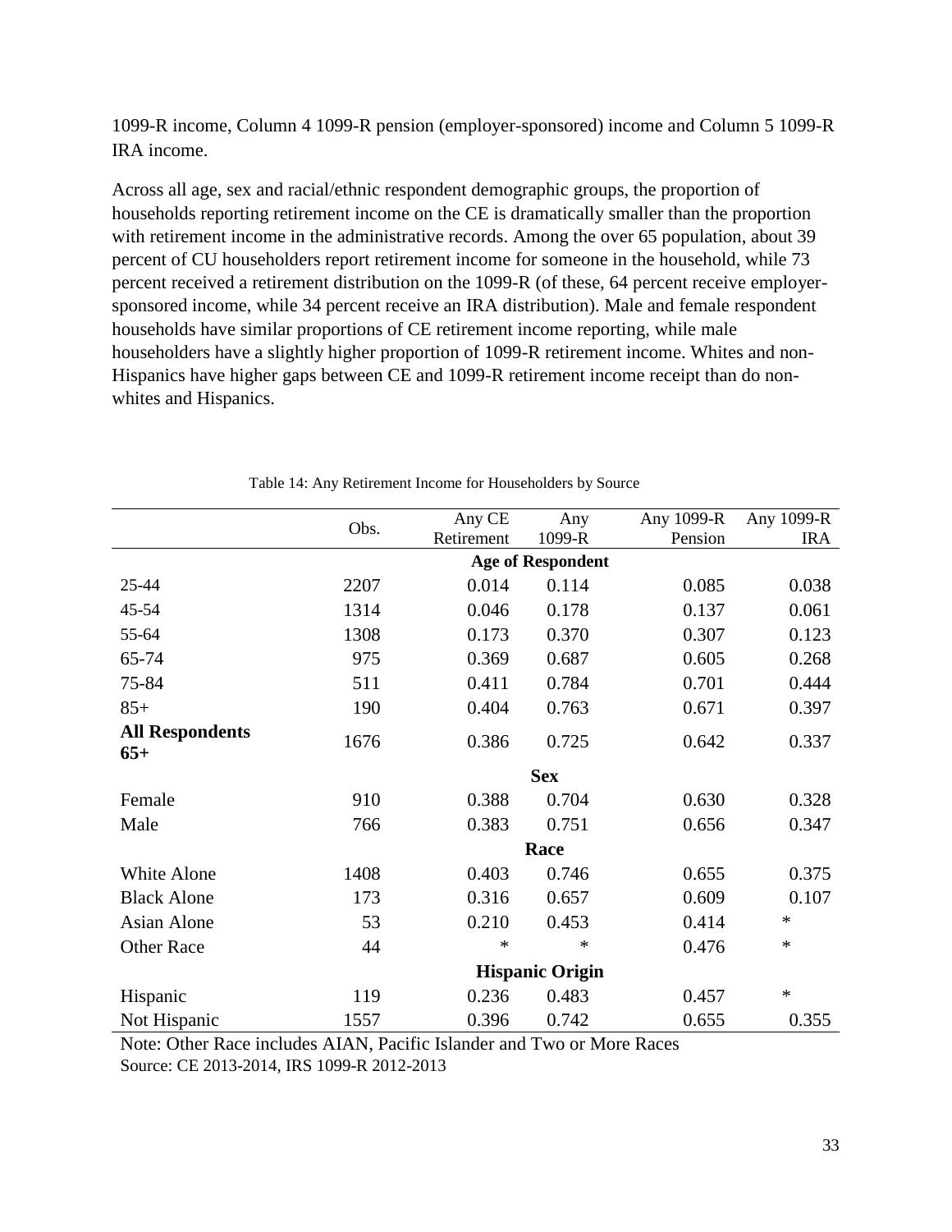1099-R income, Column 4 1099-R pension (employer-sponsored) income and Column 5 1099-R IRA income.

Across all age, sex and racial/ethnic respondent demographic groups, the proportion of households reporting retirement income on the CE is dramatically smaller than the proportion with retirement income in the administrative records. Among the over 65 population, about 39 percent of CU householders report retirement income for someone in the household, while 73 percent received a retirement distribution on the 1099-R (of these, 64 percent receive employer-sponsored income, while 34 percent receive an IRA distribution). Male and female respondent households have similar proportions of CE retirement income reporting, while male householders have a slightly higher proportion of 1099-R retirement income. Whites and non-Hispanics have higher gaps between CE and 1099-R retirement income receipt than do non-whites and Hispanics.

Table 14: Any Retirement Income for Householders by Source

| | Obs. | Any CE Retirement | Any 1099-R | Any 1099-R Pension | Any 1099-R IRA |
|---|---|---|---|---|---|
| | | | **Age of Respondent** | | |
| 25-44 | 2207 | 0.014 | 0.114 | 0.085 | 0.038 |
| 45-54 | 1314 | 0.046 | 0.178 | 0.137 | 0.061 |
| 55-64 | 1308 | 0.173 | 0.370 | 0.307 | 0.123 |
| 65-74 | 975 | 0.369 | 0.687 | 0.605 | 0.268 |
| 75-84 | 511 | 0.411 | 0.784 | 0.701 | 0.444 |
| 85+ | 190 | 0.404 | 0.763 | 0.671 | 0.397 |
| **All Respondents 65+** | 1676 | 0.386 | 0.725 | 0.642 | 0.337 |
| | | | **Sex** | | |
| Female | 910 | 0.388 | 0.704 | 0.630 | 0.328 |
| Male | 766 | 0.383 | 0.751 | 0.656 | 0.347 |
| | | | **Race** | | |
| White Alone | 1408 | 0.403 | 0.746 | 0.655 | 0.375 |
| Black Alone | 173 | 0.316 | 0.657 | 0.609 | 0.107 |
| Asian Alone | 53 | 0.210 | 0.453 | 0.414 | * |
| Other Race | 44 | * | * | 0.476 | * |
| | | | **Hispanic Origin** | | |
| Hispanic | 119 | 0.236 | 0.483 | 0.457 | * |
| Not Hispanic | 1557 | 0.396 | 0.742 | 0.655 | 0.355 |

Note: Other Race includes AIAN, Pacific Islander and Two or More Races

Source: CE 2013-2014, IRS 1099-R 2012-2013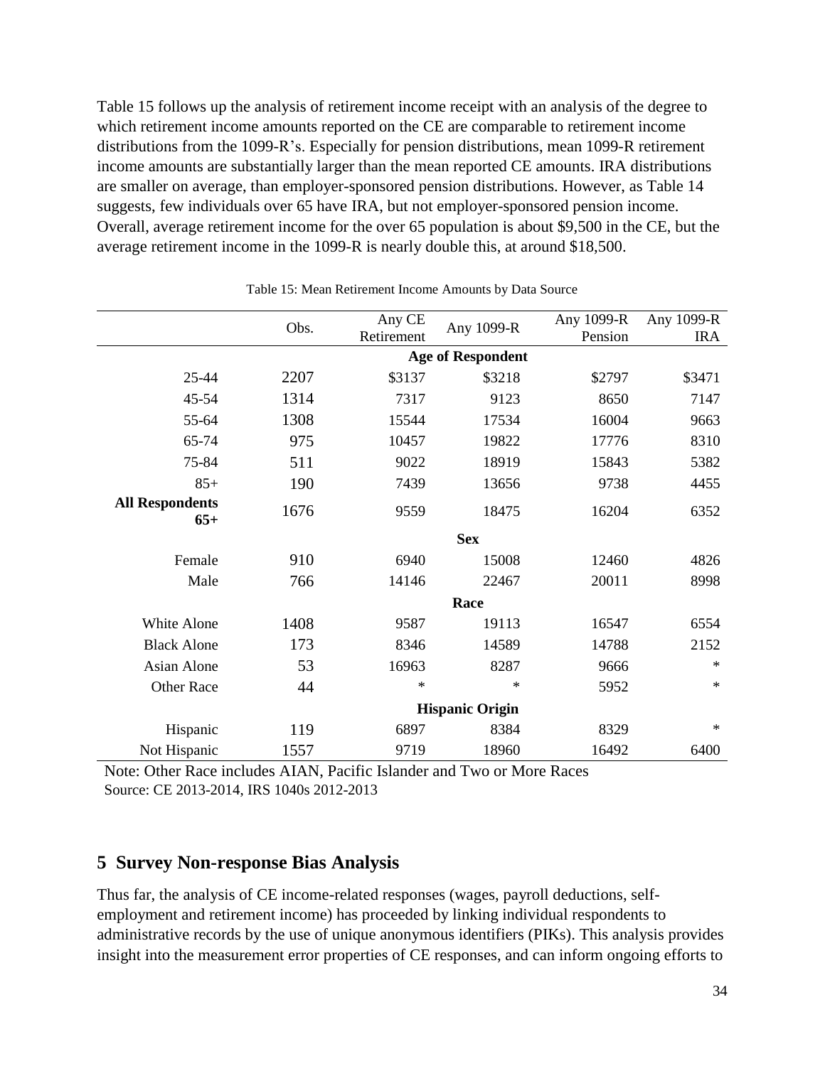Table 15 follows up the analysis of retirement income receipt with an analysis of the degree to which retirement income amounts reported on the CE are comparable to retirement income distributions from the 1099-R's. Especially for pension distributions, mean 1099-R retirement income amounts are substantially larger than the mean reported CE amounts. IRA distributions are smaller on average, than employer-sponsored pension distributions. However, as Table 14 suggests, few individuals over 65 have IRA, but not employer-sponsored pension income. Overall, average retirement income for the over 65 population is about $9,500 in the CE, but the average retirement income in the 1099-R is nearly double this, at around $18,500.

Table 15: Mean Retirement Income Amounts by Data Source

| | Obs. | Any CE Retirement | Any 1099-R | Any 1099-R Pension | Any 1099-R IRA |
|---|---|---|---|---|---|
| | | | **Age of Respondent** | | |
| 25-44 | 2207 | $3137 | $3218 | $2797 | $3471 |
| 45-54 | 1314 | 7317 | 9123 | 8650 | 7147 |
| 55-64 | 1308 | 15544 | 17534 | 16004 | 9663 |
| 65-74 | 975 | 10457 | 19822 | 17776 | 8310 |
| 75-84 | 511 | 9022 | 18919 | 15843 | 5382 |
| 85+ | 190 | 7439 | 13656 | 9738 | 4455 |
| **All Respondents 65+** | 1676 | 9559 | 18475 | 16204 | 6352 |
| | | | **Sex** | | |
| Female | 910 | 6940 | 15008 | 12460 | 4826 |
| Male | 766 | 14146 | 22467 | 20011 | 8998 |
| | | | **Race** | | |
| White Alone | 1408 | 9587 | 19113 | 16547 | 6554 |
| Black Alone | 173 | 8346 | 14589 | 14788 | 2152 |
| Asian Alone | 53 | 16963 | 8287 | 9666 | * |
| Other Race | 44 | * | * | 5952 | * |
| | | | **Hispanic Origin** | | |
| Hispanic | 119 | 6897 | 8384 | 8329 | * |
| Not Hispanic | 1557 | 9719 | 18960 | 16492 | 6400 |

Note: Other Race includes AIAN, Pacific Islander and Two or More Races
Source: CE 2013-2014, IRS 1040s 2012-2013

## 5 Survey Non-response Bias Analysis

Thus far, the analysis of CE income-related responses (wages, payroll deductions, self-employment and retirement income) has proceeded by linking individual respondents to administrative records by the use of unique anonymous identifiers (PIKs). This analysis provides insight into the measurement error properties of CE responses, and can inform ongoing efforts to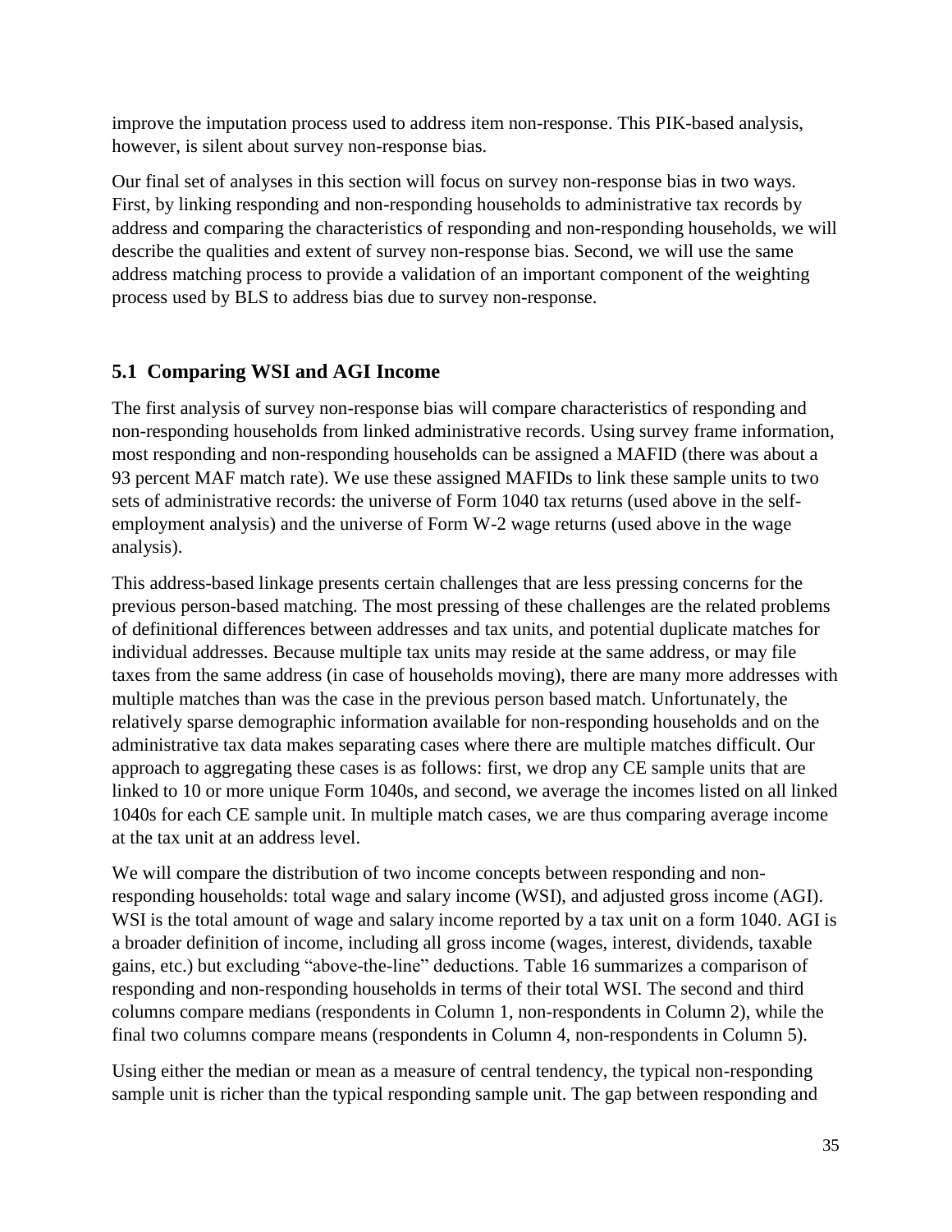improve the imputation process used to address item non-response. This PIK-based analysis, however, is silent about survey non-response bias.

Our final set of analyses in this section will focus on survey non-response bias in two ways. First, by linking responding and non-responding households to administrative tax records by address and comparing the characteristics of responding and non-responding households, we will describe the qualities and extent of survey non-response bias. Second, we will use the same address matching process to provide a validation of an important component of the weighting process used by BLS to address bias due to survey non-response.

## 5.1 Comparing WSI and AGI Income

The first analysis of survey non-response bias will compare characteristics of responding and non-responding households from linked administrative records. Using survey frame information, most responding and non-responding households can be assigned a MAFID (there was about a 93 percent MAF match rate). We use these assigned MAFIDs to link these sample units to two sets of administrative records: the universe of Form 1040 tax returns (used above in the self-employment analysis) and the universe of Form W-2 wage returns (used above in the wage analysis).

This address-based linkage presents certain challenges that are less pressing concerns for the previous person-based matching. The most pressing of these challenges are the related problems of definitional differences between addresses and tax units, and potential duplicate matches for individual addresses. Because multiple tax units may reside at the same address, or may file taxes from the same address (in case of households moving), there are many more addresses with multiple matches than was the case in the previous person based match. Unfortunately, the relatively sparse demographic information available for non-responding households and on the administrative tax data makes separating cases where there are multiple matches difficult. Our approach to aggregating these cases is as follows: first, we drop any CE sample units that are linked to 10 or more unique Form 1040s, and second, we average the incomes listed on all linked 1040s for each CE sample unit. In multiple match cases, we are thus comparing average income at the tax unit at an address level.

We will compare the distribution of two income concepts between responding and non-responding households: total wage and salary income (WSI), and adjusted gross income (AGI). WSI is the total amount of wage and salary income reported by a tax unit on a form 1040. AGI is a broader definition of income, including all gross income (wages, interest, dividends, taxable gains, etc.) but excluding "above-the-line" deductions. Table 16 summarizes a comparison of responding and non-responding households in terms of their total WSI. The second and third columns compare medians (respondents in Column 1, non-respondents in Column 2), while the final two columns compare means (respondents in Column 4, non-respondents in Column 5).

Using either the median or mean as a measure of central tendency, the typical non-responding sample unit is richer than the typical responding sample unit. The gap between responding and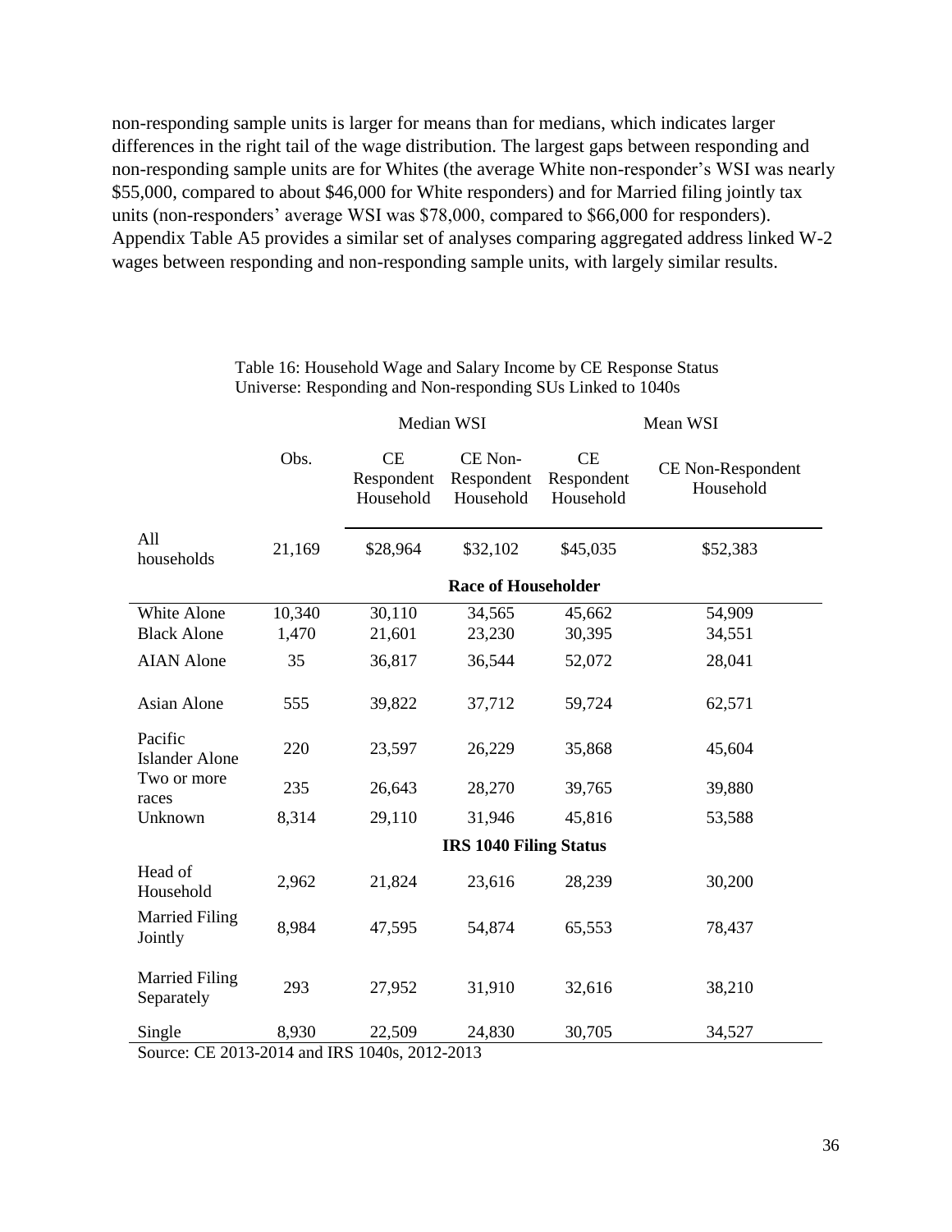non-responding sample units is larger for means than for medians, which indicates larger differences in the right tail of the wage distribution. The largest gaps between responding and non-responding sample units are for Whites (the average White non-responder's WSI was nearly $55,000, compared to about $46,000 for White responders) and for Married filing jointly tax units (non-responders' average WSI was $78,000, compared to $66,000 for responders). Appendix Table A5 provides a similar set of analyses comparing aggregated address linked W-2 wages between responding and non-responding sample units, with largely similar results.

Table 16: Household Wage and Salary Income by CE Response Status
Universe: Responding and Non-responding SUs Linked to 1040s

| | | Median WSI | | Mean WSI | |
|---|---|---|---|---|---|
| | Obs. | CE Respondent Household | CE Non-Respondent Household | CE Respondent Household | CE Non-Respondent Household |
| All households | 21,169 | $28,964 | $32,102 | $45,035 | $52,383 |
| **Race of Householder** | | | | | |
| White Alone | 10,340 | 30,110 | 34,565 | 45,662 | 54,909 |
| Black Alone | 1,470 | 21,601 | 23,230 | 30,395 | 34,551 |
| AIAN Alone | 35 | 36,817 | 36,544 | 52,072 | 28,041 |
| Asian Alone | 555 | 39,822 | 37,712 | 59,724 | 62,571 |
| Pacific Islander Alone | 220 | 23,597 | 26,229 | 35,868 | 45,604 |
| Two or more races | 235 | 26,643 | 28,270 | 39,765 | 39,880 |
| Unknown | 8,314 | 29,110 | 31,946 | 45,816 | 53,588 |
| **IRS 1040 Filing Status** | | | | | |
| Head of Household | 2,962 | 21,824 | 23,616 | 28,239 | 30,200 |
| Married Filing Jointly | 8,984 | 47,595 | 54,874 | 65,553 | 78,437 |
| Married Filing Separately | 293 | 27,952 | 31,910 | 32,616 | 38,210 |
| Single | 8,930 | 22,509 | 24,830 | 30,705 | 34,527 |

Source: CE 2013-2014 and IRS 1040s, 2012-2013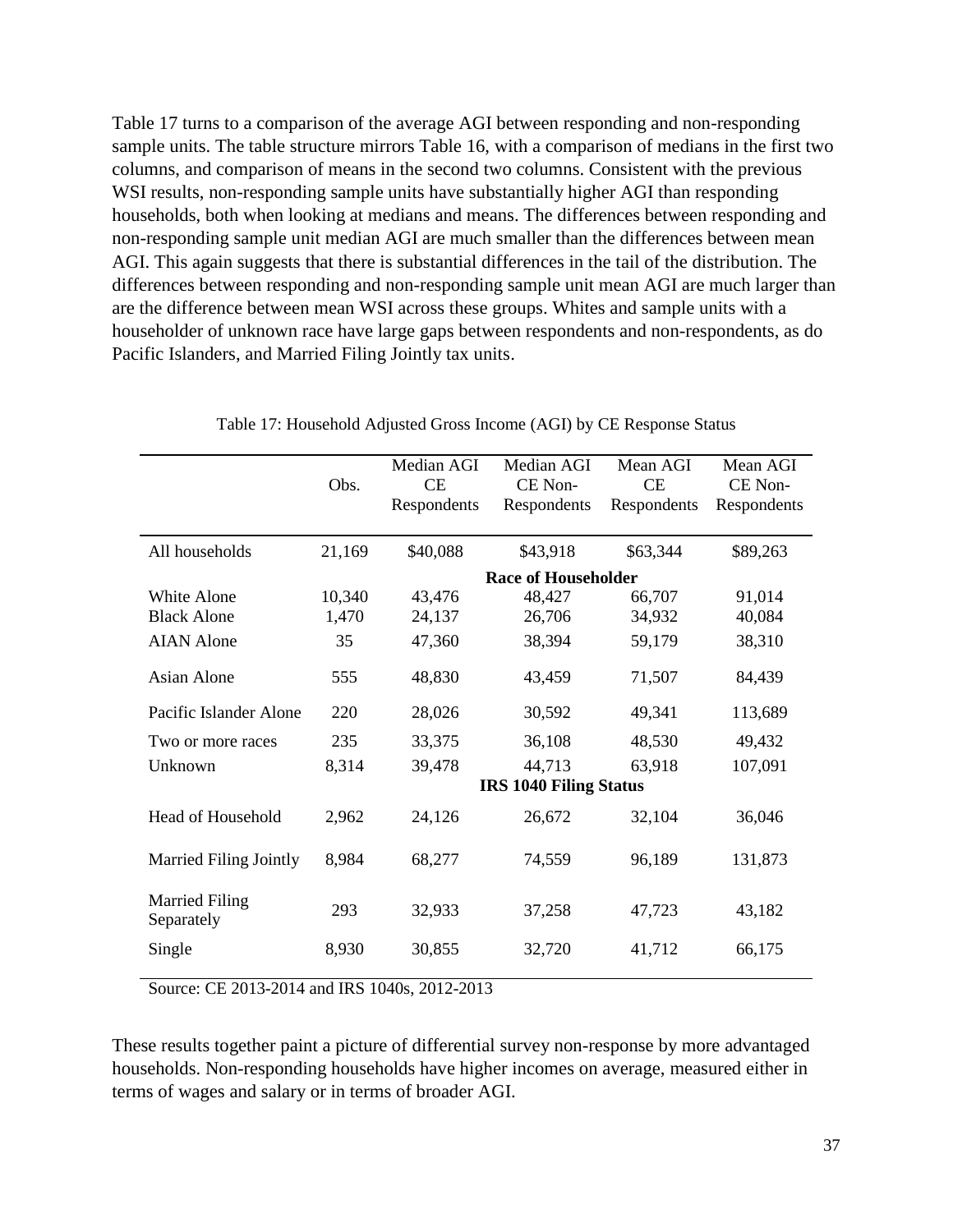Table 17 turns to a comparison of the average AGI between responding and non-responding sample units. The table structure mirrors Table 16, with a comparison of medians in the first two columns, and comparison of means in the second two columns. Consistent with the previous WSI results, non-responding sample units have substantially higher AGI than responding households, both when looking at medians and means. The differences between responding and non-responding sample unit median AGI are much smaller than the differences between mean AGI. This again suggests that there is substantial differences in the tail of the distribution. The differences between responding and non-responding sample unit mean AGI are much larger than are the difference between mean WSI across these groups. Whites and sample units with a householder of unknown race have large gaps between respondents and non-respondents, as do Pacific Islanders, and Married Filing Jointly tax units.

Table 17: Household Adjusted Gross Income (AGI) by CE Response Status

| | Obs. | Median AGI CE Respondents | Median AGI CE Non-Respondents | Mean AGI CE Respondents | Mean AGI CE Non-Respondents |
|---|---|---|---|---|---|
| All households | 21,169 | $40,088 | $43,918 | $63,344 | $89,263 |
| | | | **Race of Householder** | | |
| White Alone | 10,340 | 43,476 | 48,427 | 66,707 | 91,014 |
| Black Alone | 1,470 | 24,137 | 26,706 | 34,932 | 40,084 |
| AIAN Alone | 35 | 47,360 | 38,394 | 59,179 | 38,310 |
| Asian Alone | 555 | 48,830 | 43,459 | 71,507 | 84,439 |
| Pacific Islander Alone | 220 | 28,026 | 30,592 | 49,341 | 113,689 |
| Two or more races | 235 | 33,375 | 36,108 | 48,530 | 49,432 |
| Unknown | 8,314 | 39,478 | 44,713 | 63,918 | 107,091 |
| | | | **IRS 1040 Filing Status** | | |
| Head of Household | 2,962 | 24,126 | 26,672 | 32,104 | 36,046 |
| Married Filing Jointly | 8,984 | 68,277 | 74,559 | 96,189 | 131,873 |
| Married Filing Separately | 293 | 32,933 | 37,258 | 47,723 | 43,182 |
| Single | 8,930 | 30,855 | 32,720 | 41,712 | 66,175 |

Source: CE 2013-2014 and IRS 1040s, 2012-2013

These results together paint a picture of differential survey non-response by more advantaged households. Non-responding households have higher incomes on average, measured either in terms of wages and salary or in terms of broader AGI.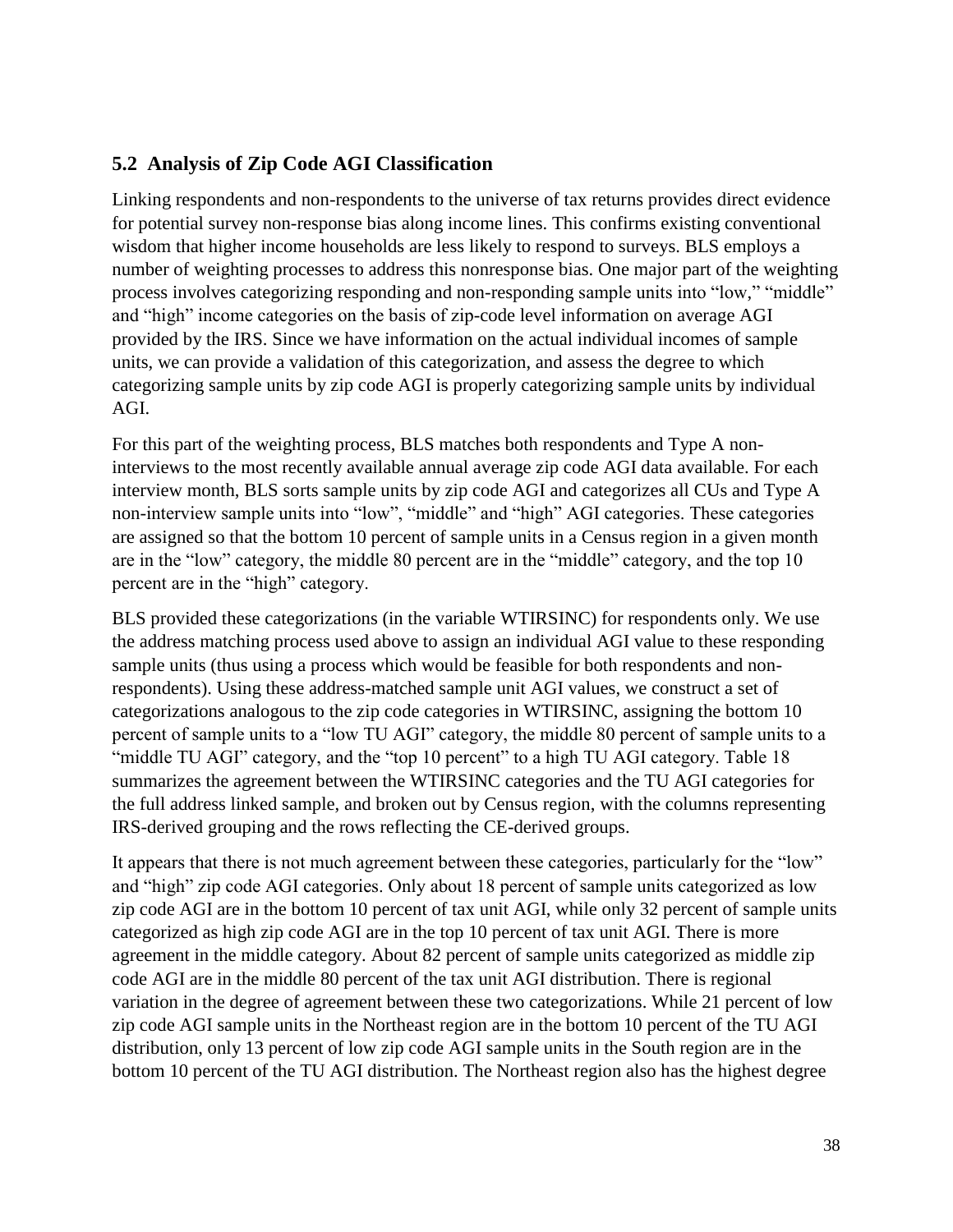## 5.2 Analysis of Zip Code AGI Classification

Linking respondents and non-respondents to the universe of tax returns provides direct evidence for potential survey non-response bias along income lines. This confirms existing conventional wisdom that higher income households are less likely to respond to surveys. BLS employs a number of weighting processes to address this nonresponse bias. One major part of the weighting process involves categorizing responding and non-responding sample units into "low," "middle" and "high" income categories on the basis of zip-code level information on average AGI provided by the IRS. Since we have information on the actual individual incomes of sample units, we can provide a validation of this categorization, and assess the degree to which categorizing sample units by zip code AGI is properly categorizing sample units by individual AGI.

For this part of the weighting process, BLS matches both respondents and Type A non-interviews to the most recently available annual average zip code AGI data available. For each interview month, BLS sorts sample units by zip code AGI and categorizes all CUs and Type A non-interview sample units into "low", "middle" and "high" AGI categories. These categories are assigned so that the bottom 10 percent of sample units in a Census region in a given month are in the "low" category, the middle 80 percent are in the "middle" category, and the top 10 percent are in the "high" category.

BLS provided these categorizations (in the variable WTIRSINC) for respondents only. We use the address matching process used above to assign an individual AGI value to these responding sample units (thus using a process which would be feasible for both respondents and non-respondents). Using these address-matched sample unit AGI values, we construct a set of categorizations analogous to the zip code categories in WTIRSINC, assigning the bottom 10 percent of sample units to a "low TU AGI" category, the middle 80 percent of sample units to a "middle TU AGI" category, and the "top 10 percent" to a high TU AGI category. Table 18 summarizes the agreement between the WTIRSINC categories and the TU AGI categories for the full address linked sample, and broken out by Census region, with the columns representing IRS-derived grouping and the rows reflecting the CE-derived groups.

It appears that there is not much agreement between these categories, particularly for the "low" and "high" zip code AGI categories. Only about 18 percent of sample units categorized as low zip code AGI are in the bottom 10 percent of tax unit AGI, while only 32 percent of sample units categorized as high zip code AGI are in the top 10 percent of tax unit AGI. There is more agreement in the middle category. About 82 percent of sample units categorized as middle zip code AGI are in the middle 80 percent of the tax unit AGI distribution. There is regional variation in the degree of agreement between these two categorizations. While 21 percent of low zip code AGI sample units in the Northeast region are in the bottom 10 percent of the TU AGI distribution, only 13 percent of low zip code AGI sample units in the South region are in the bottom 10 percent of the TU AGI distribution. The Northeast region also has the highest degree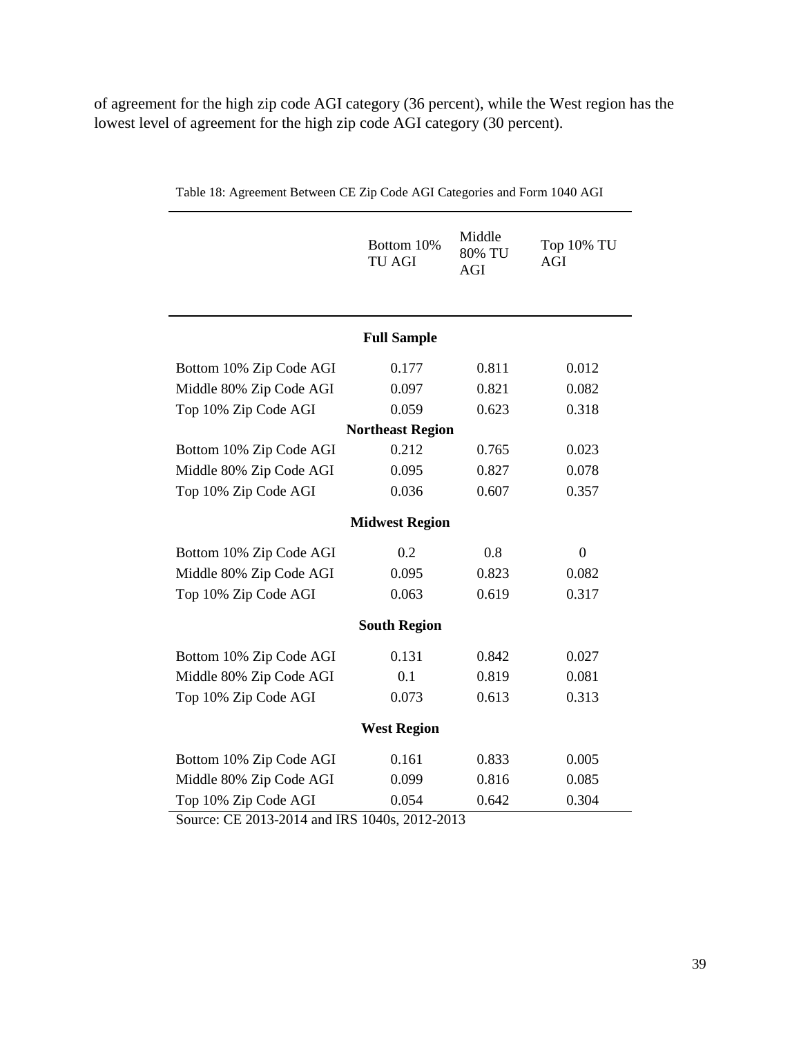of agreement for the high zip code AGI category (36 percent), while the West region has the lowest level of agreement for the high zip code AGI category (30 percent).

Table 18: Agreement Between CE Zip Code AGI Categories and Form 1040 AGI

| | Bottom 10% TU AGI | Middle 80% TU AGI | Top 10% TU AGI |
|---|---|---|---|
| | **Full Sample** | | |
| Bottom 10% Zip Code AGI | 0.177 | 0.811 | 0.012 |
| Middle 80% Zip Code AGI | 0.097 | 0.821 | 0.082 |
| Top 10% Zip Code AGI | 0.059 | 0.623 | 0.318 |
| | **Northeast Region** | | |
| Bottom 10% Zip Code AGI | 0.212 | 0.765 | 0.023 |
| Middle 80% Zip Code AGI | 0.095 | 0.827 | 0.078 |
| Top 10% Zip Code AGI | 0.036 | 0.607 | 0.357 |
| | **Midwest Region** | | |
| Bottom 10% Zip Code AGI | 0.2 | 0.8 | 0 |
| Middle 80% Zip Code AGI | 0.095 | 0.823 | 0.082 |
| Top 10% Zip Code AGI | 0.063 | 0.619 | 0.317 |
| | **South Region** | | |
| Bottom 10% Zip Code AGI | 0.131 | 0.842 | 0.027 |
| Middle 80% Zip Code AGI | 0.1 | 0.819 | 0.081 |
| Top 10% Zip Code AGI | 0.073 | 0.613 | 0.313 |
| | **West Region** | | |
| Bottom 10% Zip Code AGI | 0.161 | 0.833 | 0.005 |
| Middle 80% Zip Code AGI | 0.099 | 0.816 | 0.085 |
| Top 10% Zip Code AGI | 0.054 | 0.642 | 0.304 |

Source: CE 2013-2014 and IRS 1040s, 2012-2013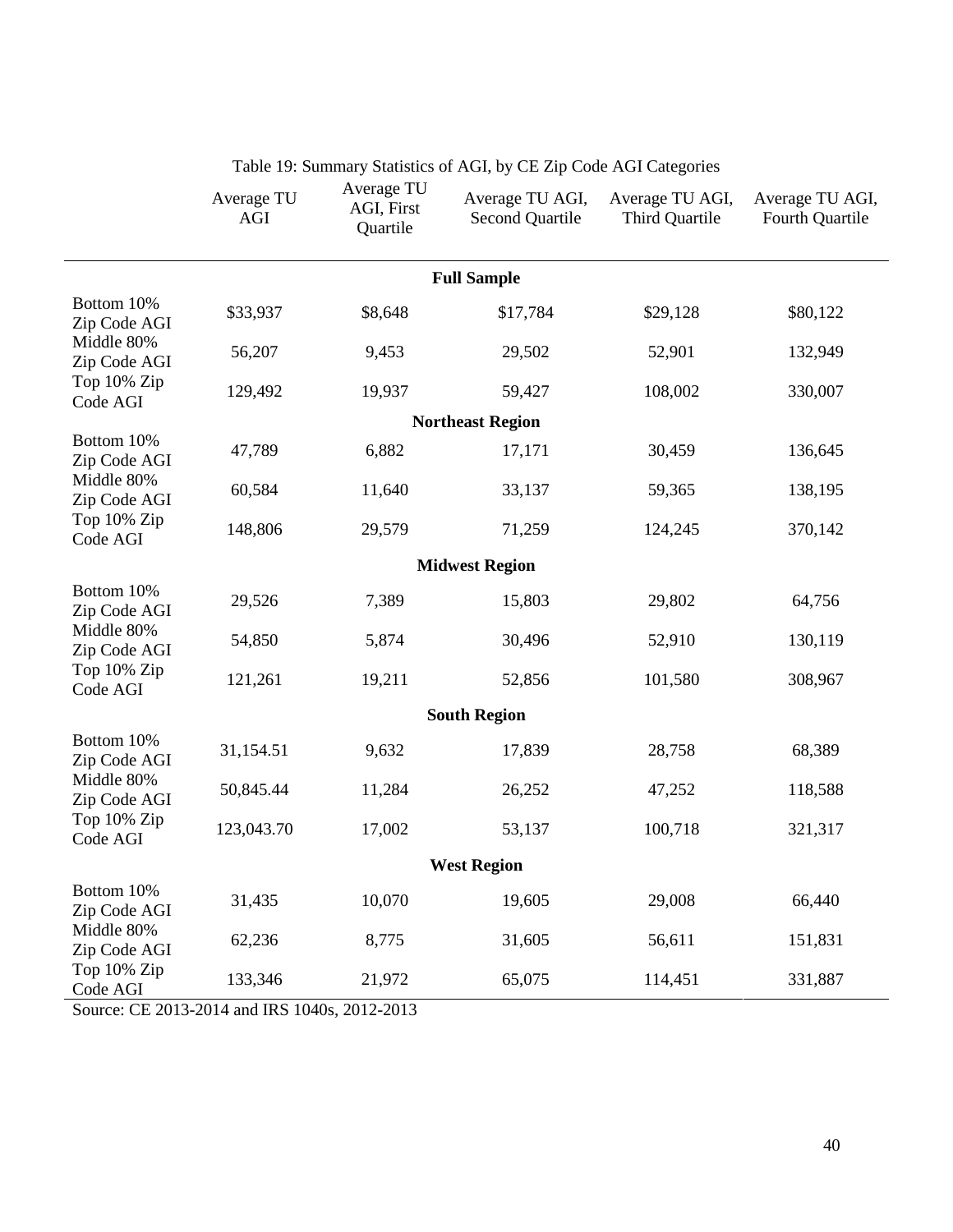Table 19: Summary Statistics of AGI, by CE Zip Code AGI Categories

| | Average TU AGI | Average TU AGI, First Quartile | Average TU AGI, Second Quartile | Average TU AGI, Third Quartile | Average TU AGI, Fourth Quartile |
|---|---|---|---|---|---|
| | | | **Full Sample** | | |
| Bottom 10% Zip Code AGI | $33,937 | $8,648 | $17,784 | $29,128 | $80,122 |
| Middle 80% Zip Code AGI | 56,207 | 9,453 | 29,502 | 52,901 | 132,949 |
| Top 10% Zip Code AGI | 129,492 | 19,937 | 59,427 | 108,002 | 330,007 |
| | | | **Northeast Region** | | |
| Bottom 10% Zip Code AGI | 47,789 | 6,882 | 17,171 | 30,459 | 136,645 |
| Middle 80% Zip Code AGI | 60,584 | 11,640 | 33,137 | 59,365 | 138,195 |
| Top 10% Zip Code AGI | 148,806 | 29,579 | 71,259 | 124,245 | 370,142 |
| | | | **Midwest Region** | | |
| Bottom 10% Zip Code AGI | 29,526 | 7,389 | 15,803 | 29,802 | 64,756 |
| Middle 80% Zip Code AGI | 54,850 | 5,874 | 30,496 | 52,910 | 130,119 |
| Top 10% Zip Code AGI | 121,261 | 19,211 | 52,856 | 101,580 | 308,967 |
| | | | **South Region** | | |
| Bottom 10% Zip Code AGI | 31,154.51 | 9,632 | 17,839 | 28,758 | 68,389 |
| Middle 80% Zip Code AGI | 50,845.44 | 11,284 | 26,252 | 47,252 | 118,588 |
| Top 10% Zip Code AGI | 123,043.70 | 17,002 | 53,137 | 100,718 | 321,317 |
| | | | **West Region** | | |
| Bottom 10% Zip Code AGI | 31,435 | 10,070 | 19,605 | 29,008 | 66,440 |
| Middle 80% Zip Code AGI | 62,236 | 8,775 | 31,605 | 56,611 | 151,831 |
| Top 10% Zip Code AGI | 133,346 | 21,972 | 65,075 | 114,451 | 331,887 |

Source: CE 2013-2014 and IRS 1040s, 2012-2013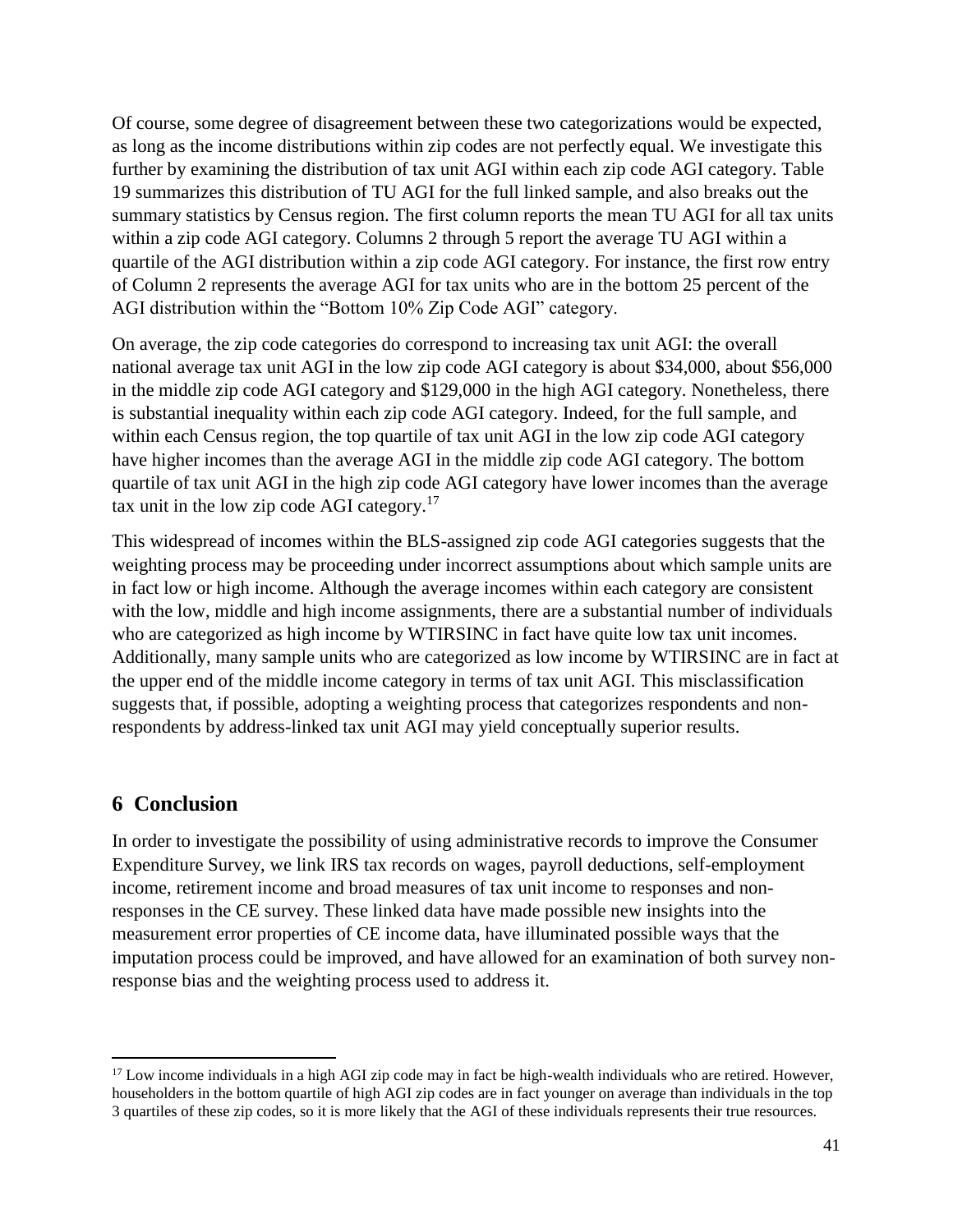Of course, some degree of disagreement between these two categorizations would be expected, as long as the income distributions within zip codes are not perfectly equal. We investigate this further by examining the distribution of tax unit AGI within each zip code AGI category. Table 19 summarizes this distribution of TU AGI for the full linked sample, and also breaks out the summary statistics by Census region. The first column reports the mean TU AGI for all tax units within a zip code AGI category. Columns 2 through 5 report the average TU AGI within a quartile of the AGI distribution within a zip code AGI category. For instance, the first row entry of Column 2 represents the average AGI for tax units who are in the bottom 25 percent of the AGI distribution within the "Bottom 10% Zip Code AGI" category.

On average, the zip code categories do correspond to increasing tax unit AGI: the overall national average tax unit AGI in the low zip code AGI category is about \$34,000, about \$56,000 in the middle zip code AGI category and \$129,000 in the high AGI category. Nonetheless, there is substantial inequality within each zip code AGI category. Indeed, for the full sample, and within each Census region, the top quartile of tax unit AGI in the low zip code AGI category have higher incomes than the average AGI in the middle zip code AGI category. The bottom quartile of tax unit AGI in the high zip code AGI category have lower incomes than the average tax unit in the low zip code AGI category.[17]

This widespread of incomes within the BLS-assigned zip code AGI categories suggests that the weighting process may be proceeding under incorrect assumptions about which sample units are in fact low or high income. Although the average incomes within each category are consistent with the low, middle and high income assignments, there are a substantial number of individuals who are categorized as high income by WTIRSINC in fact have quite low tax unit incomes. Additionally, many sample units who are categorized as low income by WTIRSINC are in fact at the upper end of the middle income category in terms of tax unit AGI. This misclassification suggests that, if possible, adopting a weighting process that categorizes respondents and non-respondents by address-linked tax unit AGI may yield conceptually superior results.

## 6 Conclusion

In order to investigate the possibility of using administrative records to improve the Consumer Expenditure Survey, we link IRS tax records on wages, payroll deductions, self-employment income, retirement income and broad measures of tax unit income to responses and non-responses in the CE survey. These linked data have made possible new insights into the measurement error properties of CE income data, have illuminated possible ways that the imputation process could be improved, and have allowed for an examination of both survey non-response bias and the weighting process used to address it.

[17] Low income individuals in a high AGI zip code may in fact be high-wealth individuals who are retired. However, householders in the bottom quartile of high AGI zip codes are in fact younger on average than individuals in the top 3 quartiles of these zip codes, so it is more likely that the AGI of these individuals represents their true resources.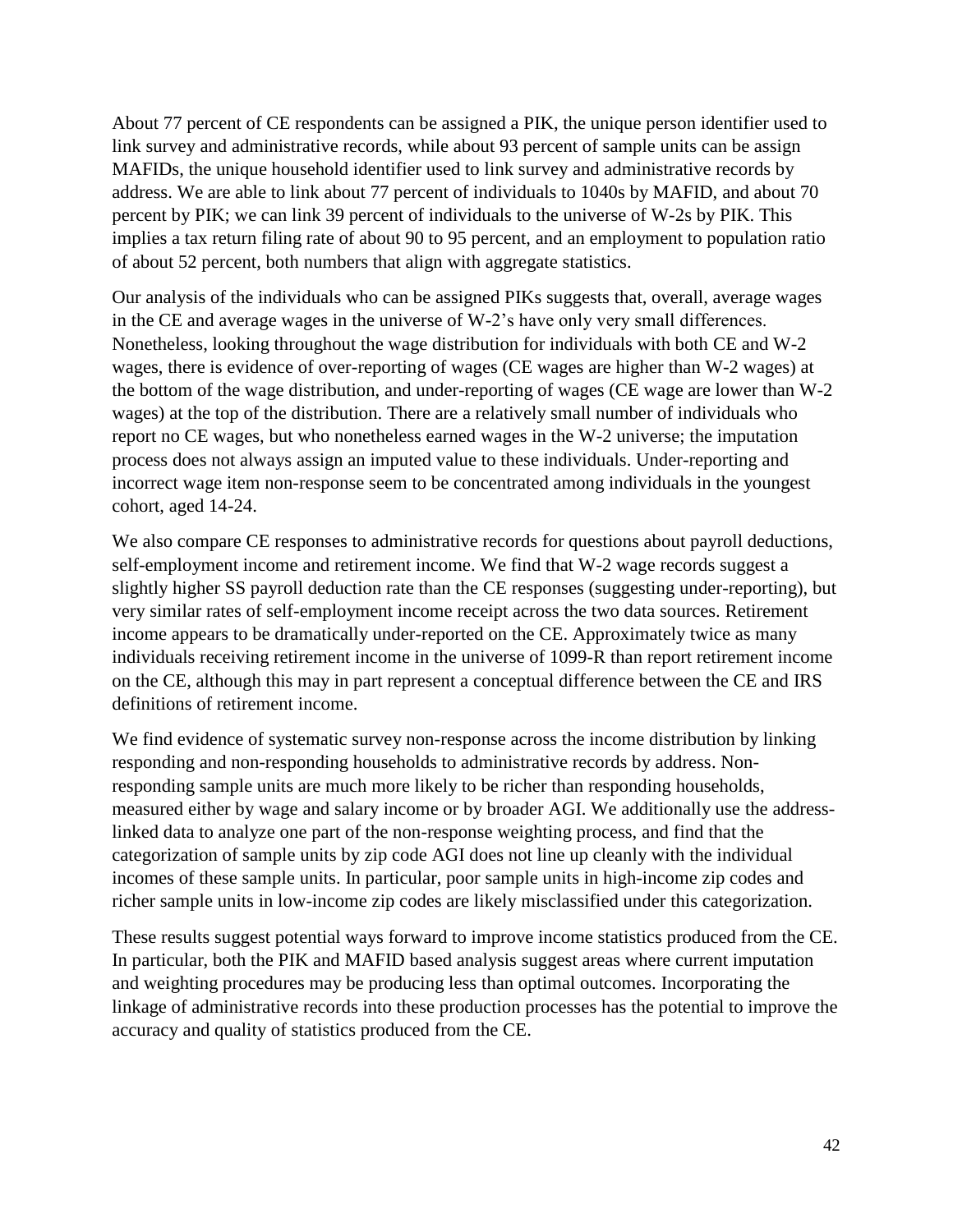About 77 percent of CE respondents can be assigned a PIK, the unique person identifier used to link survey and administrative records, while about 93 percent of sample units can be assign MAFIDs, the unique household identifier used to link survey and administrative records by address. We are able to link about 77 percent of individuals to 1040s by MAFID, and about 70 percent by PIK; we can link 39 percent of individuals to the universe of W-2s by PIK. This implies a tax return filing rate of about 90 to 95 percent, and an employment to population ratio of about 52 percent, both numbers that align with aggregate statistics.

Our analysis of the individuals who can be assigned PIKs suggests that, overall, average wages in the CE and average wages in the universe of W-2's have only very small differences. Nonetheless, looking throughout the wage distribution for individuals with both CE and W-2 wages, there is evidence of over-reporting of wages (CE wages are higher than W-2 wages) at the bottom of the wage distribution, and under-reporting of wages (CE wage are lower than W-2 wages) at the top of the distribution. There are a relatively small number of individuals who report no CE wages, but who nonetheless earned wages in the W-2 universe; the imputation process does not always assign an imputed value to these individuals. Under-reporting and incorrect wage item non-response seem to be concentrated among individuals in the youngest cohort, aged 14-24.

We also compare CE responses to administrative records for questions about payroll deductions, self-employment income and retirement income. We find that W-2 wage records suggest a slightly higher SS payroll deduction rate than the CE responses (suggesting under-reporting), but very similar rates of self-employment income receipt across the two data sources. Retirement income appears to be dramatically under-reported on the CE. Approximately twice as many individuals receiving retirement income in the universe of 1099-R than report retirement income on the CE, although this may in part represent a conceptual difference between the CE and IRS definitions of retirement income.

We find evidence of systematic survey non-response across the income distribution by linking responding and non-responding households to administrative records by address. Non-responding sample units are much more likely to be richer than responding households, measured either by wage and salary income or by broader AGI. We additionally use the address-linked data to analyze one part of the non-response weighting process, and find that the categorization of sample units by zip code AGI does not line up cleanly with the individual incomes of these sample units. In particular, poor sample units in high-income zip codes and richer sample units in low-income zip codes are likely misclassified under this categorization.

These results suggest potential ways forward to improve income statistics produced from the CE. In particular, both the PIK and MAFID based analysis suggest areas where current imputation and weighting procedures may be producing less than optimal outcomes. Incorporating the linkage of administrative records into these production processes has the potential to improve the accuracy and quality of statistics produced from the CE.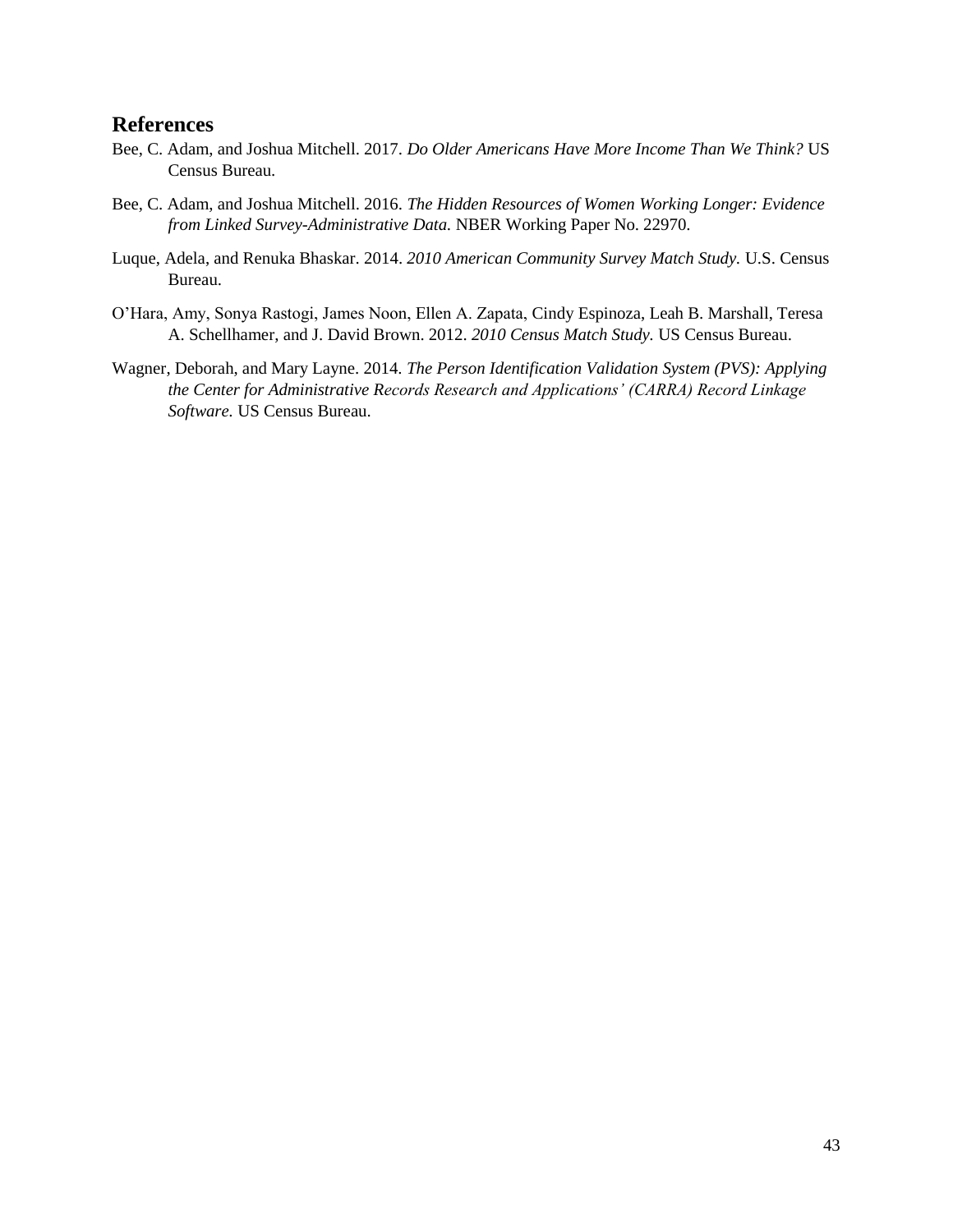## References

Bee, C. Adam, and Joshua Mitchell. 2017. *Do Older Americans Have More Income Than We Think?* US Census Bureau.

Bee, C. Adam, and Joshua Mitchell. 2016. *The Hidden Resources of Women Working Longer: Evidence from Linked Survey-Administrative Data.* NBER Working Paper No. 22970.

Luque, Adela, and Renuka Bhaskar. 2014. *2010 American Community Survey Match Study.* U.S. Census Bureau.

O'Hara, Amy, Sonya Rastogi, James Noon, Ellen A. Zapata, Cindy Espinoza, Leah B. Marshall, Teresa A. Schellhamer, and J. David Brown. 2012. *2010 Census Match Study.* US Census Bureau.

Wagner, Deborah, and Mary Layne. 2014. *The Person Identification Validation System (PVS): Applying the Center for Administrative Records Research and Applications' (CARRA) Record Linkage Software.* US Census Bureau.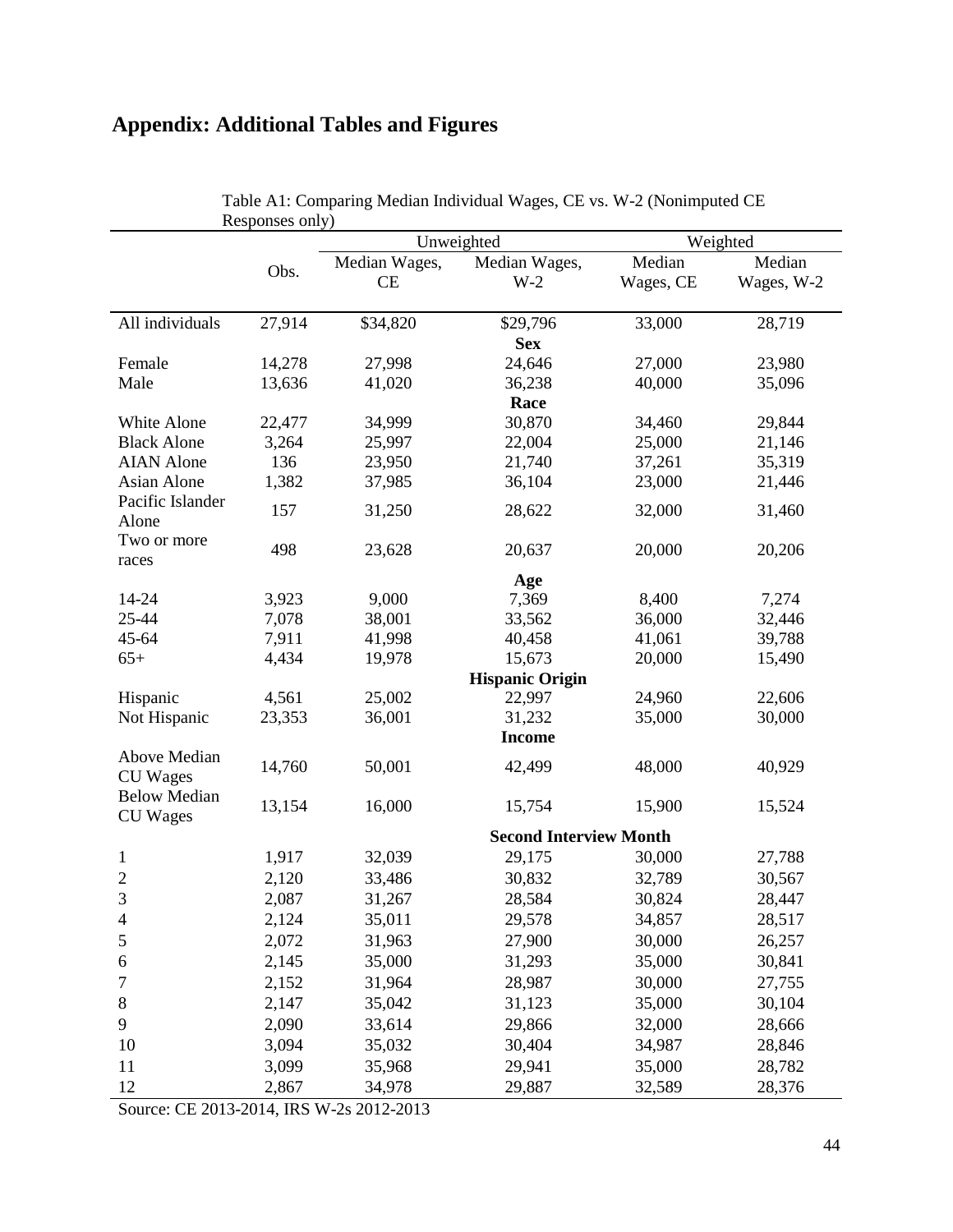# Appendix: Additional Tables and Figures

Table A1: Comparing Median Individual Wages, CE vs. W-2 (Nonimputed CE Responses only)

| | | Unweighted | | Weighted | |
|---|---|---|---|---|---|
| | Obs. | Median Wages, CE | Median Wages, W-2 | Median Wages, CE | Median Wages, W-2 |
| All individuals | 27,914 | $34,820 | $29,796 | 33,000 | 28,719 |
| | | | **Sex** | | |
| Female | 14,278 | 27,998 | 24,646 | 27,000 | 23,980 |
| Male | 13,636 | 41,020 | 36,238 | 40,000 | 35,096 |
| | | | **Race** | | |
| White Alone | 22,477 | 34,999 | 30,870 | 34,460 | 29,844 |
| Black Alone | 3,264 | 25,997 | 22,004 | 25,000 | 21,146 |
| AIAN Alone | 136 | 23,950 | 21,740 | 37,261 | 35,319 |
| Asian Alone | 1,382 | 37,985 | 36,104 | 23,000 | 21,446 |
| Pacific Islander Alone | 157 | 31,250 | 28,622 | 32,000 | 31,460 |
| Two or more races | 498 | 23,628 | 20,637 | 20,000 | 20,206 |
| | | | **Age** | | |
| 14-24 | 3,923 | 9,000 | 7,369 | 8,400 | 7,274 |
| 25-44 | 7,078 | 38,001 | 33,562 | 36,000 | 32,446 |
| 45-64 | 7,911 | 41,998 | 40,458 | 41,061 | 39,788 |
| 65+ | 4,434 | 19,978 | 15,673 | 20,000 | 15,490 |
| | | | **Hispanic Origin** | | |
| Hispanic | 4,561 | 25,002 | 22,997 | 24,960 | 22,606 |
| Not Hispanic | 23,353 | 36,001 | 31,232 | 35,000 | 30,000 |
| | | | **Income** | | |
| Above Median CU Wages | 14,760 | 50,001 | 42,499 | 48,000 | 40,929 |
| Below Median CU Wages | 13,154 | 16,000 | 15,754 | 15,900 | 15,524 |
| | | | **Second Interview Month** | | |
| 1 | 1,917 | 32,039 | 29,175 | 30,000 | 27,788 |
| 2 | 2,120 | 33,486 | 30,832 | 32,789 | 30,567 |
| 3 | 2,087 | 31,267 | 28,584 | 30,824 | 28,447 |
| 4 | 2,124 | 35,011 | 29,578 | 34,857 | 28,517 |
| 5 | 2,072 | 31,963 | 27,900 | 30,000 | 26,257 |
| 6 | 2,145 | 35,000 | 31,293 | 35,000 | 30,841 |
| 7 | 2,152 | 31,964 | 28,987 | 30,000 | 27,755 |
| 8 | 2,147 | 35,042 | 31,123 | 35,000 | 30,104 |
| 9 | 2,090 | 33,614 | 29,866 | 32,000 | 28,666 |
| 10 | 3,094 | 35,032 | 30,404 | 34,987 | 28,846 |
| 11 | 3,099 | 35,968 | 29,941 | 35,000 | 28,782 |
| 12 | 2,867 | 34,978 | 29,887 | 32,589 | 28,376 |

Source: CE 2013-2014, IRS W-2s 2012-2013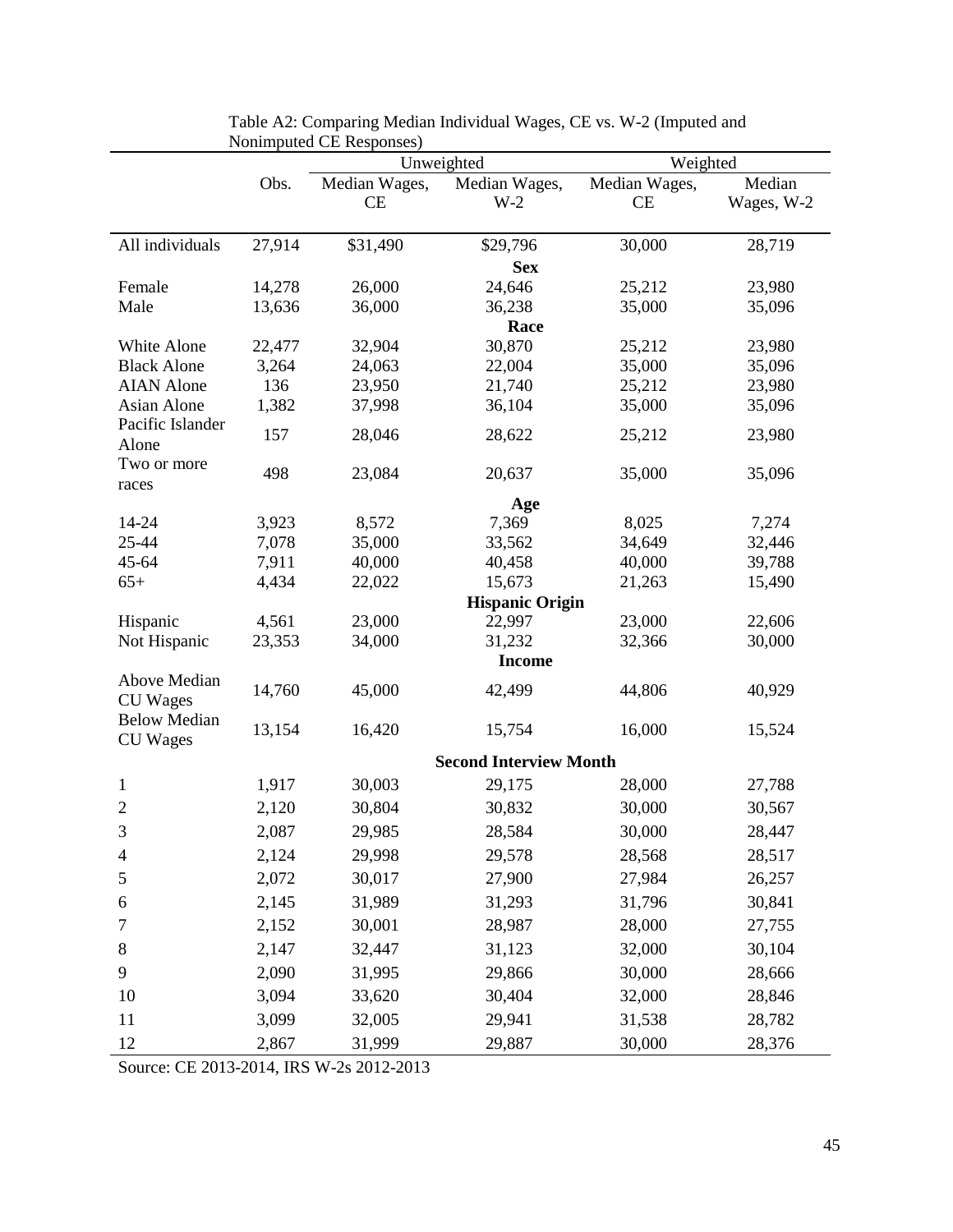Table A2: Comparing Median Individual Wages, CE vs. W-2 (Imputed and Nonimputed CE Responses)

| | Obs. | Unweighted | | Weighted | |
|---|---|---|---|---|---|
| | | Median Wages, CE | Median Wages, W-2 | Median Wages, CE | Median Wages, W-2 |
| All individuals | 27,914 | $31,490 | $29,796 | 30,000 | 28,719 |
| **Sex** | | | | | |
| Female | 14,278 | 26,000 | 24,646 | 25,212 | 23,980 |
| Male | 13,636 | 36,000 | 36,238 | 35,000 | 35,096 |
| **Race** | | | | | |
| White Alone | 22,477 | 32,904 | 30,870 | 25,212 | 23,980 |
| Black Alone | 3,264 | 24,063 | 22,004 | 35,000 | 35,096 |
| AIAN Alone | 136 | 23,950 | 21,740 | 25,212 | 23,980 |
| Asian Alone | 1,382 | 37,998 | 36,104 | 35,000 | 35,096 |
| Pacific Islander Alone | 157 | 28,046 | 28,622 | 25,212 | 23,980 |
| Two or more races | 498 | 23,084 | 20,637 | 35,000 | 35,096 |
| **Age** | | | | | |
| 14-24 | 3,923 | 8,572 | 7,369 | 8,025 | 7,274 |
| 25-44 | 7,078 | 35,000 | 33,562 | 34,649 | 32,446 |
| 45-64 | 7,911 | 40,000 | 40,458 | 40,000 | 39,788 |
| 65+ | 4,434 | 22,022 | 15,673 | 21,263 | 15,490 |
| **Hispanic Origin** | | | | | |
| Hispanic | 4,561 | 23,000 | 22,997 | 23,000 | 22,606 |
| Not Hispanic | 23,353 | 34,000 | 31,232 | 32,366 | 30,000 |
| **Income** | | | | | |
| Above Median CU Wages | 14,760 | 45,000 | 42,499 | 44,806 | 40,929 |
| Below Median CU Wages | 13,154 | 16,420 | 15,754 | 16,000 | 15,524 |
| **Second Interview Month** | | | | | |
| 1 | 1,917 | 30,003 | 29,175 | 28,000 | 27,788 |
| 2 | 2,120 | 30,804 | 30,832 | 30,000 | 30,567 |
| 3 | 2,087 | 29,985 | 28,584 | 30,000 | 28,447 |
| 4 | 2,124 | 29,998 | 29,578 | 28,568 | 28,517 |
| 5 | 2,072 | 30,017 | 27,900 | 27,984 | 26,257 |
| 6 | 2,145 | 31,989 | 31,293 | 31,796 | 30,841 |
| 7 | 2,152 | 30,001 | 28,987 | 28,000 | 27,755 |
| 8 | 2,147 | 32,447 | 31,123 | 32,000 | 30,104 |
| 9 | 2,090 | 31,995 | 29,866 | 30,000 | 28,666 |
| 10 | 3,094 | 33,620 | 30,404 | 32,000 | 28,846 |
| 11 | 3,099 | 32,005 | 29,941 | 31,538 | 28,782 |
| 12 | 2,867 | 31,999 | 29,887 | 30,000 | 28,376 |

Source: CE 2013-2014, IRS W-2s 2012-2013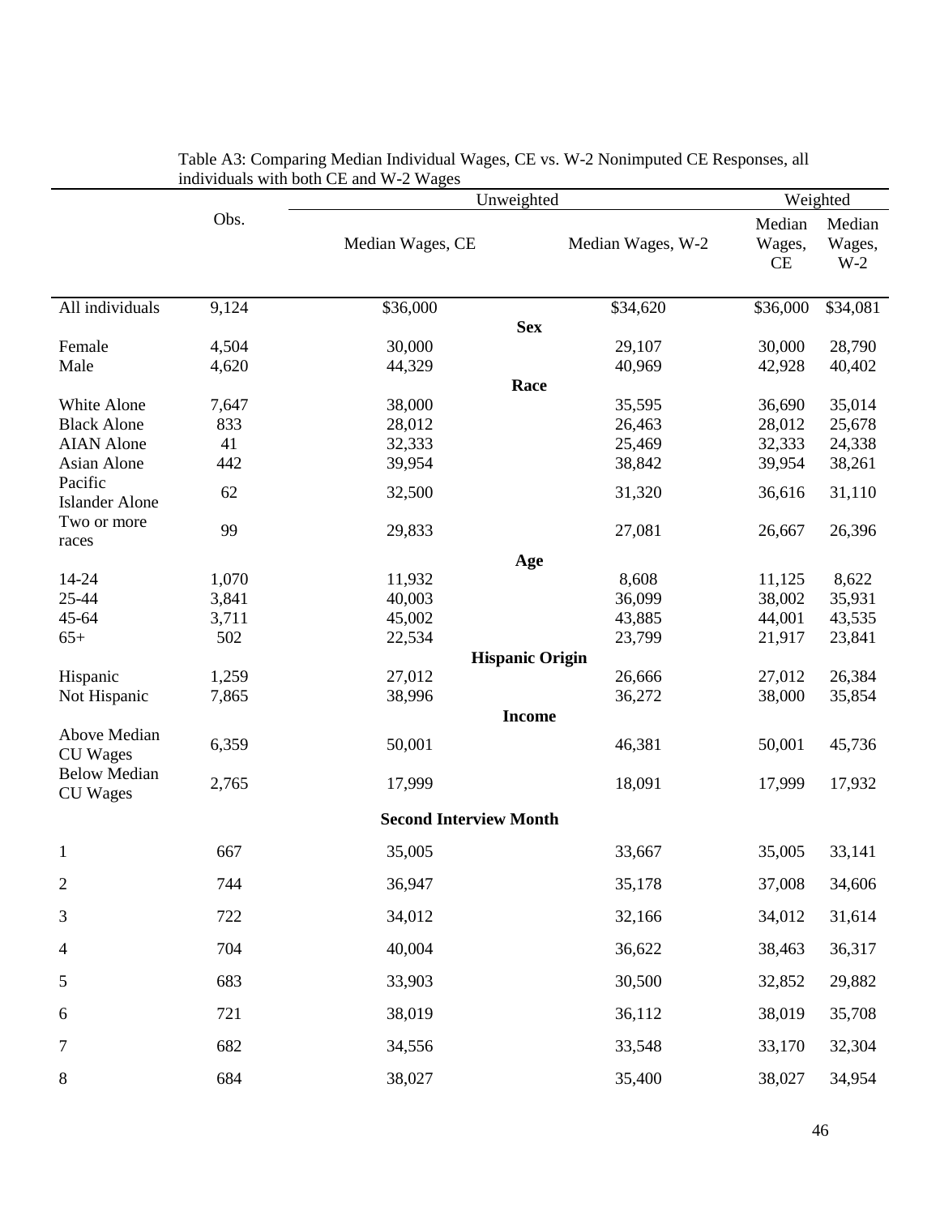Table A3: Comparing Median Individual Wages, CE vs. W-2 Nonimputed CE Responses, all individuals with both CE and W-2 Wages

| | Obs. | Unweighted | | Weighted | |
|---|---|---|---|---|---|
| | | Median Wages, CE | Median Wages, W-2 | Median Wages, CE | Median Wages, W-2 |
| All individuals | 9,124 | $36,000 | $34,620 | $36,000 | $34,081 |
| **Sex** | | | | | |
| Female | 4,504 | 30,000 | 29,107 | 30,000 | 28,790 |
| Male | 4,620 | 44,329 | 40,969 | 42,928 | 40,402 |
| **Race** | | | | | |
| White Alone | 7,647 | 38,000 | 35,595 | 36,690 | 35,014 |
| Black Alone | 833 | 28,012 | 26,463 | 28,012 | 25,678 |
| AIAN Alone | 41 | 32,333 | 25,469 | 32,333 | 24,338 |
| Asian Alone | 442 | 39,954 | 38,842 | 39,954 | 38,261 |
| Pacific Islander Alone | 62 | 32,500 | 31,320 | 36,616 | 31,110 |
| Two or more races | 99 | 29,833 | 27,081 | 26,667 | 26,396 |
| **Age** | | | | | |
| 14-24 | 1,070 | 11,932 | 8,608 | 11,125 | 8,622 |
| 25-44 | 3,841 | 40,003 | 36,099 | 38,002 | 35,931 |
| 45-64 | 3,711 | 45,002 | 43,885 | 44,001 | 43,535 |
| 65+ | 502 | 22,534 | 23,799 | 21,917 | 23,841 |
| **Hispanic Origin** | | | | | |
| Hispanic | 1,259 | 27,012 | 26,666 | 27,012 | 26,384 |
| Not Hispanic | 7,865 | 38,996 | 36,272 | 38,000 | 35,854 |
| **Income** | | | | | |
| Above Median CU Wages | 6,359 | 50,001 | 46,381 | 50,001 | 45,736 |
| Below Median CU Wages | 2,765 | 17,999 | 18,091 | 17,999 | 17,932 |
| **Second Interview Month** | | | | | |
| 1 | 667 | 35,005 | 33,667 | 35,005 | 33,141 |
| 2 | 744 | 36,947 | 35,178 | 37,008 | 34,606 |
| 3 | 722 | 34,012 | 32,166 | 34,012 | 31,614 |
| 4 | 704 | 40,004 | 36,622 | 38,463 | 36,317 |
| 5 | 683 | 33,903 | 30,500 | 32,852 | 29,882 |
| 6 | 721 | 38,019 | 36,112 | 38,019 | 35,708 |
| 7 | 682 | 34,556 | 33,548 | 33,170 | 32,304 |
| 8 | 684 | 38,027 | 35,400 | 38,027 | 34,954 |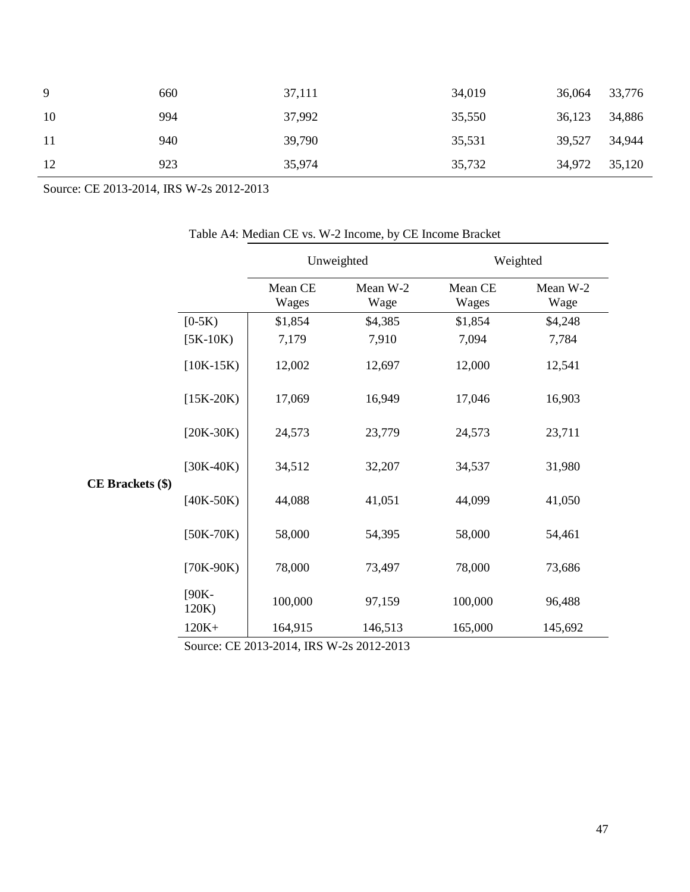| 9 | 660 | 37,111 | 34,019 | 36,064 | 33,776 |
|---|---|---|---|---|---|
| 10 | 994 | 37,992 | 35,550 | 36,123 | 34,886 |
| 11 | 940 | 39,790 | 35,531 | 39,527 | 34,944 |
| 12 | 923 | 35,974 | 35,732 | 34,972 | 35,120 |

Source: CE 2013-2014, IRS W-2s 2012-2013

Table A4: Median CE vs. W-2 Income, by CE Income Bracket

| | | Unweighted | | Weighted | |
|---|---|---|---|---|---|
| | | Mean CE Wages | Mean W-2 Wage | Mean CE Wages | Mean W-2 Wage |
| **CE Brackets ($)** | [0-5K) | $1,854 | $4,385 | $1,854 | $4,248 |
| | [5K-10K) | 7,179 | 7,910 | 7,094 | 7,784 |
| | [10K-15K) | 12,002 | 12,697 | 12,000 | 12,541 |
| | [15K-20K) | 17,069 | 16,949 | 17,046 | 16,903 |
| | [20K-30K) | 24,573 | 23,779 | 24,573 | 23,711 |
| | [30K-40K) | 34,512 | 32,207 | 34,537 | 31,980 |
| | [40K-50K) | 44,088 | 41,051 | 44,099 | 41,050 |
| | [50K-70K) | 58,000 | 54,395 | 58,000 | 54,461 |
| | [70K-90K) | 78,000 | 73,497 | 78,000 | 73,686 |
| | [90K-120K) | 100,000 | 97,159 | 100,000 | 96,488 |
| | 120K+ | 164,915 | 146,513 | 165,000 | 145,692 |

Source: CE 2013-2014, IRS W-2s 2012-2013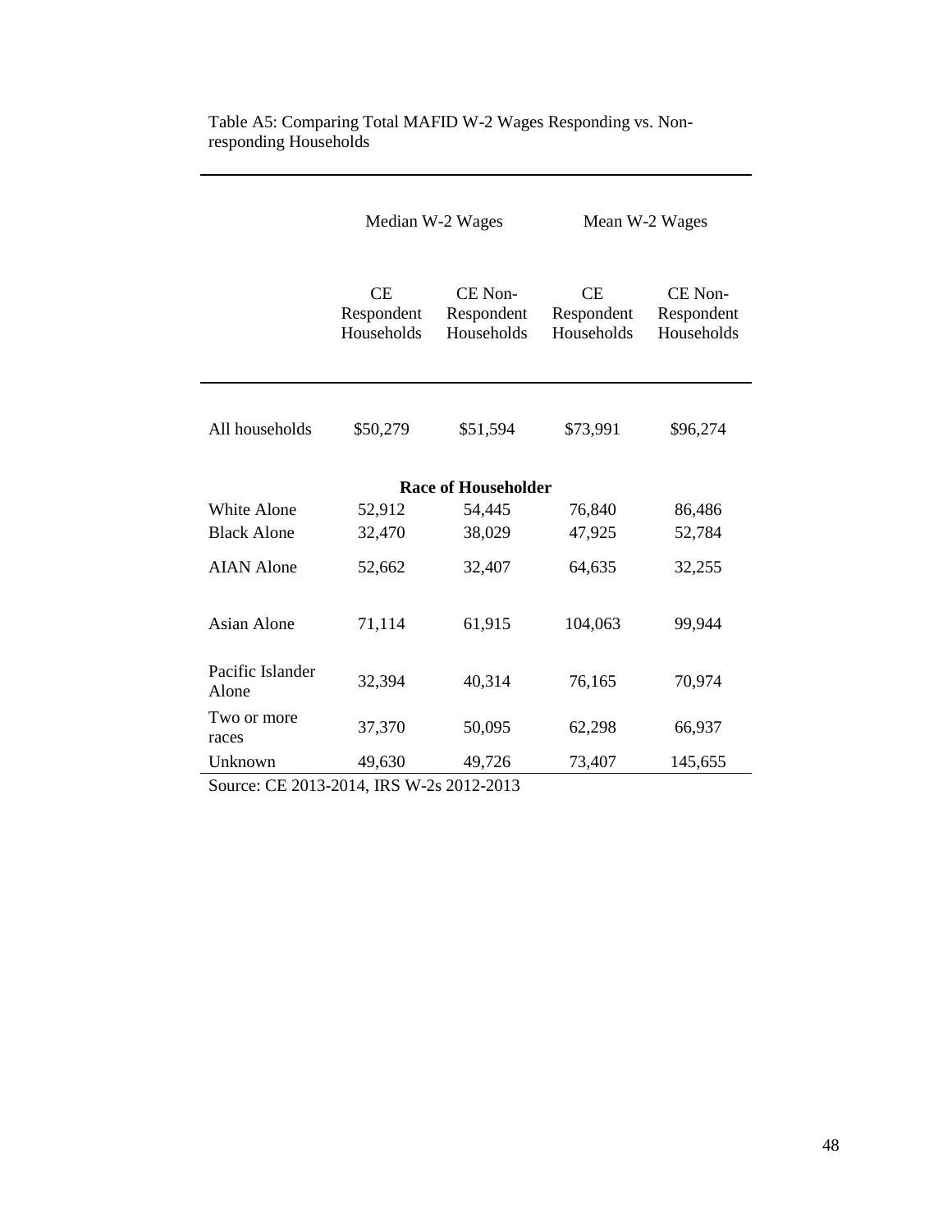Table A5: Comparing Total MAFID W-2 Wages Responding vs. Non-responding Households

| | Median W-2 Wages | | Mean W-2 Wages | |
|---|---|---|---|---|
| | CE Respondent Households | CE Non-Respondent Households | CE Respondent Households | CE Non-Respondent Households |
| All households | $50,279 | $51,594 | $73,991 | $96,274 |
| **Race of Householder** | | | | |
| White Alone | 52,912 | 54,445 | 76,840 | 86,486 |
| Black Alone | 32,470 | 38,029 | 47,925 | 52,784 |
| AIAN Alone | 52,662 | 32,407 | 64,635 | 32,255 |
| Asian Alone | 71,114 | 61,915 | 104,063 | 99,944 |
| Pacific Islander Alone | 32,394 | 40,314 | 76,165 | 70,974 |
| Two or more races | 37,370 | 50,095 | 62,298 | 66,937 |
| Unknown | 49,630 | 49,726 | 73,407 | 145,655 |

Source: CE 2013-2014, IRS W-2s 2012-2013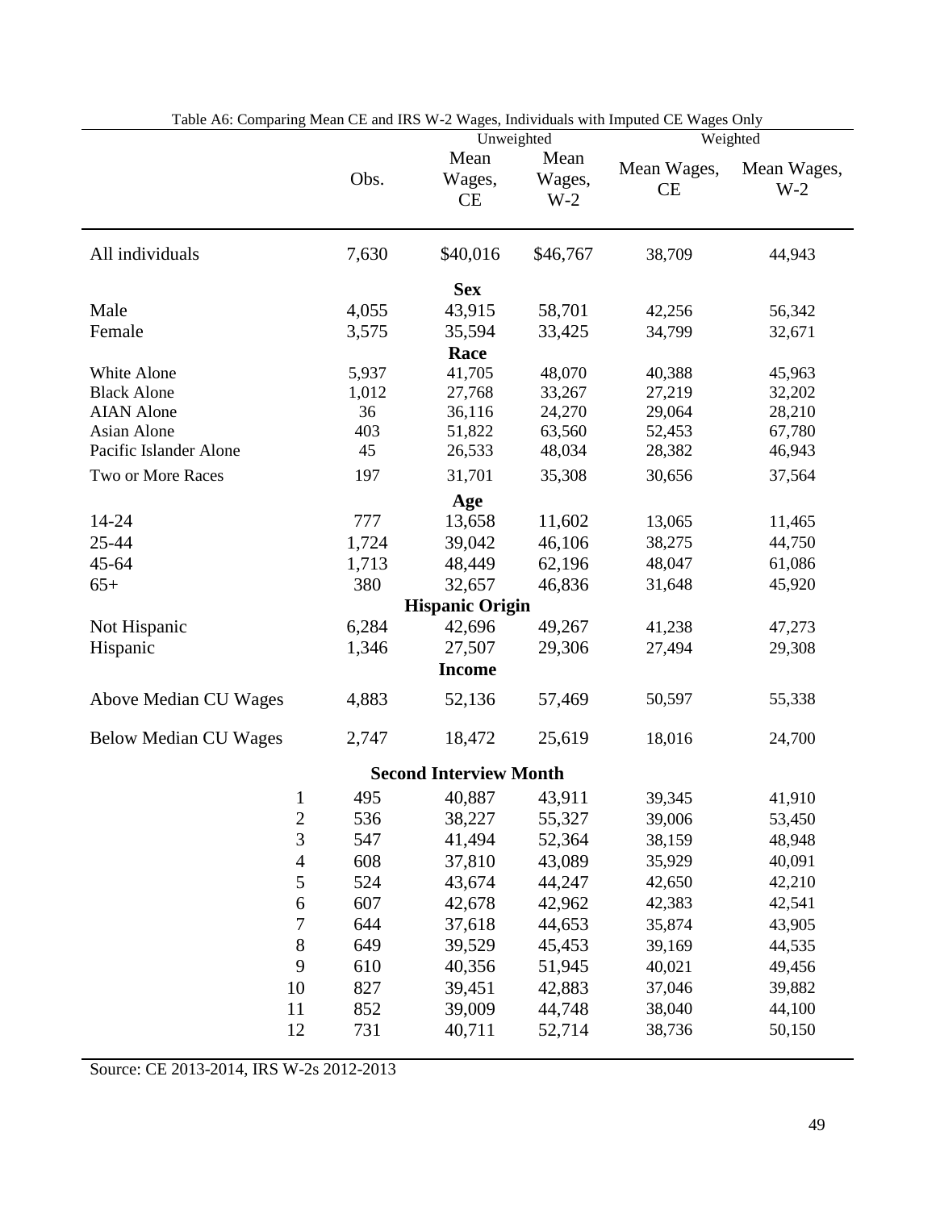Table A6: Comparing Mean CE and IRS W-2 Wages, Individuals with Imputed CE Wages Only

| | Obs. | Unweighted | | Weighted | |
|---|---|---|---|---|---|
| | | Mean Wages, CE | Mean Wages, W-2 | Mean Wages, CE | Mean Wages, W-2 |
| All individuals | 7,630 | $40,016 | $46,767 | 38,709 | 44,943 |
| **Sex** | | | | | |
| Male | 4,055 | 43,915 | 58,701 | 42,256 | 56,342 |
| Female | 3,575 | 35,594 | 33,425 | 34,799 | 32,671 |
| **Race** | | | | | |
| White Alone | 5,937 | 41,705 | 48,070 | 40,388 | 45,963 |
| Black Alone | 1,012 | 27,768 | 33,267 | 27,219 | 32,202 |
| AIAN Alone | 36 | 36,116 | 24,270 | 29,064 | 28,210 |
| Asian Alone | 403 | 51,822 | 63,560 | 52,453 | 67,780 |
| Pacific Islander Alone | 45 | 26,533 | 48,034 | 28,382 | 46,943 |
| Two or More Races | 197 | 31,701 | 35,308 | 30,656 | 37,564 |
| **Age** | | | | | |
| 14-24 | 777 | 13,658 | 11,602 | 13,065 | 11,465 |
| 25-44 | 1,724 | 39,042 | 46,106 | 38,275 | 44,750 |
| 45-64 | 1,713 | 48,449 | 62,196 | 48,047 | 61,086 |
| 65+ | 380 | 32,657 | 46,836 | 31,648 | 45,920 |
| **Hispanic Origin** | | | | | |
| Not Hispanic | 6,284 | 42,696 | 49,267 | 41,238 | 47,273 |
| Hispanic | 1,346 | 27,507 | 29,306 | 27,494 | 29,308 |
| **Income** | | | | | |
| Above Median CU Wages | 4,883 | 52,136 | 57,469 | 50,597 | 55,338 |
| Below Median CU Wages | 2,747 | 18,472 | 25,619 | 18,016 | 24,700 |
| **Second Interview Month** | | | | | |
| 1 | 495 | 40,887 | 43,911 | 39,345 | 41,910 |
| 2 | 536 | 38,227 | 55,327 | 39,006 | 53,450 |
| 3 | 547 | 41,494 | 52,364 | 38,159 | 48,948 |
| 4 | 608 | 37,810 | 43,089 | 35,929 | 40,091 |
| 5 | 524 | 43,674 | 44,247 | 42,650 | 42,210 |
| 6 | 607 | 42,678 | 42,962 | 42,383 | 42,541 |
| 7 | 644 | 37,618 | 44,653 | 35,874 | 43,905 |
| 8 | 649 | 39,529 | 45,453 | 39,169 | 44,535 |
| 9 | 610 | 40,356 | 51,945 | 40,021 | 49,456 |
| 10 | 827 | 39,451 | 42,883 | 37,046 | 39,882 |
| 11 | 852 | 39,009 | 44,748 | 38,040 | 44,100 |
| 12 | 731 | 40,711 | 52,714 | 38,736 | 50,150 |

Source: CE 2013-2014, IRS W-2s 2012-2013